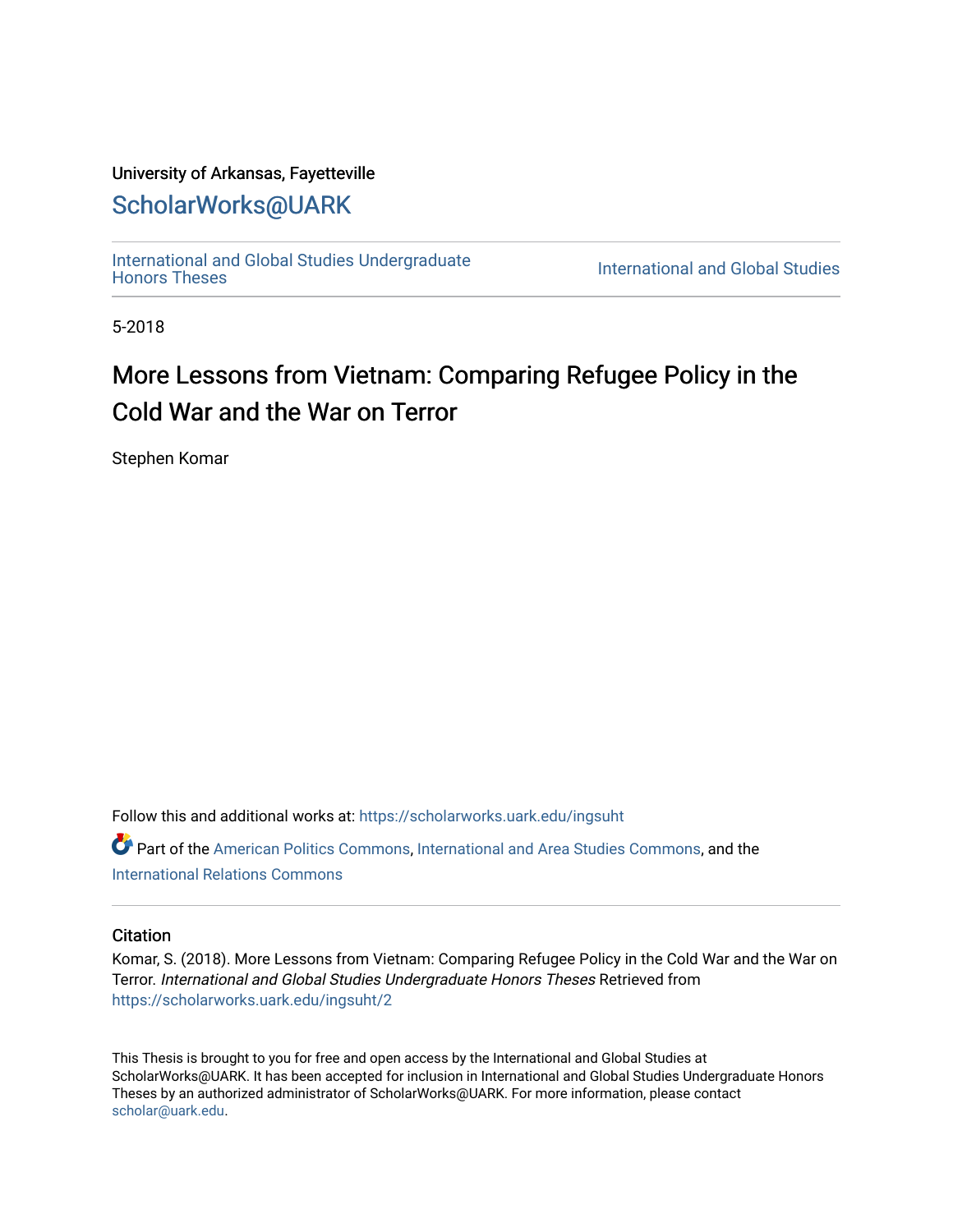University of Arkansas, Fayetteville

ScholarWorks@UARK

International and Global Studies Undergraduate Honors Theses

International and Global Studies

5-2018

# More Lessons from Vietnam: Comparing Refugee Policy in the Cold War and the War on Terror

Stephen Komar

Follow this and additional works at: https://scholarworks.uark.edu/ingsuht

Part of the American Politics Commons, International and Area Studies Commons, and the International Relations Commons

## Citation

Komar, S. (2018). More Lessons from Vietnam: Comparing Refugee Policy in the Cold War and the War on Terror. *International and Global Studies Undergraduate Honors Theses* Retrieved from https://scholarworks.uark.edu/ingsuht/2

This Thesis is brought to you for free and open access by the International and Global Studies at ScholarWorks@UARK. It has been accepted for inclusion in International and Global Studies Undergraduate Honors Theses by an authorized administrator of ScholarWorks@UARK. For more information, please contact scholar@uark.edu.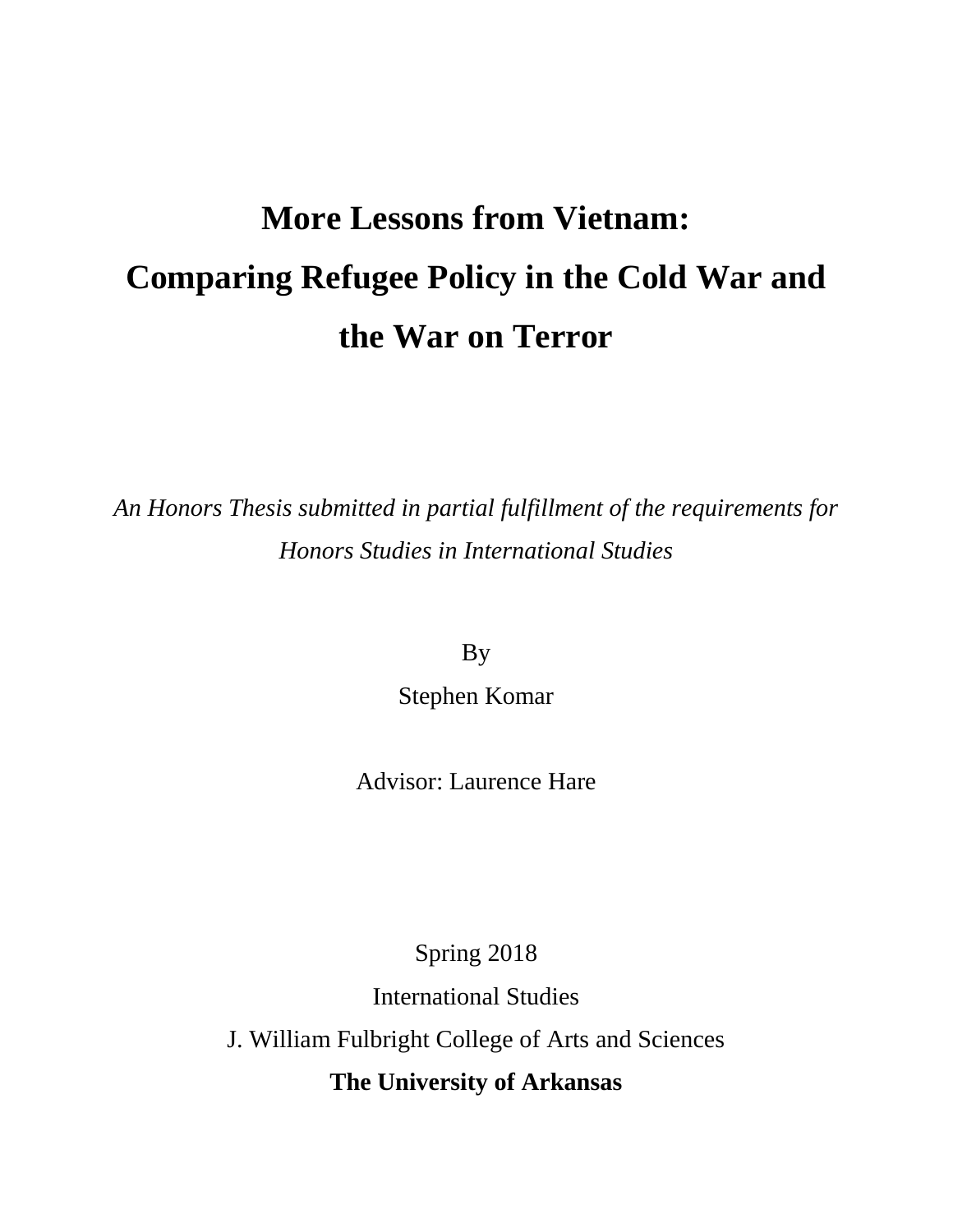# More Lessons from Vietnam:
# Comparing Refugee Policy in the Cold War and the War on Terror

*An Honors Thesis submitted in partial fulfillment of the requirements for Honors Studies in International Studies*

By

Stephen Komar

Advisor: Laurence Hare

Spring 2018

International Studies

J. William Fulbright College of Arts and Sciences

**The University of Arkansas**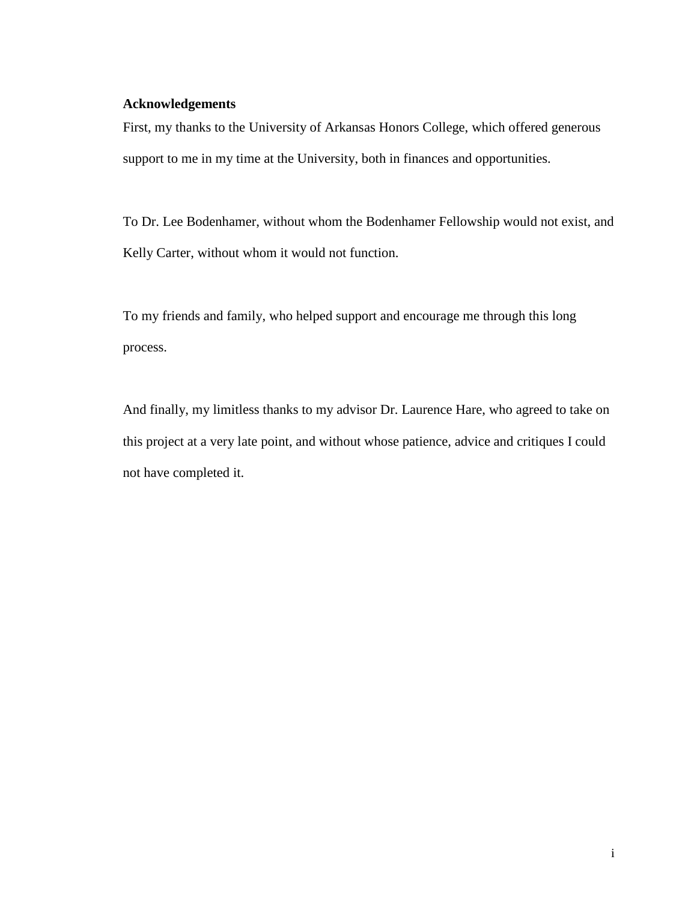## Acknowledgements

First, my thanks to the University of Arkansas Honors College, which offered generous support to me in my time at the University, both in finances and opportunities.

To Dr. Lee Bodenhamer, without whom the Bodenhamer Fellowship would not exist, and Kelly Carter, without whom it would not function.

To my friends and family, who helped support and encourage me through this long process.

And finally, my limitless thanks to my advisor Dr. Laurence Hare, who agreed to take on this project at a very late point, and without whose patience, advice and critiques I could not have completed it.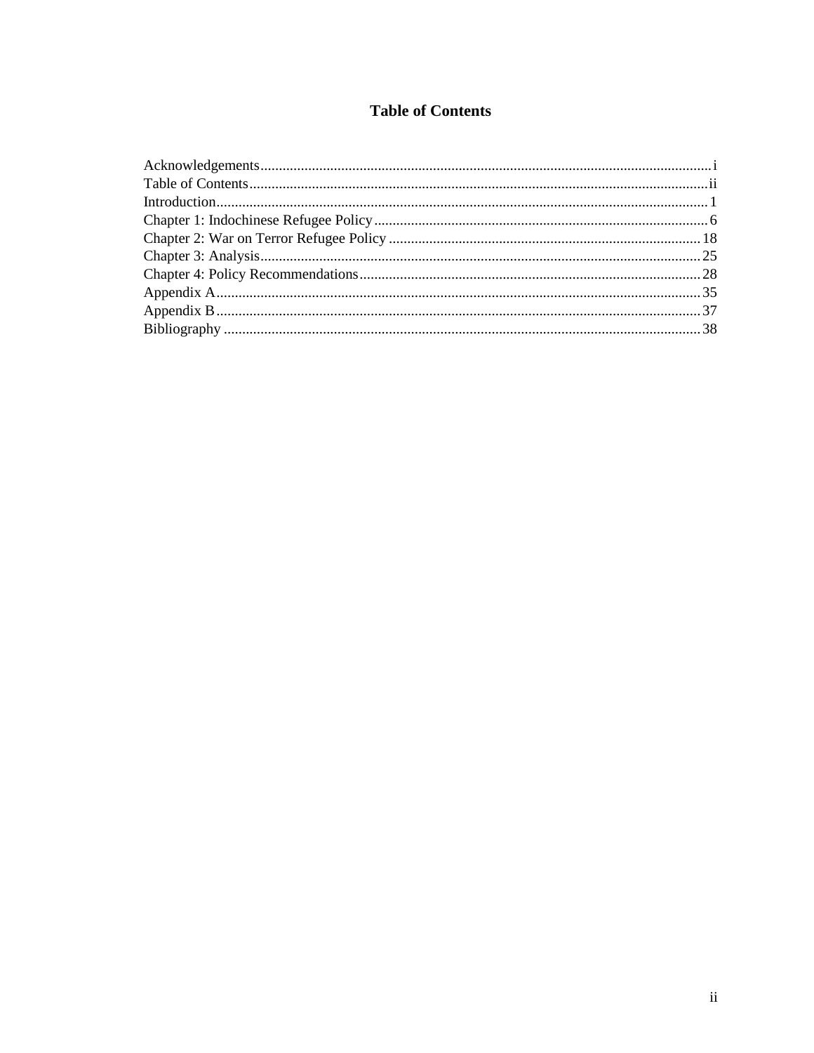# Table of Contents

Acknowledgements....................................................................................................................... i
Table of Contents......................................................................................................................... ii
Introduction.................................................................................................................................. 1
Chapter 1: Indochinese Refugee Policy........................................................................................ 6
Chapter 2: War on Terror Refugee Policy.................................................................................... 18
Chapter 3: Analysis...................................................................................................................... 25
Chapter 4: Policy Recommendations........................................................................................... 28
Appendix A.................................................................................................................................. 35
Appendix B.................................................................................................................................. 37
Bibliography................................................................................................................................ 38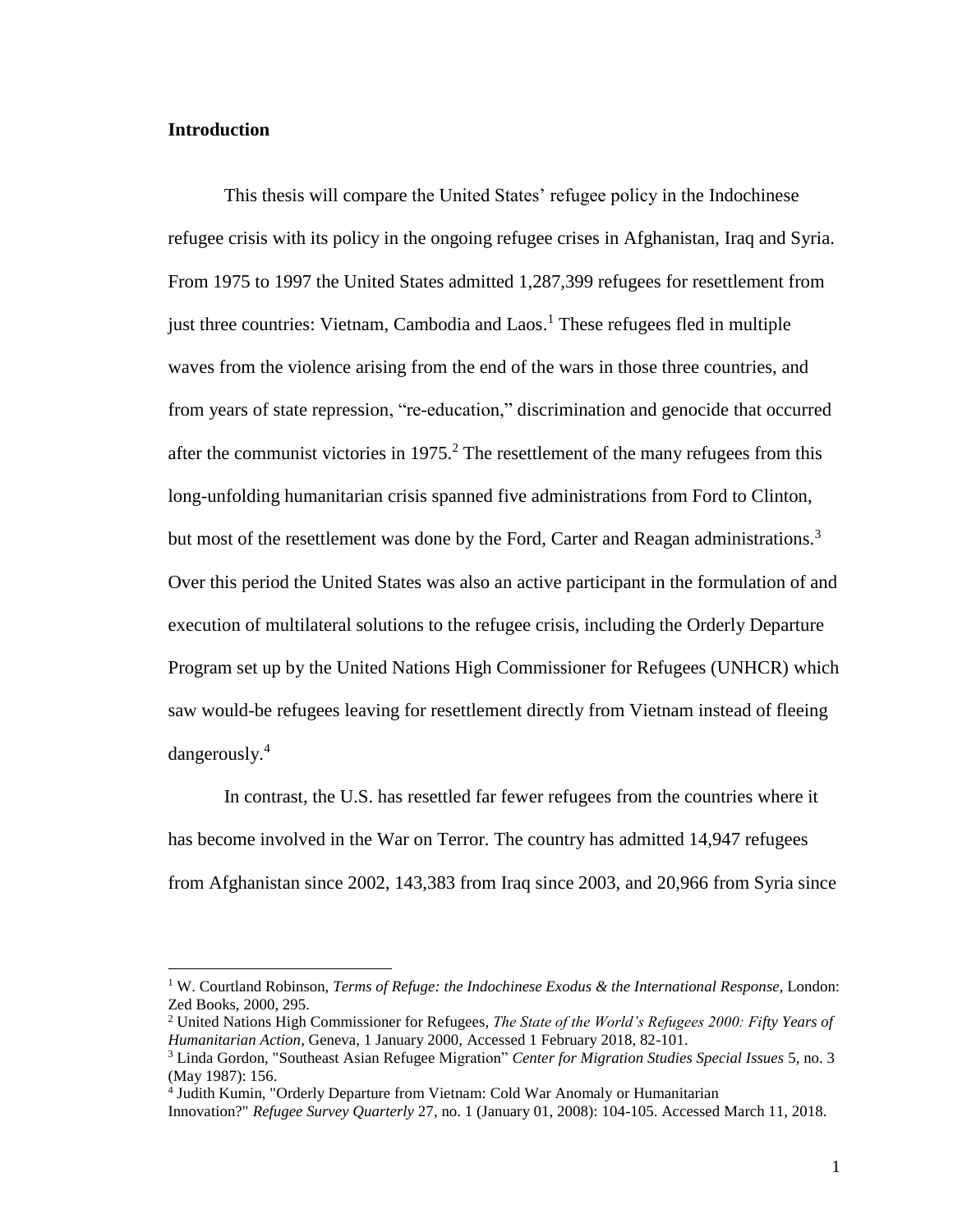## Introduction

This thesis will compare the United States' refugee policy in the Indochinese refugee crisis with its policy in the ongoing refugee crises in Afghanistan, Iraq and Syria. From 1975 to 1997 the United States admitted 1,287,399 refugees for resettlement from just three countries: Vietnam, Cambodia and Laos.[1] These refugees fled in multiple waves from the violence arising from the end of the wars in those three countries, and from years of state repression, "re-education," discrimination and genocide that occurred after the communist victories in 1975.[2] The resettlement of the many refugees from this long-unfolding humanitarian crisis spanned five administrations from Ford to Clinton, but most of the resettlement was done by the Ford, Carter and Reagan administrations.[3] Over this period the United States was also an active participant in the formulation of and execution of multilateral solutions to the refugee crisis, including the Orderly Departure Program set up by the United Nations High Commissioner for Refugees (UNHCR) which saw would-be refugees leaving for resettlement directly from Vietnam instead of fleeing dangerously.[4]

In contrast, the U.S. has resettled far fewer refugees from the countries where it has become involved in the War on Terror. The country has admitted 14,947 refugees from Afghanistan since 2002, 143,383 from Iraq since 2003, and 20,966 from Syria since

---

[1] W. Courtland Robinson, *Terms of Refuge: the Indochinese Exodus & the International Response*, London: Zed Books, 2000, 295.

[2] United Nations High Commissioner for Refugees, *The State of the World's Refugees 2000: Fifty Years of Humanitarian Action*, Geneva, 1 January 2000, Accessed 1 February 2018, 82-101.

[3] Linda Gordon, "Southeast Asian Refugee Migration" *Center for Migration Studies Special Issues* 5, no. 3 (May 1987): 156.

[4] Judith Kumin, "Orderly Departure from Vietnam: Cold War Anomaly or Humanitarian Innovation?" *Refugee Survey Quarterly* 27, no. 1 (January 01, 2008): 104-105. Accessed March 11, 2018.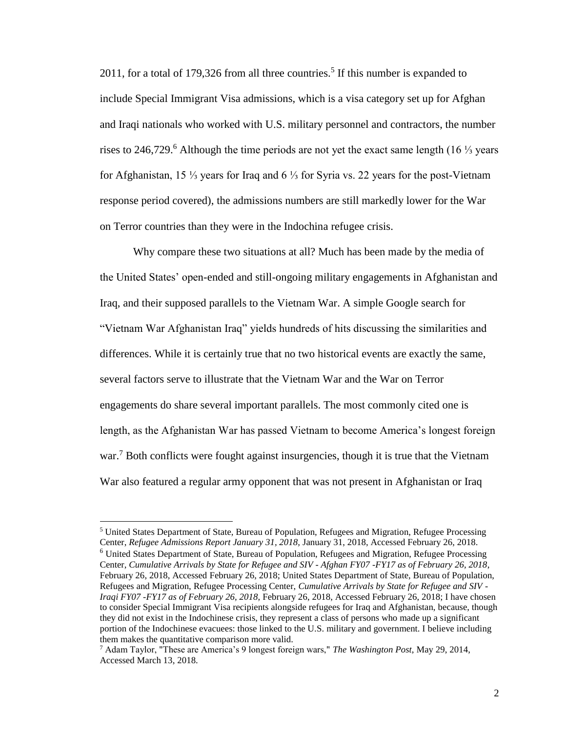2011, for a total of 179,326 from all three countries.[5] If this number is expanded to include Special Immigrant Visa admissions, which is a visa category set up for Afghan and Iraqi nationals who worked with U.S. military personnel and contractors, the number rises to 246,729.[6] Although the time periods are not yet the exact same length (16 ⅓ years for Afghanistan, 15 ⅓ years for Iraq and 6 ⅓ for Syria vs. 22 years for the post-Vietnam response period covered), the admissions numbers are still markedly lower for the War on Terror countries than they were in the Indochina refugee crisis.

Why compare these two situations at all? Much has been made by the media of the United States' open-ended and still-ongoing military engagements in Afghanistan and Iraq, and their supposed parallels to the Vietnam War. A simple Google search for "Vietnam War Afghanistan Iraq" yields hundreds of hits discussing the similarities and differences. While it is certainly true that no two historical events are exactly the same, several factors serve to illustrate that the Vietnam War and the War on Terror engagements do share several important parallels. The most commonly cited one is length, as the Afghanistan War has passed Vietnam to become America's longest foreign war.[7] Both conflicts were fought against insurgencies, though it is true that the Vietnam War also featured a regular army opponent that was not present in Afghanistan or Iraq

---

[5] United States Department of State, Bureau of Population, Refugees and Migration, Refugee Processing Center, *Refugee Admissions Report January 31, 2018*, January 31, 2018, Accessed February 26, 2018.

[6] United States Department of State, Bureau of Population, Refugees and Migration, Refugee Processing Center, *Cumulative Arrivals by State for Refugee and SIV - Afghan FY07 -FY17 as of February 26, 2018*, February 26, 2018, Accessed February 26, 2018; United States Department of State, Bureau of Population, Refugees and Migration, Refugee Processing Center, *Cumulative Arrivals by State for Refugee and SIV - Iraqi FY07 -FY17 as of February 26, 2018*, February 26, 2018, Accessed February 26, 2018; I have chosen to consider Special Immigrant Visa recipients alongside refugees for Iraq and Afghanistan, because, though they did not exist in the Indochinese crisis, they represent a class of persons who made up a significant portion of the Indochinese evacuees: those linked to the U.S. military and government. I believe including them makes the quantitative comparison more valid.

[7] Adam Taylor, "These are America's 9 longest foreign wars," *The Washington Post*, May 29, 2014, Accessed March 13, 2018.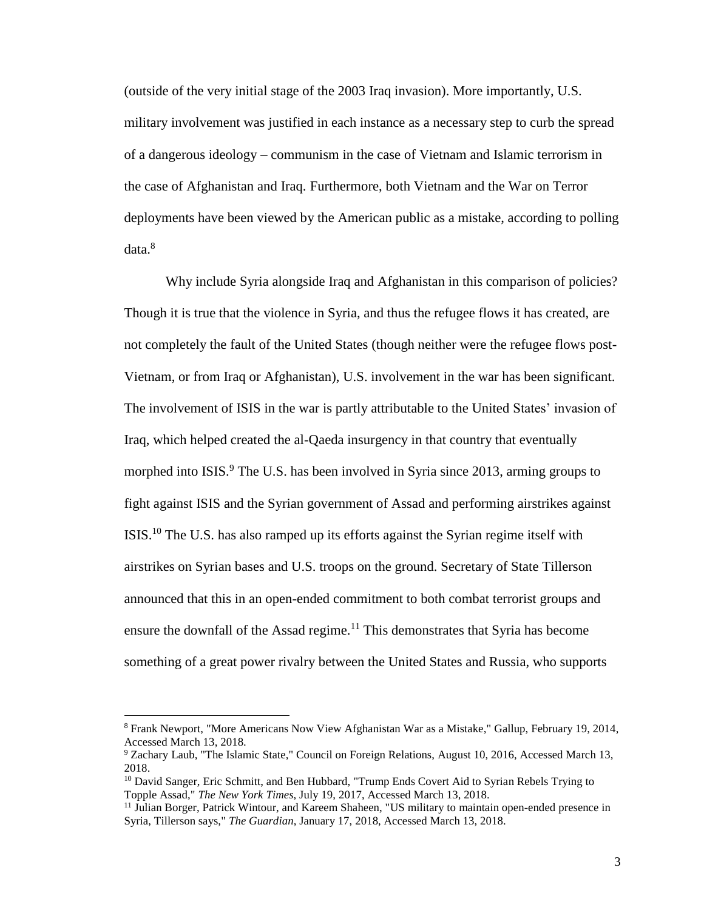(outside of the very initial stage of the 2003 Iraq invasion). More importantly, U.S. military involvement was justified in each instance as a necessary step to curb the spread of a dangerous ideology – communism in the case of Vietnam and Islamic terrorism in the case of Afghanistan and Iraq. Furthermore, both Vietnam and the War on Terror deployments have been viewed by the American public as a mistake, according to polling data.[8]

Why include Syria alongside Iraq and Afghanistan in this comparison of policies? Though it is true that the violence in Syria, and thus the refugee flows it has created, are not completely the fault of the United States (though neither were the refugee flows post-Vietnam, or from Iraq or Afghanistan), U.S. involvement in the war has been significant. The involvement of ISIS in the war is partly attributable to the United States' invasion of Iraq, which helped created the al-Qaeda insurgency in that country that eventually morphed into ISIS.[9] The U.S. has been involved in Syria since 2013, arming groups to fight against ISIS and the Syrian government of Assad and performing airstrikes against ISIS.[10] The U.S. has also ramped up its efforts against the Syrian regime itself with airstrikes on Syrian bases and U.S. troops on the ground. Secretary of State Tillerson announced that this in an open-ended commitment to both combat terrorist groups and ensure the downfall of the Assad regime.[11] This demonstrates that Syria has become something of a great power rivalry between the United States and Russia, who supports

---

[8] Frank Newport, "More Americans Now View Afghanistan War as a Mistake," Gallup, February 19, 2014, Accessed March 13, 2018.

[9] Zachary Laub, "The Islamic State," Council on Foreign Relations, August 10, 2016, Accessed March 13, 2018.

[10] David Sanger, Eric Schmitt, and Ben Hubbard, "Trump Ends Covert Aid to Syrian Rebels Trying to Topple Assad," *The New York Times*, July 19, 2017, Accessed March 13, 2018.

[11] Julian Borger, Patrick Wintour, and Kareem Shaheen, "US military to maintain open-ended presence in Syria, Tillerson says," *The Guardian*, January 17, 2018, Accessed March 13, 2018.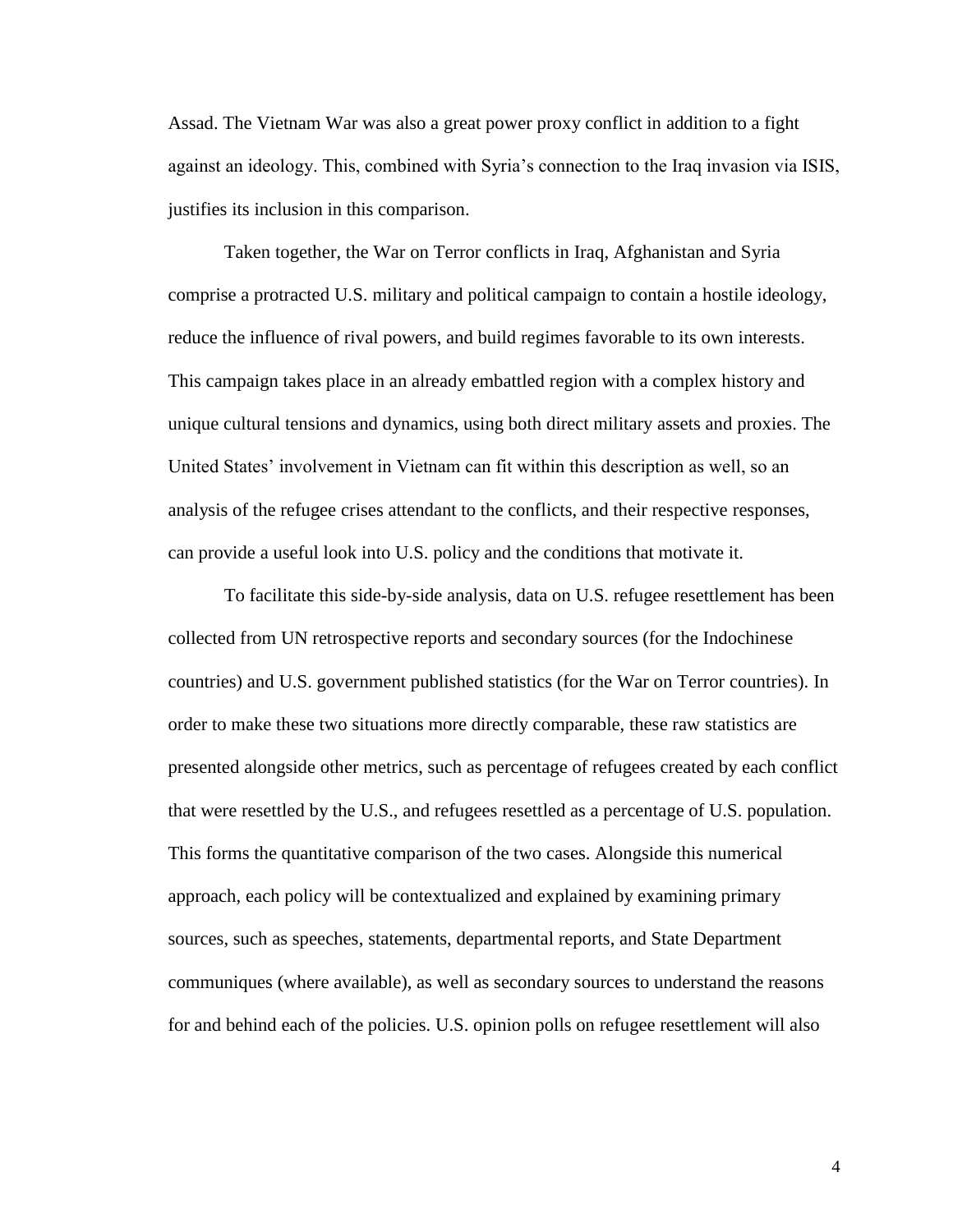Assad. The Vietnam War was also a great power proxy conflict in addition to a fight against an ideology. This, combined with Syria's connection to the Iraq invasion via ISIS, justifies its inclusion in this comparison.

Taken together, the War on Terror conflicts in Iraq, Afghanistan and Syria comprise a protracted U.S. military and political campaign to contain a hostile ideology, reduce the influence of rival powers, and build regimes favorable to its own interests. This campaign takes place in an already embattled region with a complex history and unique cultural tensions and dynamics, using both direct military assets and proxies. The United States' involvement in Vietnam can fit within this description as well, so an analysis of the refugee crises attendant to the conflicts, and their respective responses, can provide a useful look into U.S. policy and the conditions that motivate it.

To facilitate this side-by-side analysis, data on U.S. refugee resettlement has been collected from UN retrospective reports and secondary sources (for the Indochinese countries) and U.S. government published statistics (for the War on Terror countries). In order to make these two situations more directly comparable, these raw statistics are presented alongside other metrics, such as percentage of refugees created by each conflict that were resettled by the U.S., and refugees resettled as a percentage of U.S. population. This forms the quantitative comparison of the two cases. Alongside this numerical approach, each policy will be contextualized and explained by examining primary sources, such as speeches, statements, departmental reports, and State Department communiques (where available), as well as secondary sources to understand the reasons for and behind each of the policies. U.S. opinion polls on refugee resettlement will also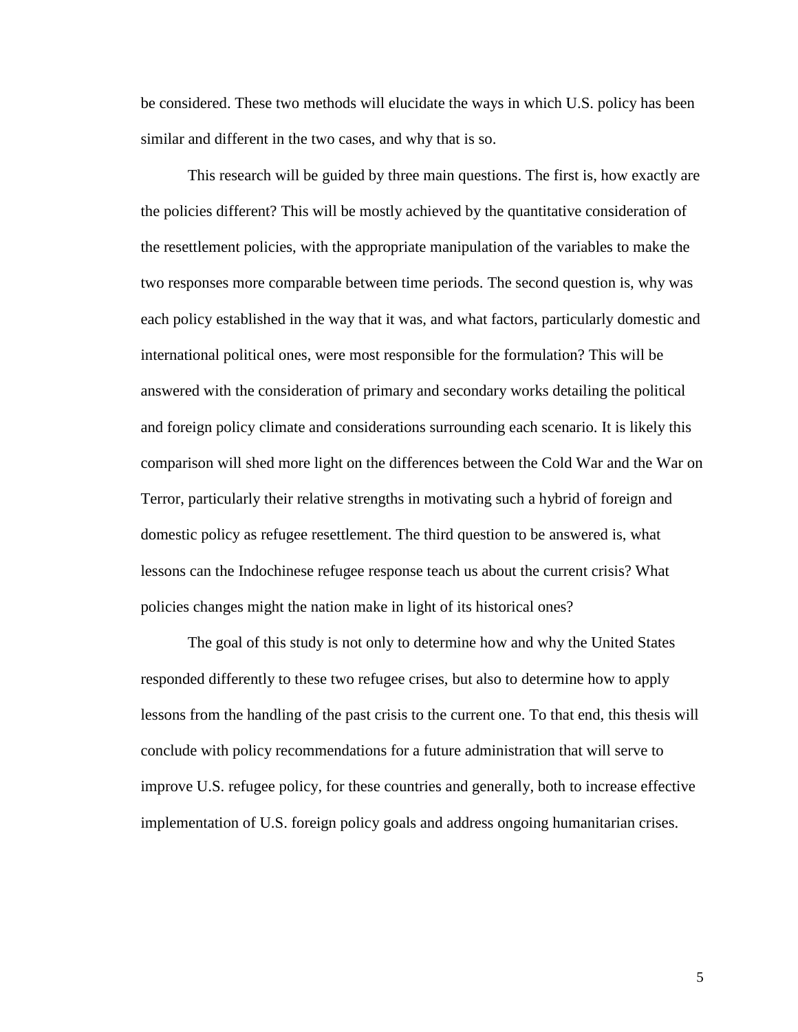be considered. These two methods will elucidate the ways in which U.S. policy has been similar and different in the two cases, and why that is so.

This research will be guided by three main questions. The first is, how exactly are the policies different? This will be mostly achieved by the quantitative consideration of the resettlement policies, with the appropriate manipulation of the variables to make the two responses more comparable between time periods. The second question is, why was each policy established in the way that it was, and what factors, particularly domestic and international political ones, were most responsible for the formulation? This will be answered with the consideration of primary and secondary works detailing the political and foreign policy climate and considerations surrounding each scenario. It is likely this comparison will shed more light on the differences between the Cold War and the War on Terror, particularly their relative strengths in motivating such a hybrid of foreign and domestic policy as refugee resettlement. The third question to be answered is, what lessons can the Indochinese refugee response teach us about the current crisis? What policies changes might the nation make in light of its historical ones?

The goal of this study is not only to determine how and why the United States responded differently to these two refugee crises, but also to determine how to apply lessons from the handling of the past crisis to the current one. To that end, this thesis will conclude with policy recommendations for a future administration that will serve to improve U.S. refugee policy, for these countries and generally, both to increase effective implementation of U.S. foreign policy goals and address ongoing humanitarian crises.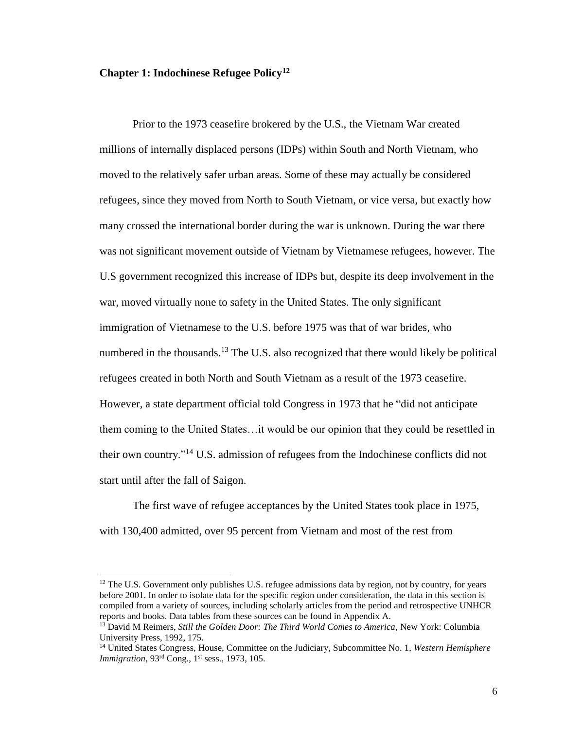## Chapter 1: Indochinese Refugee Policy[12]

Prior to the 1973 ceasefire brokered by the U.S., the Vietnam War created millions of internally displaced persons (IDPs) within South and North Vietnam, who moved to the relatively safer urban areas. Some of these may actually be considered refugees, since they moved from North to South Vietnam, or vice versa, but exactly how many crossed the international border during the war is unknown. During the war there was not significant movement outside of Vietnam by Vietnamese refugees, however. The U.S government recognized this increase of IDPs but, despite its deep involvement in the war, moved virtually none to safety in the United States. The only significant immigration of Vietnamese to the U.S. before 1975 was that of war brides, who numbered in the thousands.[13] The U.S. also recognized that there would likely be political refugees created in both North and South Vietnam as a result of the 1973 ceasefire. However, a state department official told Congress in 1973 that he "did not anticipate them coming to the United States…it would be our opinion that they could be resettled in their own country."[14] U.S. admission of refugees from the Indochinese conflicts did not start until after the fall of Saigon.

The first wave of refugee acceptances by the United States took place in 1975, with 130,400 admitted, over 95 percent from Vietnam and most of the rest from

---

[12] The U.S. Government only publishes U.S. refugee admissions data by region, not by country, for years before 2001. In order to isolate data for the specific region under consideration, the data in this section is compiled from a variety of sources, including scholarly articles from the period and retrospective UNHCR reports and books. Data tables from these sources can be found in Appendix A.

[13] David M Reimers, *Still the Golden Door: The Third World Comes to America*, New York: Columbia University Press, 1992, 175.

[14] United States Congress, House, Committee on the Judiciary, Subcommittee No. 1, *Western Hemisphere Immigration*, 93rd Cong., 1st sess., 1973, 105.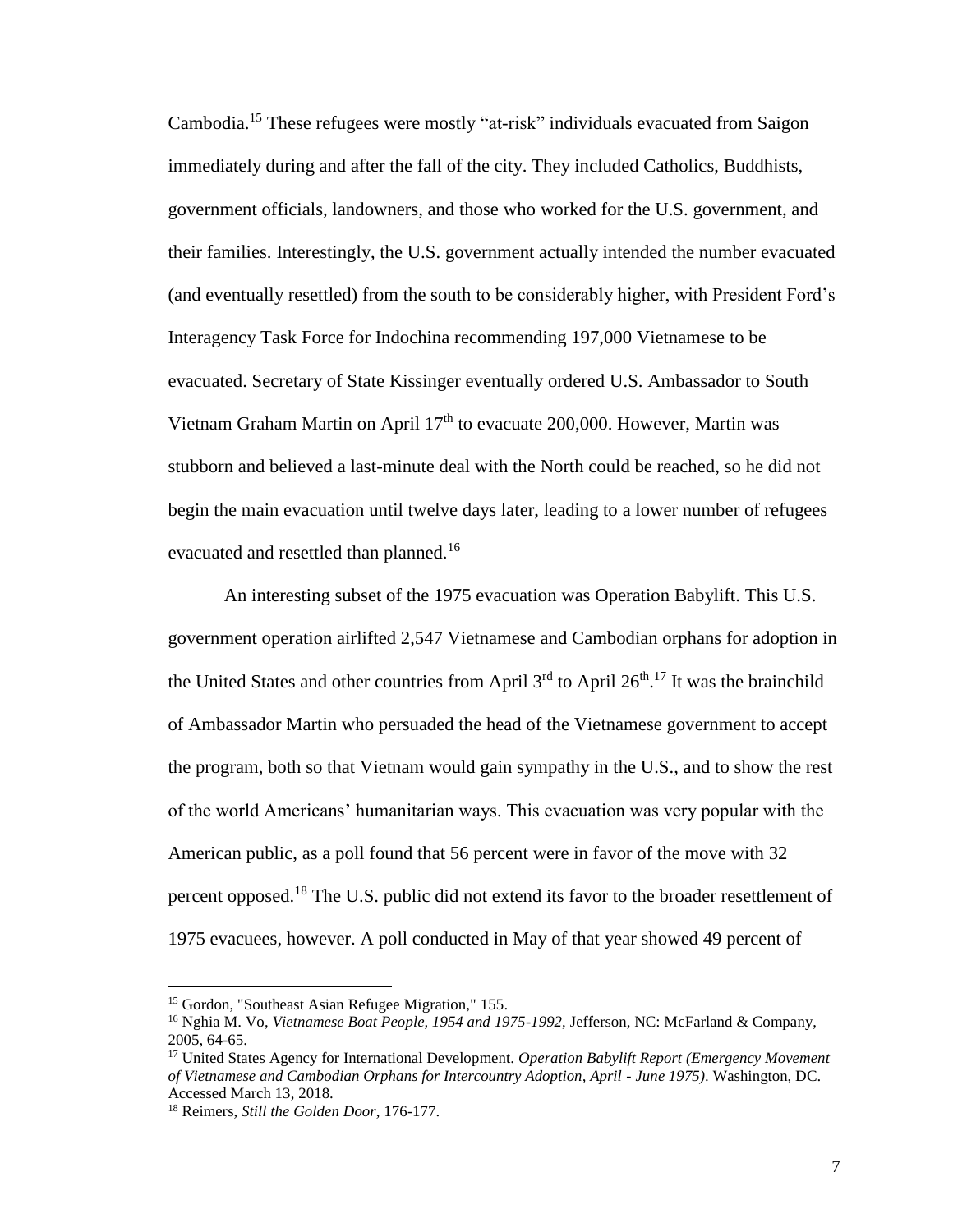Cambodia.[15] These refugees were mostly "at-risk" individuals evacuated from Saigon immediately during and after the fall of the city. They included Catholics, Buddhists, government officials, landowners, and those who worked for the U.S. government, and their families. Interestingly, the U.S. government actually intended the number evacuated (and eventually resettled) from the south to be considerably higher, with President Ford's Interagency Task Force for Indochina recommending 197,000 Vietnamese to be evacuated. Secretary of State Kissinger eventually ordered U.S. Ambassador to South Vietnam Graham Martin on April 17th to evacuate 200,000. However, Martin was stubborn and believed a last-minute deal with the North could be reached, so he did not begin the main evacuation until twelve days later, leading to a lower number of refugees evacuated and resettled than planned.[16]

An interesting subset of the 1975 evacuation was Operation Babylift. This U.S. government operation airlifted 2,547 Vietnamese and Cambodian orphans for adoption in the United States and other countries from April 3rd to April 26th.[17] It was the brainchild of Ambassador Martin who persuaded the head of the Vietnamese government to accept the program, both so that Vietnam would gain sympathy in the U.S., and to show the rest of the world Americans' humanitarian ways. This evacuation was very popular with the American public, as a poll found that 56 percent were in favor of the move with 32 percent opposed.[18] The U.S. public did not extend its favor to the broader resettlement of 1975 evacuees, however. A poll conducted in May of that year showed 49 percent of

---

[15] Gordon, "Southeast Asian Refugee Migration," 155.

[16] Nghia M. Vo, *Vietnamese Boat People, 1954 and 1975-1992*, Jefferson, NC: McFarland & Company, 2005, 64-65.

[17] United States Agency for International Development. *Operation Babylift Report (Emergency Movement of Vietnamese and Cambodian Orphans for Intercountry Adoption, April - June 1975)*. Washington, DC. Accessed March 13, 2018.

[18] Reimers, *Still the Golden Door*, 176-177.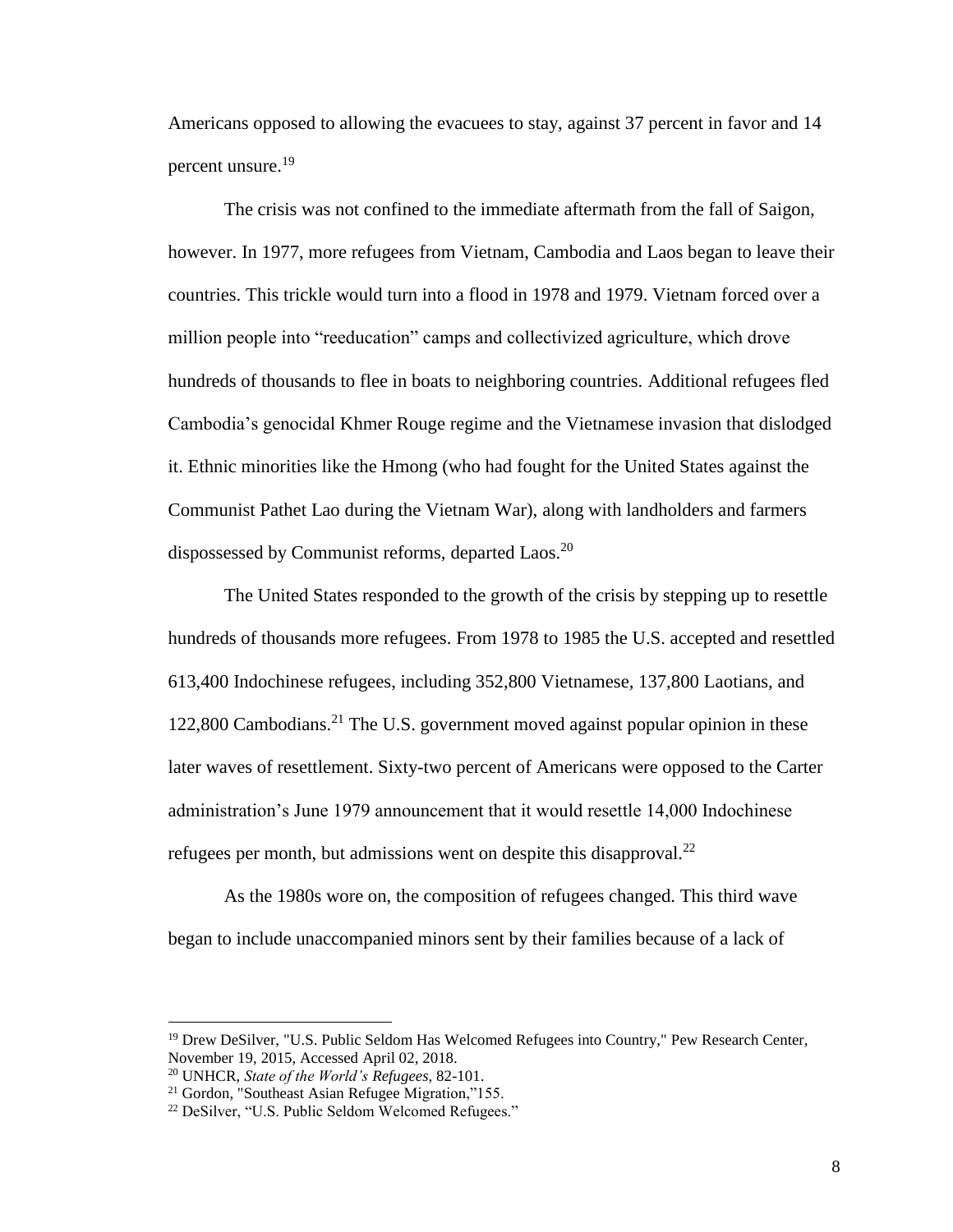Americans opposed to allowing the evacuees to stay, against 37 percent in favor and 14 percent unsure.[19]

The crisis was not confined to the immediate aftermath from the fall of Saigon, however. In 1977, more refugees from Vietnam, Cambodia and Laos began to leave their countries. This trickle would turn into a flood in 1978 and 1979. Vietnam forced over a million people into "reeducation" camps and collectivized agriculture, which drove hundreds of thousands to flee in boats to neighboring countries. Additional refugees fled Cambodia's genocidal Khmer Rouge regime and the Vietnamese invasion that dislodged it. Ethnic minorities like the Hmong (who had fought for the United States against the Communist Pathet Lao during the Vietnam War), along with landholders and farmers dispossessed by Communist reforms, departed Laos.[20]

The United States responded to the growth of the crisis by stepping up to resettle hundreds of thousands more refugees. From 1978 to 1985 the U.S. accepted and resettled 613,400 Indochinese refugees, including 352,800 Vietnamese, 137,800 Laotians, and 122,800 Cambodians.[21] The U.S. government moved against popular opinion in these later waves of resettlement. Sixty-two percent of Americans were opposed to the Carter administration's June 1979 announcement that it would resettle 14,000 Indochinese refugees per month, but admissions went on despite this disapproval.[22]

As the 1980s wore on, the composition of refugees changed. This third wave began to include unaccompanied minors sent by their families because of a lack of

---

[19] Drew DeSilver, "U.S. Public Seldom Has Welcomed Refugees into Country," Pew Research Center, November 19, 2015, Accessed April 02, 2018.

[20] UNHCR, *State of the World's Refugees*, 82-101.

[21] Gordon, "Southeast Asian Refugee Migration,"155.

[22] DeSilver, "U.S. Public Seldom Welcomed Refugees."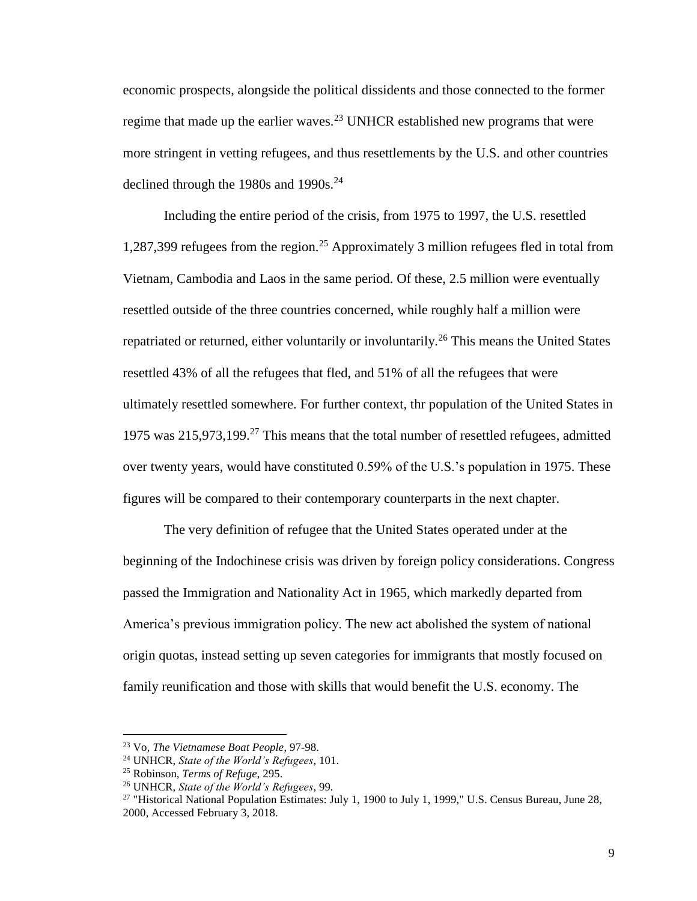economic prospects, alongside the political dissidents and those connected to the former regime that made up the earlier waves.[23] UNHCR established new programs that were more stringent in vetting refugees, and thus resettlements by the U.S. and other countries declined through the 1980s and 1990s.[24]

Including the entire period of the crisis, from 1975 to 1997, the U.S. resettled 1,287,399 refugees from the region.[25] Approximately 3 million refugees fled in total from Vietnam, Cambodia and Laos in the same period. Of these, 2.5 million were eventually resettled outside of the three countries concerned, while roughly half a million were repatriated or returned, either voluntarily or involuntarily.[26] This means the United States resettled 43% of all the refugees that fled, and 51% of all the refugees that were ultimately resettled somewhere. For further context, thr population of the United States in 1975 was 215,973,199.[27] This means that the total number of resettled refugees, admitted over twenty years, would have constituted 0.59% of the U.S.'s population in 1975. These figures will be compared to their contemporary counterparts in the next chapter.

The very definition of refugee that the United States operated under at the beginning of the Indochinese crisis was driven by foreign policy considerations. Congress passed the Immigration and Nationality Act in 1965, which markedly departed from America's previous immigration policy. The new act abolished the system of national origin quotas, instead setting up seven categories for immigrants that mostly focused on family reunification and those with skills that would benefit the U.S. economy. The

---

[23] Vo, *The Vietnamese Boat People*, 97-98.

[24] UNHCR, *State of the World's Refugees*, 101.

[25] Robinson, *Terms of Refuge*, 295.

[26] UNHCR, *State of the World's Refugees*, 99.

[27] "Historical National Population Estimates: July 1, 1900 to July 1, 1999," U.S. Census Bureau, June 28, 2000, Accessed February 3, 2018.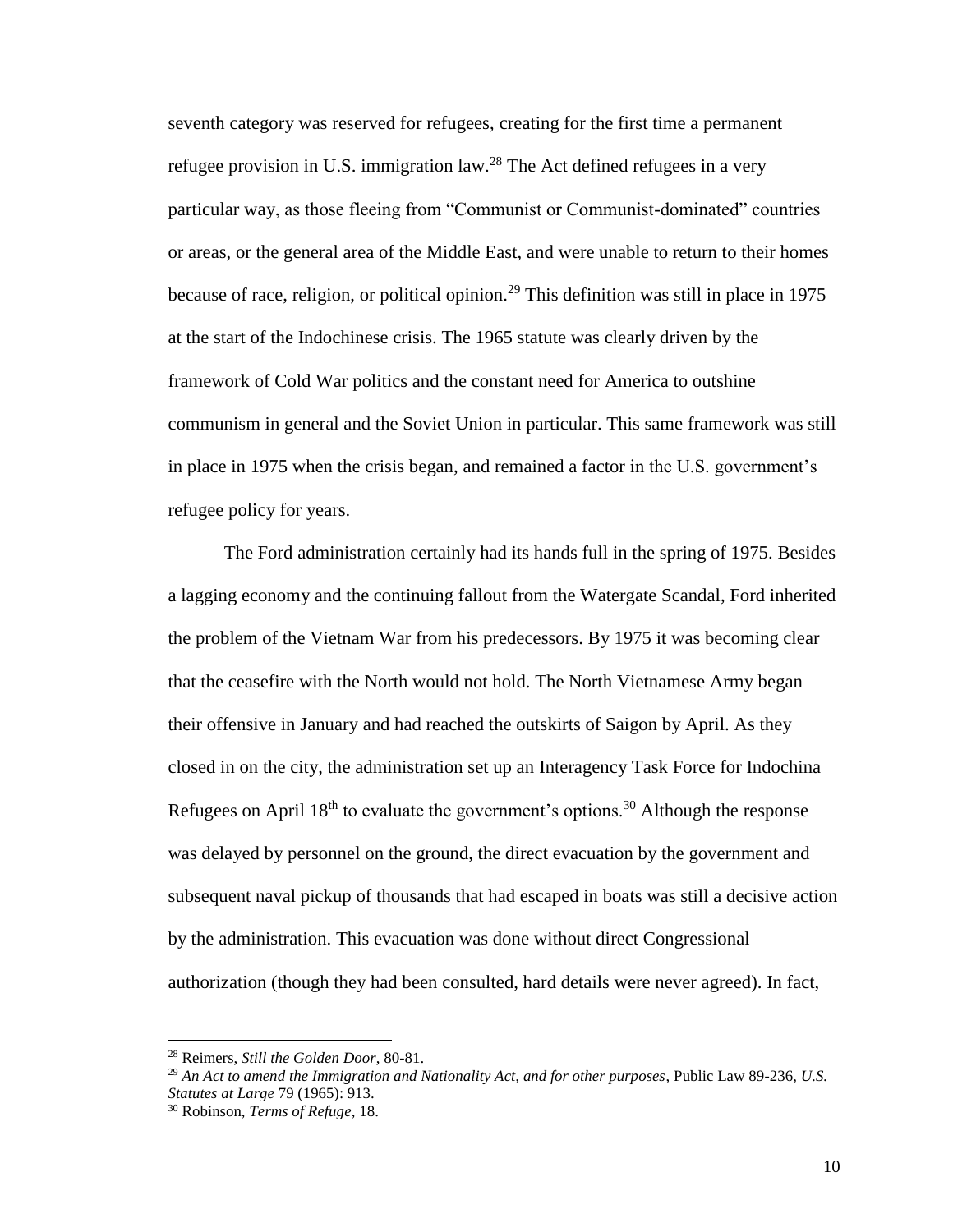seventh category was reserved for refugees, creating for the first time a permanent refugee provision in U.S. immigration law.[28] The Act defined refugees in a very particular way, as those fleeing from "Communist or Communist-dominated" countries or areas, or the general area of the Middle East, and were unable to return to their homes because of race, religion, or political opinion.[29] This definition was still in place in 1975 at the start of the Indochinese crisis. The 1965 statute was clearly driven by the framework of Cold War politics and the constant need for America to outshine communism in general and the Soviet Union in particular. This same framework was still in place in 1975 when the crisis began, and remained a factor in the U.S. government's refugee policy for years.

The Ford administration certainly had its hands full in the spring of 1975. Besides a lagging economy and the continuing fallout from the Watergate Scandal, Ford inherited the problem of the Vietnam War from his predecessors. By 1975 it was becoming clear that the ceasefire with the North would not hold. The North Vietnamese Army began their offensive in January and had reached the outskirts of Saigon by April. As they closed in on the city, the administration set up an Interagency Task Force for Indochina Refugees on April 18th to evaluate the government's options.[30] Although the response was delayed by personnel on the ground, the direct evacuation by the government and subsequent naval pickup of thousands that had escaped in boats was still a decisive action by the administration. This evacuation was done without direct Congressional authorization (though they had been consulted, hard details were never agreed). In fact,

---

[28] Reimers, *Still the Golden Door*, 80-81.

[29] *An Act to amend the Immigration and Nationality Act, and for other purposes*, Public Law 89-236, *U.S. Statutes at Large* 79 (1965): 913.

[30] Robinson, *Terms of Refuge*, 18.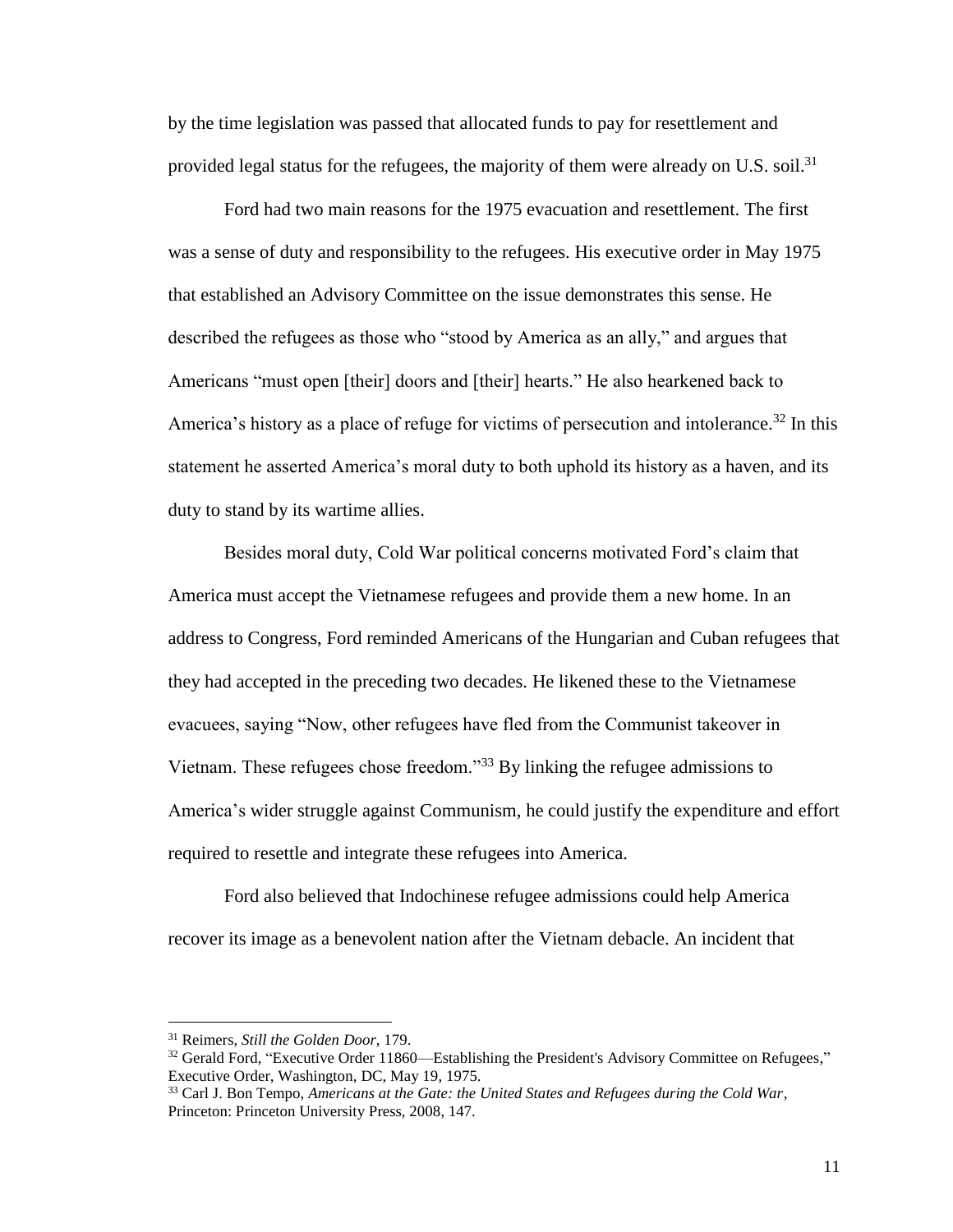by the time legislation was passed that allocated funds to pay for resettlement and provided legal status for the refugees, the majority of them were already on U.S. soil.[31]

Ford had two main reasons for the 1975 evacuation and resettlement. The first was a sense of duty and responsibility to the refugees. His executive order in May 1975 that established an Advisory Committee on the issue demonstrates this sense. He described the refugees as those who "stood by America as an ally," and argues that Americans "must open [their] doors and [their] hearts." He also hearkened back to America's history as a place of refuge for victims of persecution and intolerance.[32] In this statement he asserted America's moral duty to both uphold its history as a haven, and its duty to stand by its wartime allies.

Besides moral duty, Cold War political concerns motivated Ford's claim that America must accept the Vietnamese refugees and provide them a new home. In an address to Congress, Ford reminded Americans of the Hungarian and Cuban refugees that they had accepted in the preceding two decades. He likened these to the Vietnamese evacuees, saying "Now, other refugees have fled from the Communist takeover in Vietnam. These refugees chose freedom."[33] By linking the refugee admissions to America's wider struggle against Communism, he could justify the expenditure and effort required to resettle and integrate these refugees into America.

Ford also believed that Indochinese refugee admissions could help America recover its image as a benevolent nation after the Vietnam debacle. An incident that

---

[31] Reimers, *Still the Golden Door*, 179.

[32] Gerald Ford, "Executive Order 11860—Establishing the President's Advisory Committee on Refugees," Executive Order, Washington, DC, May 19, 1975.

[33] Carl J. Bon Tempo, *Americans at the Gate: the United States and Refugees during the Cold War*, Princeton: Princeton University Press, 2008, 147.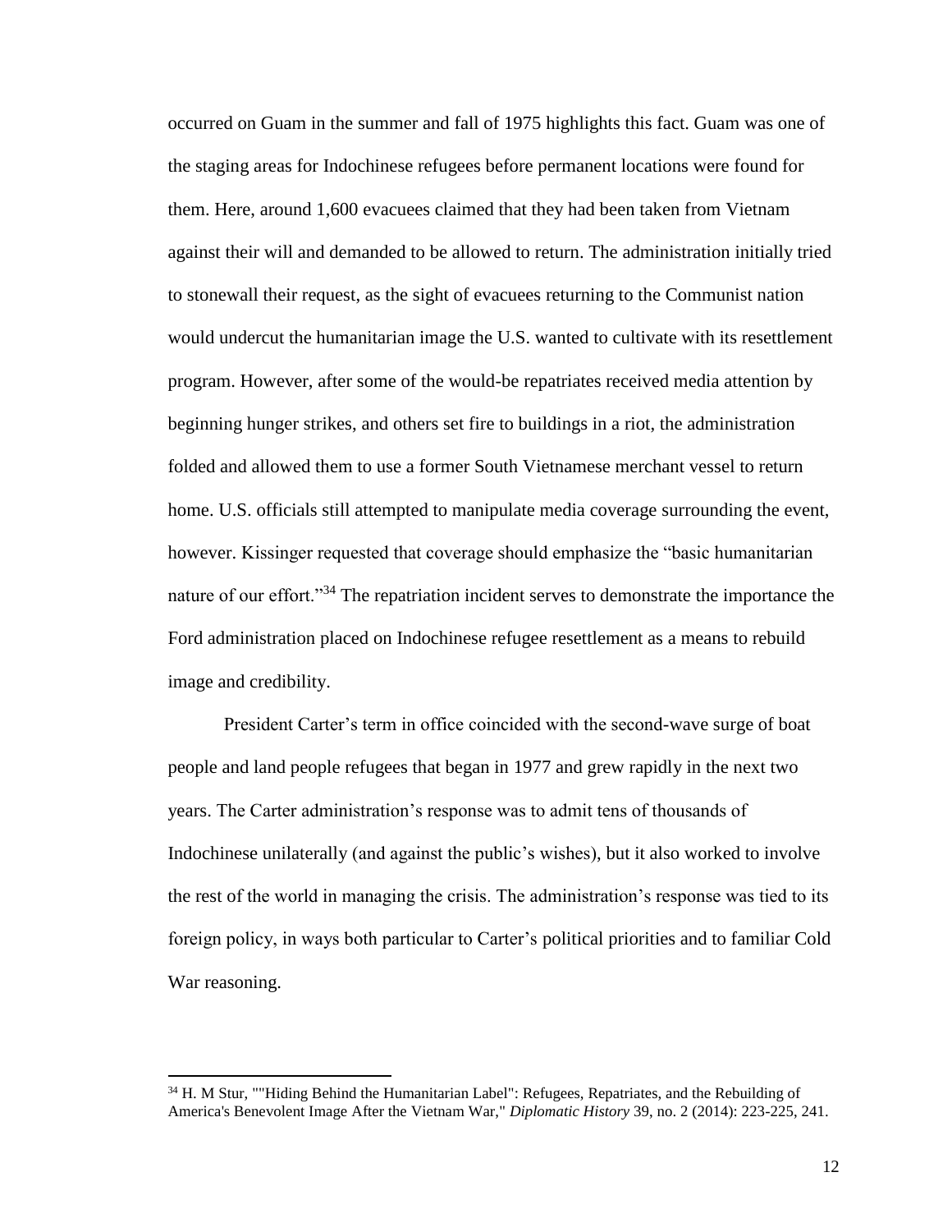occurred on Guam in the summer and fall of 1975 highlights this fact. Guam was one of the staging areas for Indochinese refugees before permanent locations were found for them. Here, around 1,600 evacuees claimed that they had been taken from Vietnam against their will and demanded to be allowed to return. The administration initially tried to stonewall their request, as the sight of evacuees returning to the Communist nation would undercut the humanitarian image the U.S. wanted to cultivate with its resettlement program. However, after some of the would-be repatriates received media attention by beginning hunger strikes, and others set fire to buildings in a riot, the administration folded and allowed them to use a former South Vietnamese merchant vessel to return home. U.S. officials still attempted to manipulate media coverage surrounding the event, however. Kissinger requested that coverage should emphasize the "basic humanitarian nature of our effort."[34] The repatriation incident serves to demonstrate the importance the Ford administration placed on Indochinese refugee resettlement as a means to rebuild image and credibility.

President Carter's term in office coincided with the second-wave surge of boat people and land people refugees that began in 1977 and grew rapidly in the next two years. The Carter administration's response was to admit tens of thousands of Indochinese unilaterally (and against the public's wishes), but it also worked to involve the rest of the world in managing the crisis. The administration's response was tied to its foreign policy, in ways both particular to Carter's political priorities and to familiar Cold War reasoning.

---

[34] H. M Stur, ""Hiding Behind the Humanitarian Label": Refugees, Repatriates, and the Rebuilding of America's Benevolent Image After the Vietnam War," *Diplomatic History* 39, no. 2 (2014): 223-225, 241.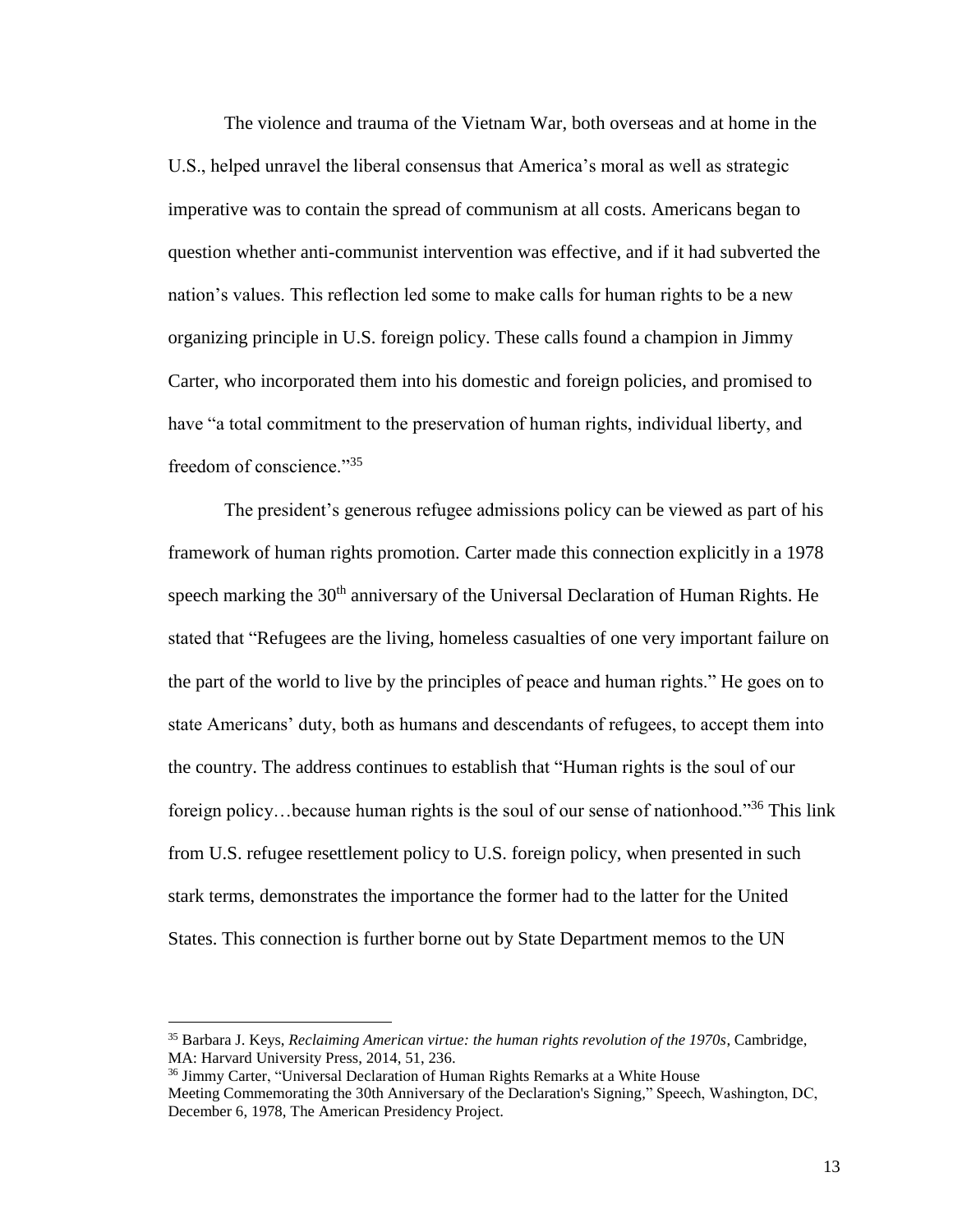The violence and trauma of the Vietnam War, both overseas and at home in the U.S., helped unravel the liberal consensus that America's moral as well as strategic imperative was to contain the spread of communism at all costs. Americans began to question whether anti-communist intervention was effective, and if it had subverted the nation's values. This reflection led some to make calls for human rights to be a new organizing principle in U.S. foreign policy. These calls found a champion in Jimmy Carter, who incorporated them into his domestic and foreign policies, and promised to have "a total commitment to the preservation of human rights, individual liberty, and freedom of conscience."[35]

The president's generous refugee admissions policy can be viewed as part of his framework of human rights promotion. Carter made this connection explicitly in a 1978 speech marking the 30th anniversary of the Universal Declaration of Human Rights. He stated that "Refugees are the living, homeless casualties of one very important failure on the part of the world to live by the principles of peace and human rights." He goes on to state Americans' duty, both as humans and descendants of refugees, to accept them into the country. The address continues to establish that "Human rights is the soul of our foreign policy…because human rights is the soul of our sense of nationhood."[36] This link from U.S. refugee resettlement policy to U.S. foreign policy, when presented in such stark terms, demonstrates the importance the former had to the latter for the United States. This connection is further borne out by State Department memos to the UN

---

[35] Barbara J. Keys, *Reclaiming American virtue: the human rights revolution of the 1970s*, Cambridge, MA: Harvard University Press, 2014, 51, 236.

[36] Jimmy Carter, "Universal Declaration of Human Rights Remarks at a White House Meeting Commemorating the 30th Anniversary of the Declaration's Signing," Speech, Washington, DC, December 6, 1978, The American Presidency Project.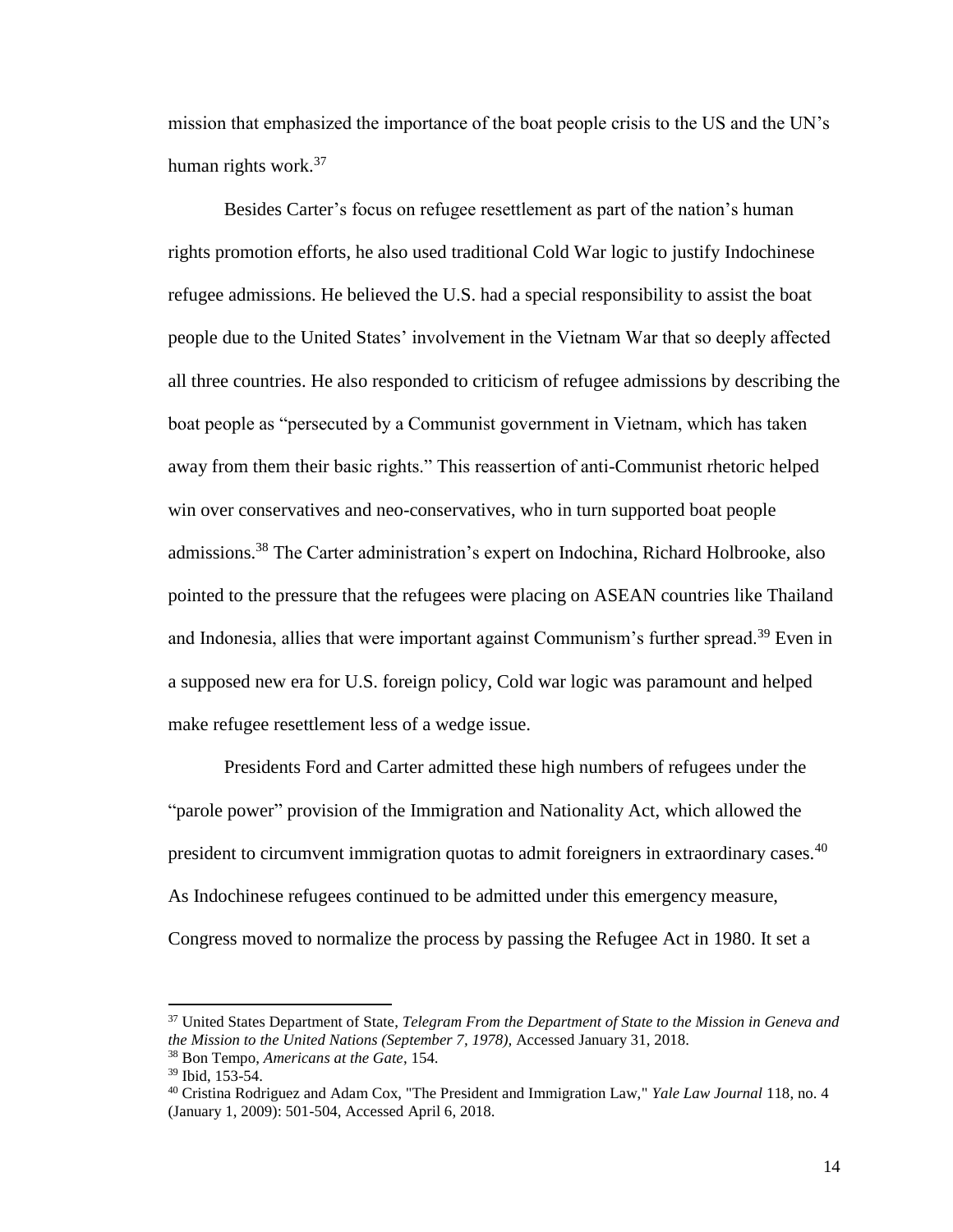mission that emphasized the importance of the boat people crisis to the US and the UN's human rights work.[37]

Besides Carter's focus on refugee resettlement as part of the nation's human rights promotion efforts, he also used traditional Cold War logic to justify Indochinese refugee admissions. He believed the U.S. had a special responsibility to assist the boat people due to the United States' involvement in the Vietnam War that so deeply affected all three countries. He also responded to criticism of refugee admissions by describing the boat people as "persecuted by a Communist government in Vietnam, which has taken away from them their basic rights." This reassertion of anti-Communist rhetoric helped win over conservatives and neo-conservatives, who in turn supported boat people admissions.[38] The Carter administration's expert on Indochina, Richard Holbrooke, also pointed to the pressure that the refugees were placing on ASEAN countries like Thailand and Indonesia, allies that were important against Communism's further spread.[39] Even in a supposed new era for U.S. foreign policy, Cold war logic was paramount and helped make refugee resettlement less of a wedge issue.

Presidents Ford and Carter admitted these high numbers of refugees under the "parole power" provision of the Immigration and Nationality Act, which allowed the president to circumvent immigration quotas to admit foreigners in extraordinary cases.[40] As Indochinese refugees continued to be admitted under this emergency measure, Congress moved to normalize the process by passing the Refugee Act in 1980. It set a

---

[37] United States Department of State, *Telegram From the Department of State to the Mission in Geneva and the Mission to the United Nations (September 7, 1978),* Accessed January 31, 2018.

[38] Bon Tempo, *Americans at the Gate*, 154.

[39] Ibid, 153-54.

[40] Cristina Rodriguez and Adam Cox, "The President and Immigration Law," *Yale Law Journal* 118, no. 4 (January 1, 2009): 501-504, Accessed April 6, 2018.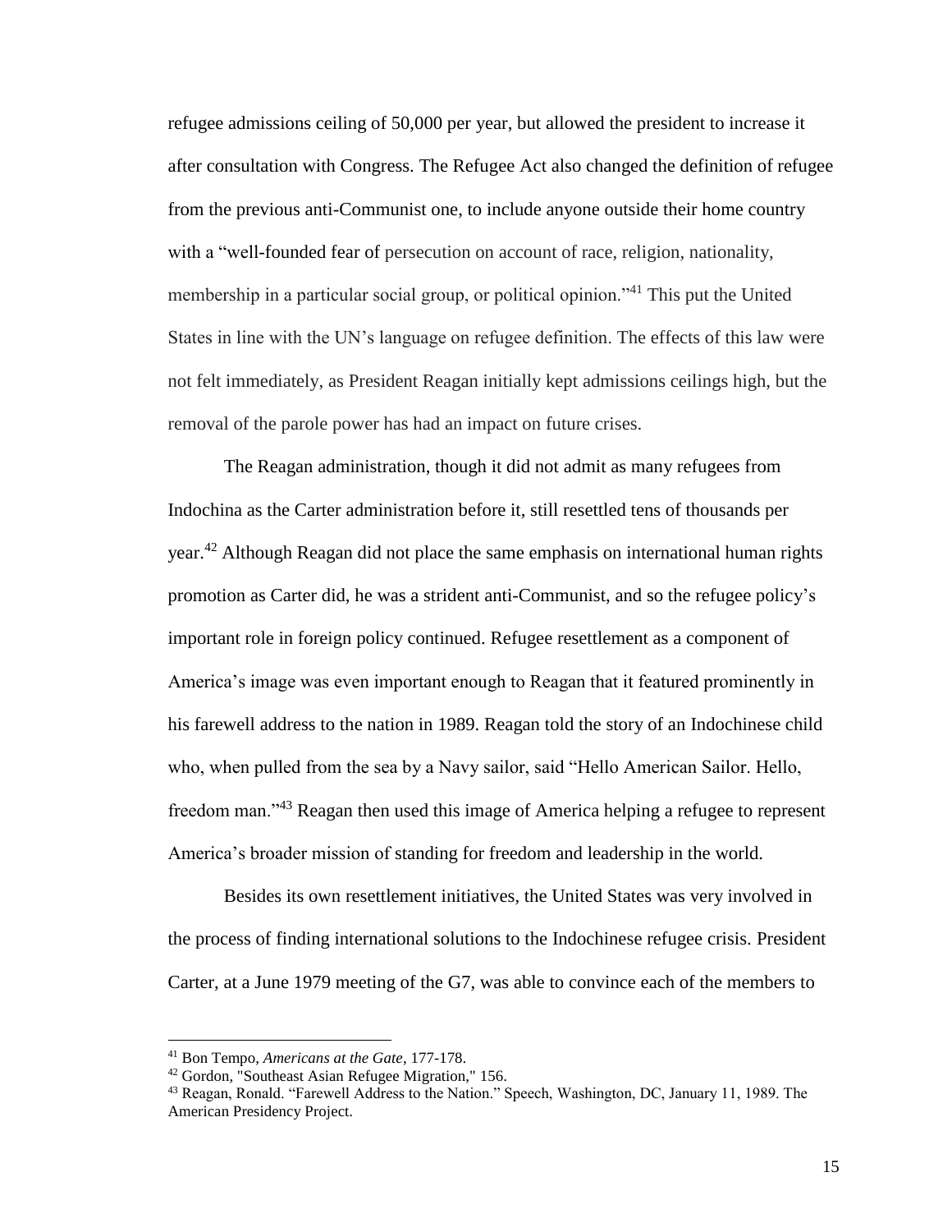refugee admissions ceiling of 50,000 per year, but allowed the president to increase it after consultation with Congress. The Refugee Act also changed the definition of refugee from the previous anti-Communist one, to include anyone outside their home country with a "well-founded fear of persecution on account of race, religion, nationality, membership in a particular social group, or political opinion."[41] This put the United States in line with the UN's language on refugee definition. The effects of this law were not felt immediately, as President Reagan initially kept admissions ceilings high, but the removal of the parole power has had an impact on future crises.

The Reagan administration, though it did not admit as many refugees from Indochina as the Carter administration before it, still resettled tens of thousands per year.[42] Although Reagan did not place the same emphasis on international human rights promotion as Carter did, he was a strident anti-Communist, and so the refugee policy's important role in foreign policy continued. Refugee resettlement as a component of America's image was even important enough to Reagan that it featured prominently in his farewell address to the nation in 1989. Reagan told the story of an Indochinese child who, when pulled from the sea by a Navy sailor, said "Hello American Sailor. Hello, freedom man."[43] Reagan then used this image of America helping a refugee to represent America's broader mission of standing for freedom and leadership in the world.

Besides its own resettlement initiatives, the United States was very involved in the process of finding international solutions to the Indochinese refugee crisis. President Carter, at a June 1979 meeting of the G7, was able to convince each of the members to

---

[41] Bon Tempo, *Americans at the Gate*, 177-178.

[42] Gordon, "Southeast Asian Refugee Migration," 156.

[43] Reagan, Ronald. "Farewell Address to the Nation." Speech, Washington, DC, January 11, 1989. The American Presidency Project.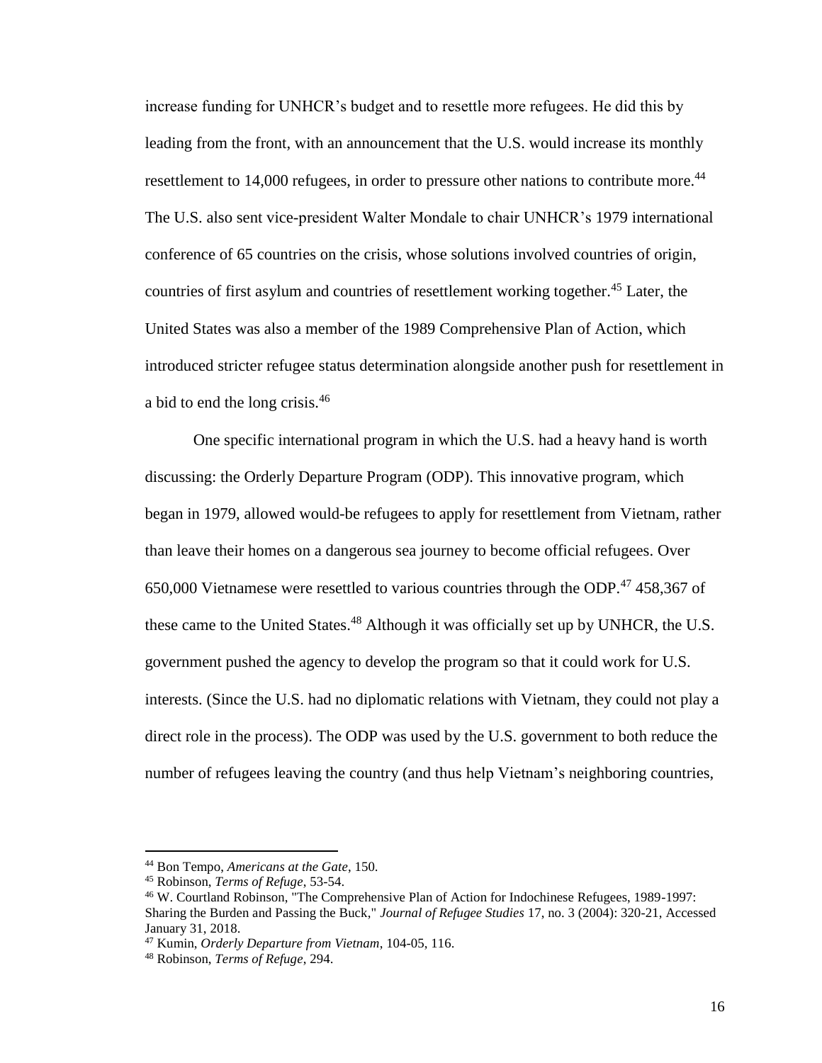increase funding for UNHCR's budget and to resettle more refugees. He did this by leading from the front, with an announcement that the U.S. would increase its monthly resettlement to 14,000 refugees, in order to pressure other nations to contribute more.[44] The U.S. also sent vice-president Walter Mondale to chair UNHCR's 1979 international conference of 65 countries on the crisis, whose solutions involved countries of origin, countries of first asylum and countries of resettlement working together.[45] Later, the United States was also a member of the 1989 Comprehensive Plan of Action, which introduced stricter refugee status determination alongside another push for resettlement in a bid to end the long crisis.[46]

One specific international program in which the U.S. had a heavy hand is worth discussing: the Orderly Departure Program (ODP). This innovative program, which began in 1979, allowed would-be refugees to apply for resettlement from Vietnam, rather than leave their homes on a dangerous sea journey to become official refugees. Over 650,000 Vietnamese were resettled to various countries through the ODP.[47] 458,367 of these came to the United States.[48] Although it was officially set up by UNHCR, the U.S. government pushed the agency to develop the program so that it could work for U.S. interests. (Since the U.S. had no diplomatic relations with Vietnam, they could not play a direct role in the process). The ODP was used by the U.S. government to both reduce the number of refugees leaving the country (and thus help Vietnam's neighboring countries,

---

[44] Bon Tempo, *Americans at the Gate*, 150.

[45] Robinson, *Terms of Refuge*, 53-54.

[46] W. Courtland Robinson, "The Comprehensive Plan of Action for Indochinese Refugees, 1989-1997: Sharing the Burden and Passing the Buck," *Journal of Refugee Studies* 17, no. 3 (2004): 320-21, Accessed January 31, 2018.

[47] Kumin, *Orderly Departure from Vietnam*, 104-05, 116.

[48] Robinson, *Terms of Refuge*, 294.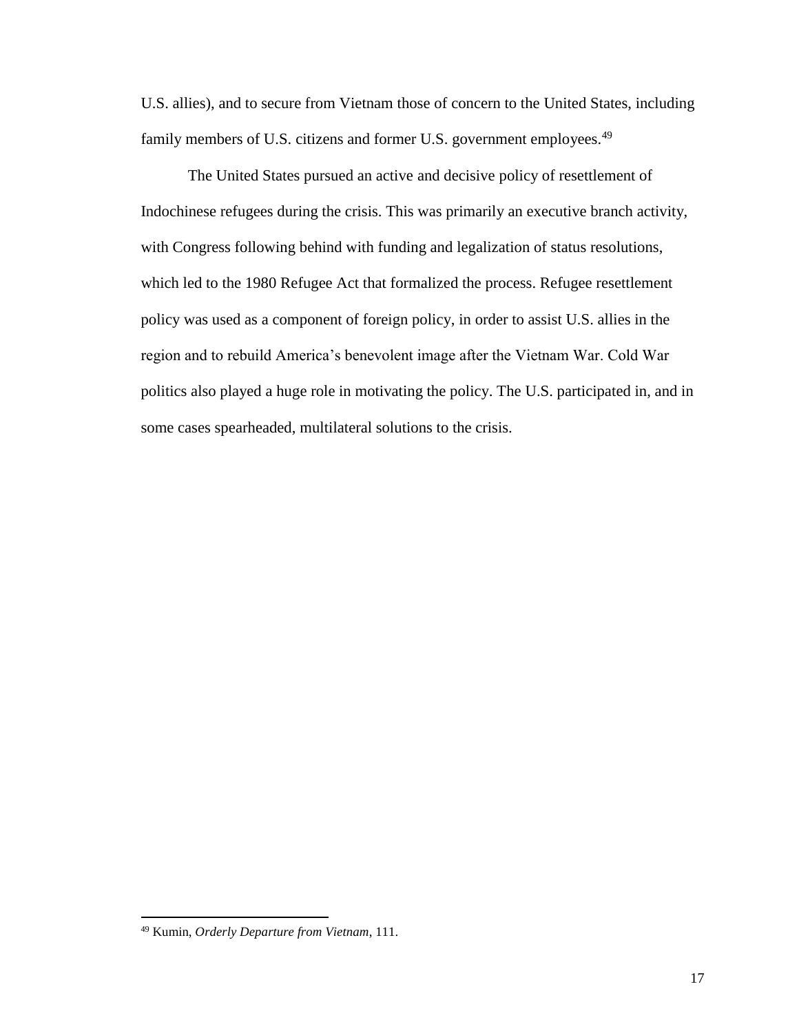U.S. allies), and to secure from Vietnam those of concern to the United States, including family members of U.S. citizens and former U.S. government employees.[49]

The United States pursued an active and decisive policy of resettlement of Indochinese refugees during the crisis. This was primarily an executive branch activity, with Congress following behind with funding and legalization of status resolutions, which led to the 1980 Refugee Act that formalized the process. Refugee resettlement policy was used as a component of foreign policy, in order to assist U.S. allies in the region and to rebuild America's benevolent image after the Vietnam War. Cold War politics also played a huge role in motivating the policy. The U.S. participated in, and in some cases spearheaded, multilateral solutions to the crisis.

---

[49] Kumin, *Orderly Departure from Vietnam*, 111.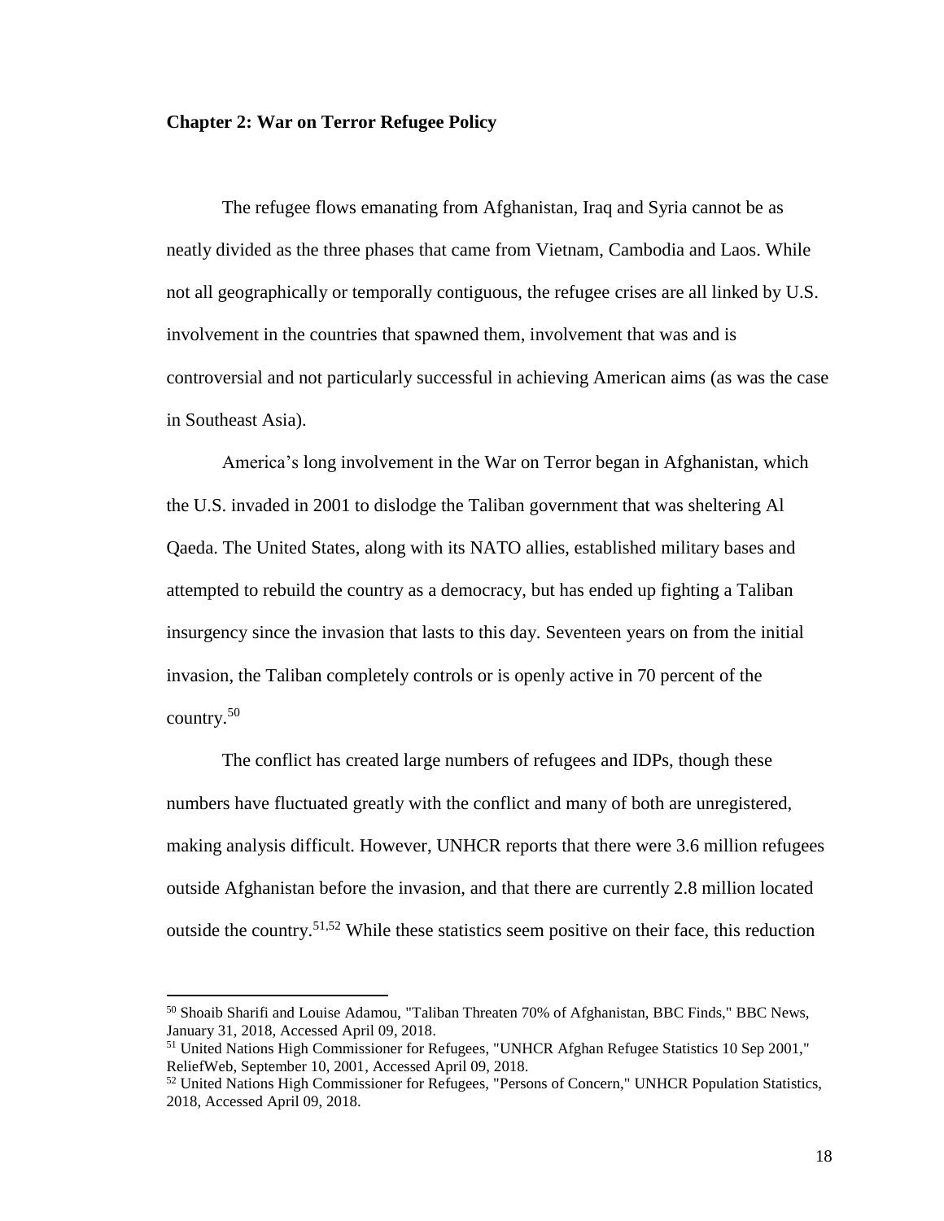## Chapter 2: War on Terror Refugee Policy

The refugee flows emanating from Afghanistan, Iraq and Syria cannot be as neatly divided as the three phases that came from Vietnam, Cambodia and Laos. While not all geographically or temporally contiguous, the refugee crises are all linked by U.S. involvement in the countries that spawned them, involvement that was and is controversial and not particularly successful in achieving American aims (as was the case in Southeast Asia).

America's long involvement in the War on Terror began in Afghanistan, which the U.S. invaded in 2001 to dislodge the Taliban government that was sheltering Al Qaeda. The United States, along with its NATO allies, established military bases and attempted to rebuild the country as a democracy, but has ended up fighting a Taliban insurgency since the invasion that lasts to this day. Seventeen years on from the initial invasion, the Taliban completely controls or is openly active in 70 percent of the country.[50]

The conflict has created large numbers of refugees and IDPs, though these numbers have fluctuated greatly with the conflict and many of both are unregistered, making analysis difficult. However, UNHCR reports that there were 3.6 million refugees outside Afghanistan before the invasion, and that there are currently 2.8 million located outside the country.[51,52] While these statistics seem positive on their face, this reduction

---

[50] Shoaib Sharifi and Louise Adamou, "Taliban Threaten 70% of Afghanistan, BBC Finds," BBC News, January 31, 2018, Accessed April 09, 2018.

[51] United Nations High Commissioner for Refugees, "UNHCR Afghan Refugee Statistics 10 Sep 2001," ReliefWeb, September 10, 2001, Accessed April 09, 2018.

[52] United Nations High Commissioner for Refugees, "Persons of Concern," UNHCR Population Statistics, 2018, Accessed April 09, 2018.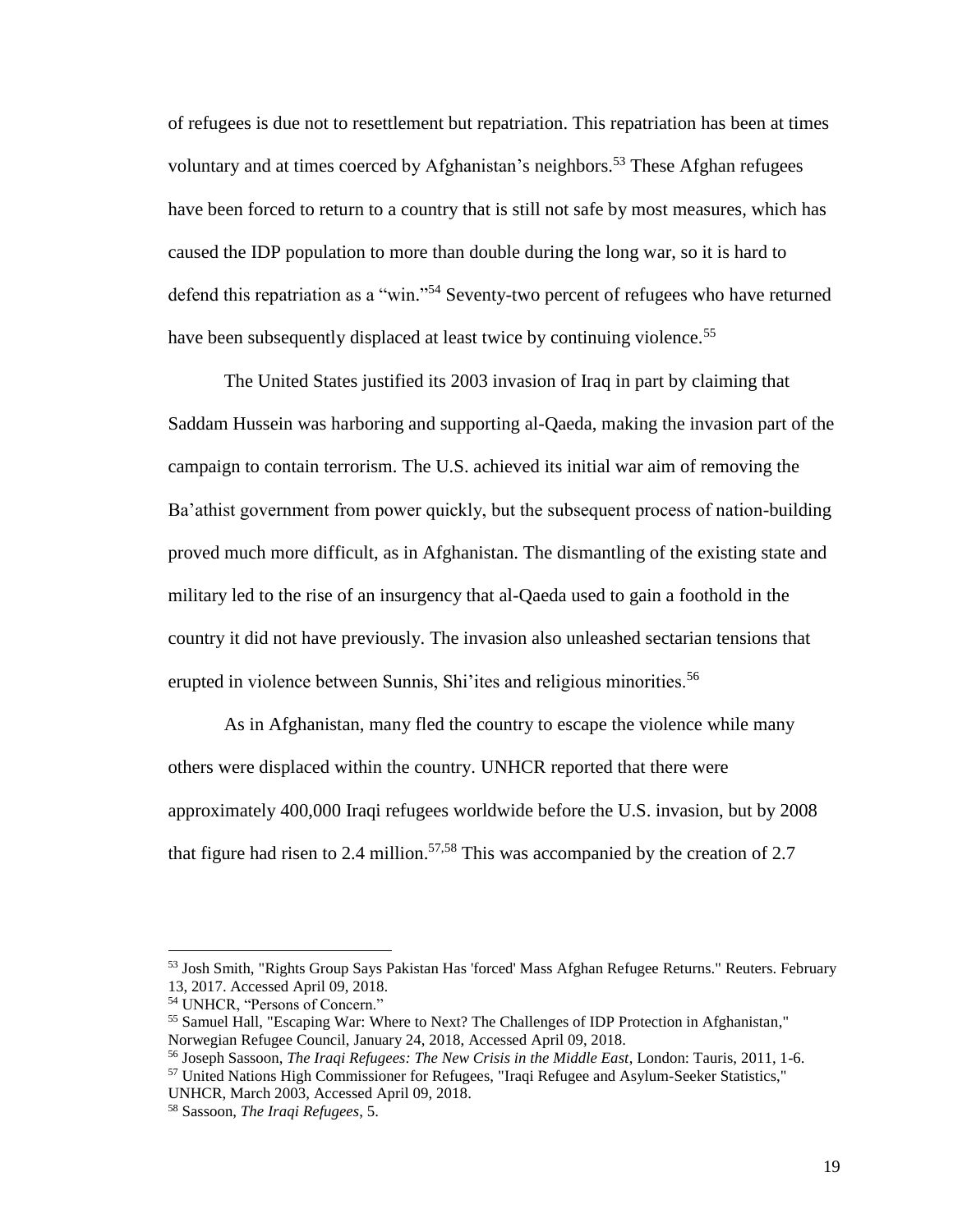of refugees is due not to resettlement but repatriation. This repatriation has been at times voluntary and at times coerced by Afghanistan's neighbors.[53] These Afghan refugees have been forced to return to a country that is still not safe by most measures, which has caused the IDP population to more than double during the long war, so it is hard to defend this repatriation as a "win."[54] Seventy-two percent of refugees who have returned have been subsequently displaced at least twice by continuing violence.[55]

The United States justified its 2003 invasion of Iraq in part by claiming that Saddam Hussein was harboring and supporting al-Qaeda, making the invasion part of the campaign to contain terrorism. The U.S. achieved its initial war aim of removing the Ba'athist government from power quickly, but the subsequent process of nation-building proved much more difficult, as in Afghanistan. The dismantling of the existing state and military led to the rise of an insurgency that al-Qaeda used to gain a foothold in the country it did not have previously. The invasion also unleashed sectarian tensions that erupted in violence between Sunnis, Shi'ites and religious minorities.[56]

As in Afghanistan, many fled the country to escape the violence while many others were displaced within the country. UNHCR reported that there were approximately 400,000 Iraqi refugees worldwide before the U.S. invasion, but by 2008 that figure had risen to 2.4 million.[57,58] This was accompanied by the creation of 2.7

---

[53] Josh Smith, "Rights Group Says Pakistan Has 'forced' Mass Afghan Refugee Returns." Reuters. February 13, 2017. Accessed April 09, 2018.

[54] UNHCR, "Persons of Concern."

[55] Samuel Hall, "Escaping War: Where to Next? The Challenges of IDP Protection in Afghanistan," Norwegian Refugee Council, January 24, 2018, Accessed April 09, 2018.

[56] Joseph Sassoon, *The Iraqi Refugees: The New Crisis in the Middle East*, London: Tauris, 2011, 1-6.

[57] United Nations High Commissioner for Refugees, "Iraqi Refugee and Asylum-Seeker Statistics," UNHCR, March 2003, Accessed April 09, 2018.

[58] Sassoon, *The Iraqi Refugees*, 5.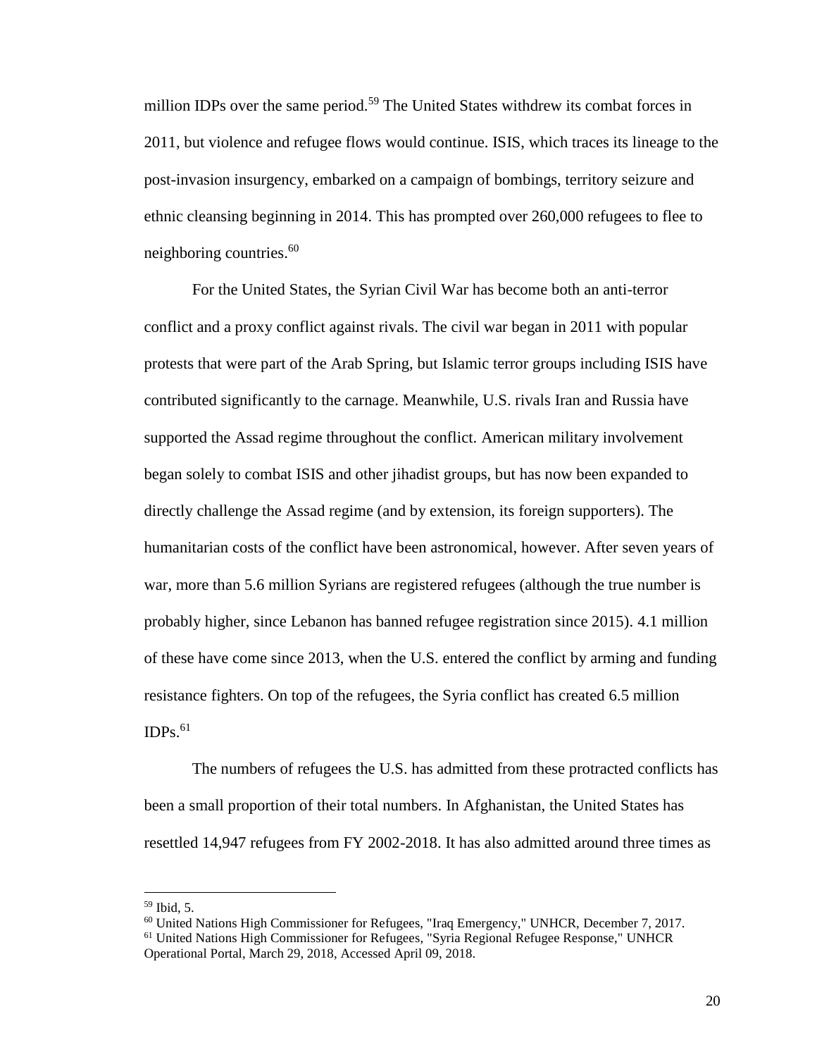million IDPs over the same period.[59] The United States withdrew its combat forces in 2011, but violence and refugee flows would continue. ISIS, which traces its lineage to the post-invasion insurgency, embarked on a campaign of bombings, territory seizure and ethnic cleansing beginning in 2014. This has prompted over 260,000 refugees to flee to neighboring countries.[60]

For the United States, the Syrian Civil War has become both an anti-terror conflict and a proxy conflict against rivals. The civil war began in 2011 with popular protests that were part of the Arab Spring, but Islamic terror groups including ISIS have contributed significantly to the carnage. Meanwhile, U.S. rivals Iran and Russia have supported the Assad regime throughout the conflict. American military involvement began solely to combat ISIS and other jihadist groups, but has now been expanded to directly challenge the Assad regime (and by extension, its foreign supporters). The humanitarian costs of the conflict have been astronomical, however. After seven years of war, more than 5.6 million Syrians are registered refugees (although the true number is probably higher, since Lebanon has banned refugee registration since 2015). 4.1 million of these have come since 2013, when the U.S. entered the conflict by arming and funding resistance fighters. On top of the refugees, the Syria conflict has created 6.5 million IDPs.[61]

The numbers of refugees the U.S. has admitted from these protracted conflicts has been a small proportion of their total numbers. In Afghanistan, the United States has resettled 14,947 refugees from FY 2002-2018. It has also admitted around three times as

---

[59] Ibid, 5.

[60] United Nations High Commissioner for Refugees, "Iraq Emergency," UNHCR, December 7, 2017.

[61] United Nations High Commissioner for Refugees, "Syria Regional Refugee Response," UNHCR Operational Portal, March 29, 2018, Accessed April 09, 2018.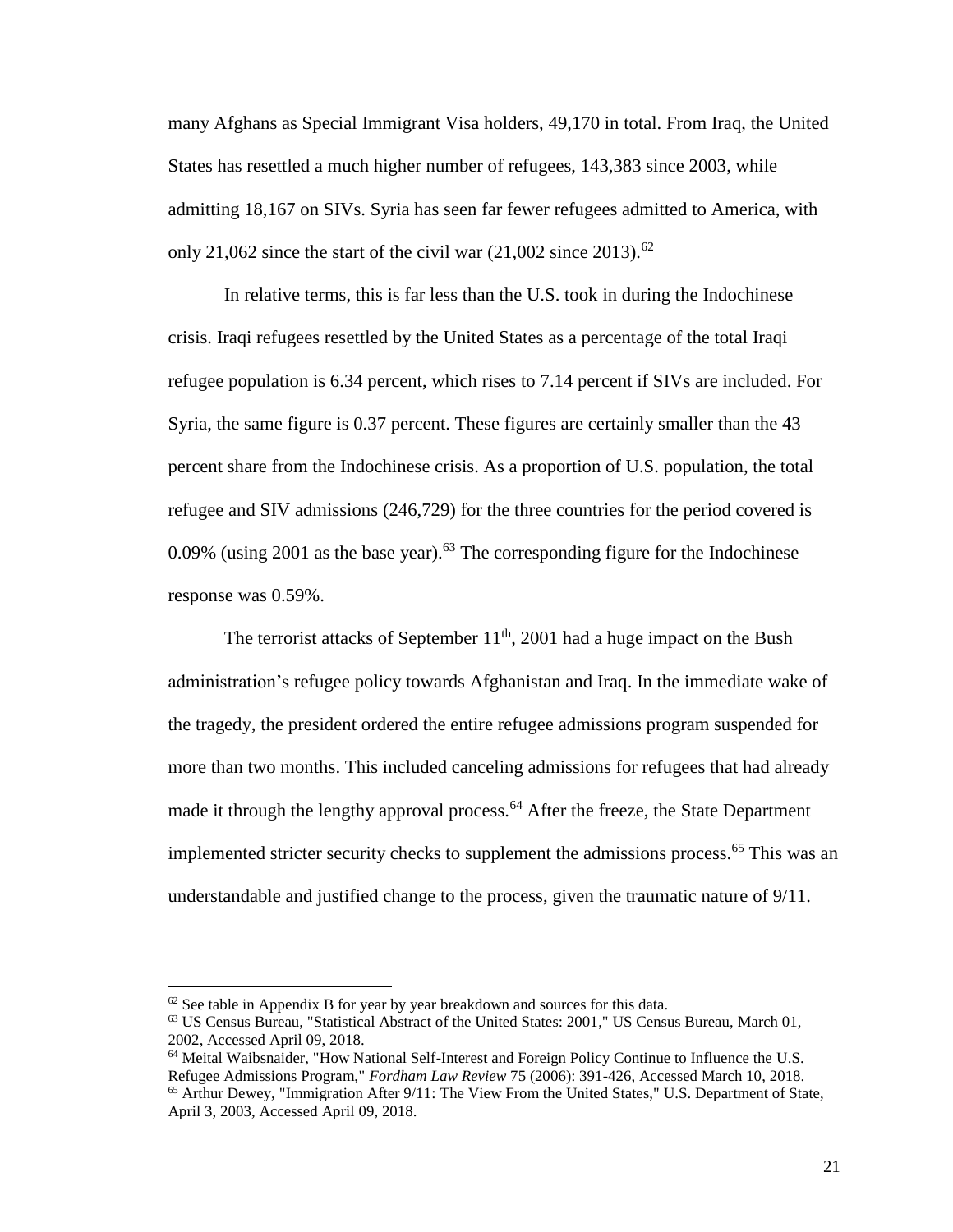many Afghans as Special Immigrant Visa holders, 49,170 in total. From Iraq, the United States has resettled a much higher number of refugees, 143,383 since 2003, while admitting 18,167 on SIVs. Syria has seen far fewer refugees admitted to America, with only 21,062 since the start of the civil war (21,002 since 2013).[62]

In relative terms, this is far less than the U.S. took in during the Indochinese crisis. Iraqi refugees resettled by the United States as a percentage of the total Iraqi refugee population is 6.34 percent, which rises to 7.14 percent if SIVs are included. For Syria, the same figure is 0.37 percent. These figures are certainly smaller than the 43 percent share from the Indochinese crisis. As a proportion of U.S. population, the total refugee and SIV admissions (246,729) for the three countries for the period covered is 0.09% (using 2001 as the base year).[63] The corresponding figure for the Indochinese response was 0.59%.

The terrorist attacks of September 11th, 2001 had a huge impact on the Bush administration's refugee policy towards Afghanistan and Iraq. In the immediate wake of the tragedy, the president ordered the entire refugee admissions program suspended for more than two months. This included canceling admissions for refugees that had already made it through the lengthy approval process.[64] After the freeze, the State Department implemented stricter security checks to supplement the admissions process.[65] This was an understandable and justified change to the process, given the traumatic nature of 9/11.

---

[62] See table in Appendix B for year by year breakdown and sources for this data.

[63] US Census Bureau, "Statistical Abstract of the United States: 2001," US Census Bureau, March 01, 2002, Accessed April 09, 2018.

[64] Meital Waibsnaider, "How National Self-Interest and Foreign Policy Continue to Influence the U.S. Refugee Admissions Program," *Fordham Law Review* 75 (2006): 391-426, Accessed March 10, 2018.

[65] Arthur Dewey, "Immigration After 9/11: The View From the United States," U.S. Department of State, April 3, 2003, Accessed April 09, 2018.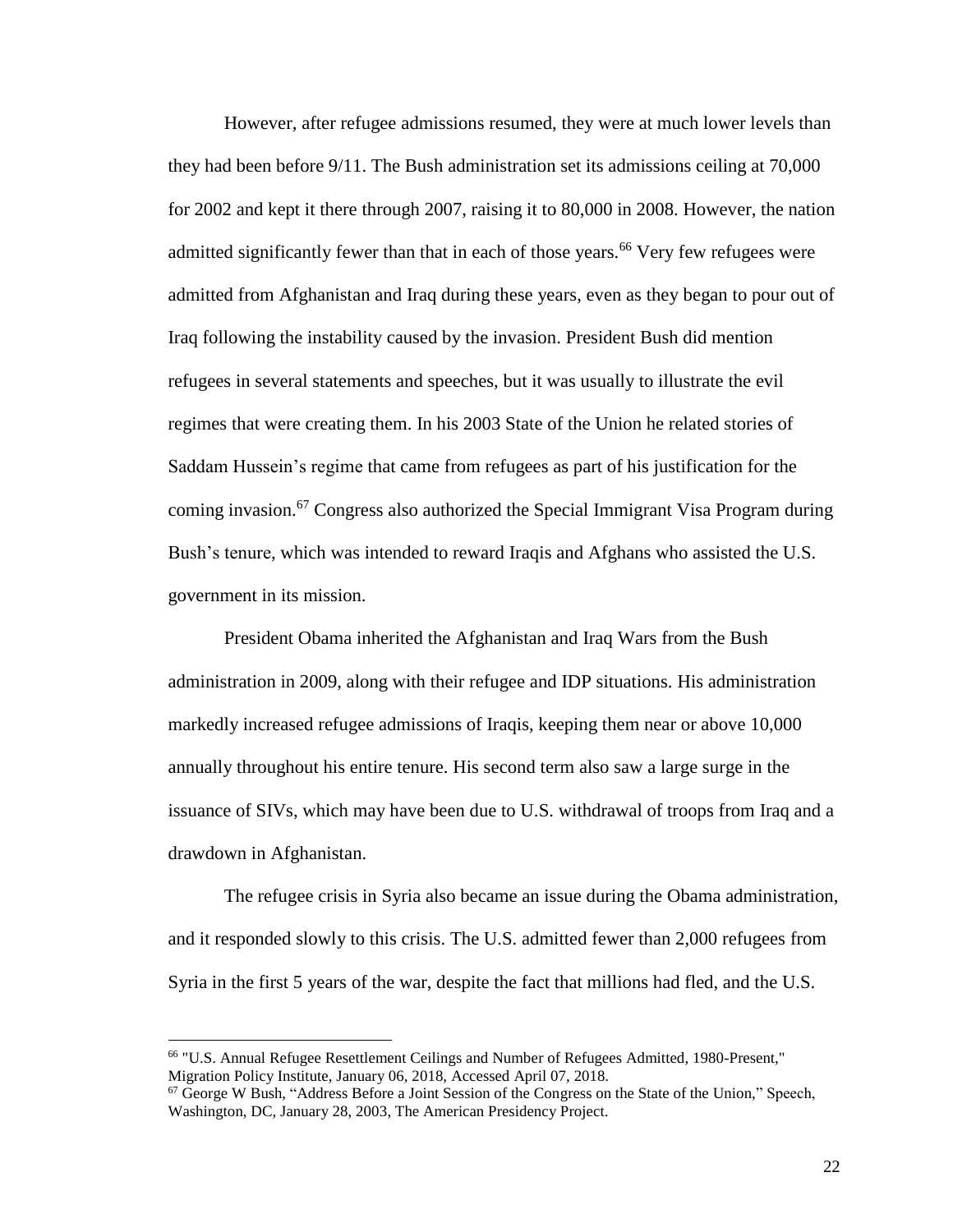However, after refugee admissions resumed, they were at much lower levels than they had been before 9/11. The Bush administration set its admissions ceiling at 70,000 for 2002 and kept it there through 2007, raising it to 80,000 in 2008. However, the nation admitted significantly fewer than that in each of those years.[66] Very few refugees were admitted from Afghanistan and Iraq during these years, even as they began to pour out of Iraq following the instability caused by the invasion. President Bush did mention refugees in several statements and speeches, but it was usually to illustrate the evil regimes that were creating them. In his 2003 State of the Union he related stories of Saddam Hussein's regime that came from refugees as part of his justification for the coming invasion.[67] Congress also authorized the Special Immigrant Visa Program during Bush's tenure, which was intended to reward Iraqis and Afghans who assisted the U.S. government in its mission.

President Obama inherited the Afghanistan and Iraq Wars from the Bush administration in 2009, along with their refugee and IDP situations. His administration markedly increased refugee admissions of Iraqis, keeping them near or above 10,000 annually throughout his entire tenure. His second term also saw a large surge in the issuance of SIVs, which may have been due to U.S. withdrawal of troops from Iraq and a drawdown in Afghanistan.

The refugee crisis in Syria also became an issue during the Obama administration, and it responded slowly to this crisis. The U.S. admitted fewer than 2,000 refugees from Syria in the first 5 years of the war, despite the fact that millions had fled, and the U.S.

---

[66] "U.S. Annual Refugee Resettlement Ceilings and Number of Refugees Admitted, 1980-Present," Migration Policy Institute, January 06, 2018, Accessed April 07, 2018.

[67] George W Bush, "Address Before a Joint Session of the Congress on the State of the Union," Speech, Washington, DC, January 28, 2003, The American Presidency Project.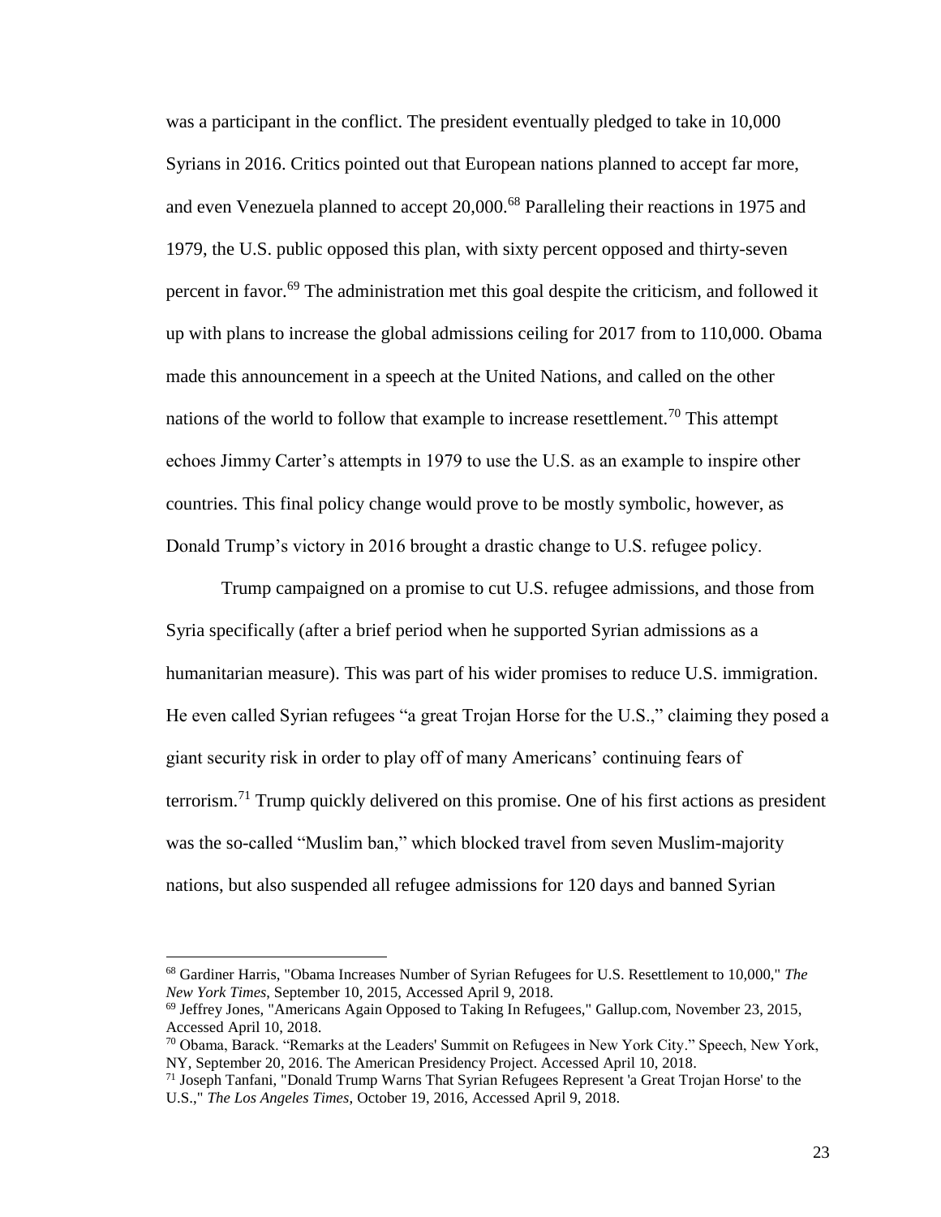was a participant in the conflict. The president eventually pledged to take in 10,000 Syrians in 2016. Critics pointed out that European nations planned to accept far more, and even Venezuela planned to accept 20,000.[68] Paralleling their reactions in 1975 and 1979, the U.S. public opposed this plan, with sixty percent opposed and thirty-seven percent in favor.[69] The administration met this goal despite the criticism, and followed it up with plans to increase the global admissions ceiling for 2017 from to 110,000. Obama made this announcement in a speech at the United Nations, and called on the other nations of the world to follow that example to increase resettlement.[70] This attempt echoes Jimmy Carter's attempts in 1979 to use the U.S. as an example to inspire other countries. This final policy change would prove to be mostly symbolic, however, as Donald Trump's victory in 2016 brought a drastic change to U.S. refugee policy.

Trump campaigned on a promise to cut U.S. refugee admissions, and those from Syria specifically (after a brief period when he supported Syrian admissions as a humanitarian measure). This was part of his wider promises to reduce U.S. immigration. He even called Syrian refugees "a great Trojan Horse for the U.S.," claiming they posed a giant security risk in order to play off of many Americans' continuing fears of terrorism.[71] Trump quickly delivered on this promise. One of his first actions as president was the so-called "Muslim ban," which blocked travel from seven Muslim-majority nations, but also suspended all refugee admissions for 120 days and banned Syrian

---

[68] Gardiner Harris, "Obama Increases Number of Syrian Refugees for U.S. Resettlement to 10,000," *The New York Times*, September 10, 2015, Accessed April 9, 2018.

[69] Jeffrey Jones, "Americans Again Opposed to Taking In Refugees," Gallup.com, November 23, 2015, Accessed April 10, 2018.

[70] Obama, Barack. "Remarks at the Leaders' Summit on Refugees in New York City." Speech, New York, NY, September 20, 2016. The American Presidency Project. Accessed April 10, 2018.

[71] Joseph Tanfani, "Donald Trump Warns That Syrian Refugees Represent 'a Great Trojan Horse' to the U.S.," *The Los Angeles Times*, October 19, 2016, Accessed April 9, 2018.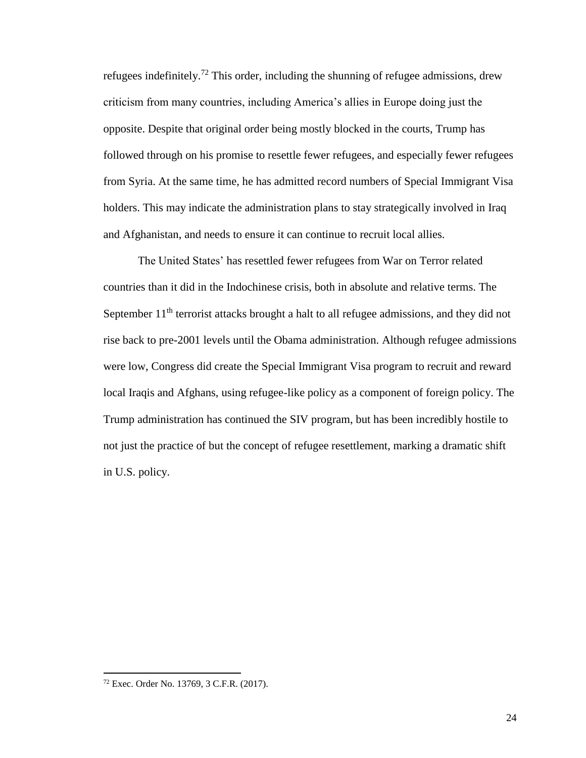refugees indefinitely.[72] This order, including the shunning of refugee admissions, drew criticism from many countries, including America's allies in Europe doing just the opposite. Despite that original order being mostly blocked in the courts, Trump has followed through on his promise to resettle fewer refugees, and especially fewer refugees from Syria. At the same time, he has admitted record numbers of Special Immigrant Visa holders. This may indicate the administration plans to stay strategically involved in Iraq and Afghanistan, and needs to ensure it can continue to recruit local allies.

The United States' has resettled fewer refugees from War on Terror related countries than it did in the Indochinese crisis, both in absolute and relative terms. The September 11th terrorist attacks brought a halt to all refugee admissions, and they did not rise back to pre-2001 levels until the Obama administration. Although refugee admissions were low, Congress did create the Special Immigrant Visa program to recruit and reward local Iraqis and Afghans, using refugee-like policy as a component of foreign policy. The Trump administration has continued the SIV program, but has been incredibly hostile to not just the practice of but the concept of refugee resettlement, marking a dramatic shift in U.S. policy.

---

[72] Exec. Order No. 13769, 3 C.F.R. (2017).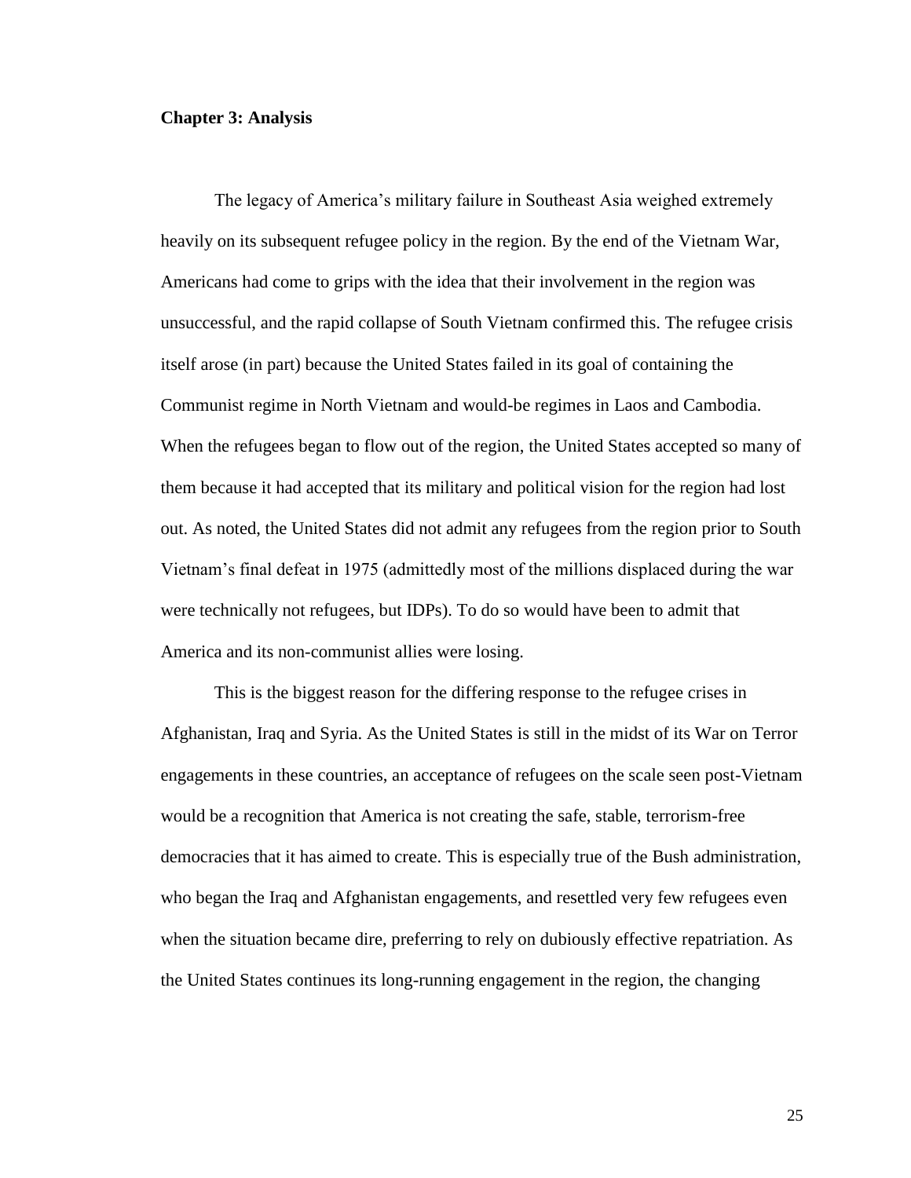## Chapter 3: Analysis

The legacy of America's military failure in Southeast Asia weighed extremely heavily on its subsequent refugee policy in the region. By the end of the Vietnam War, Americans had come to grips with the idea that their involvement in the region was unsuccessful, and the rapid collapse of South Vietnam confirmed this. The refugee crisis itself arose (in part) because the United States failed in its goal of containing the Communist regime in North Vietnam and would-be regimes in Laos and Cambodia. When the refugees began to flow out of the region, the United States accepted so many of them because it had accepted that its military and political vision for the region had lost out. As noted, the United States did not admit any refugees from the region prior to South Vietnam's final defeat in 1975 (admittedly most of the millions displaced during the war were technically not refugees, but IDPs). To do so would have been to admit that America and its non-communist allies were losing.

This is the biggest reason for the differing response to the refugee crises in Afghanistan, Iraq and Syria. As the United States is still in the midst of its War on Terror engagements in these countries, an acceptance of refugees on the scale seen post-Vietnam would be a recognition that America is not creating the safe, stable, terrorism-free democracies that it has aimed to create. This is especially true of the Bush administration, who began the Iraq and Afghanistan engagements, and resettled very few refugees even when the situation became dire, preferring to rely on dubiously effective repatriation. As the United States continues its long-running engagement in the region, the changing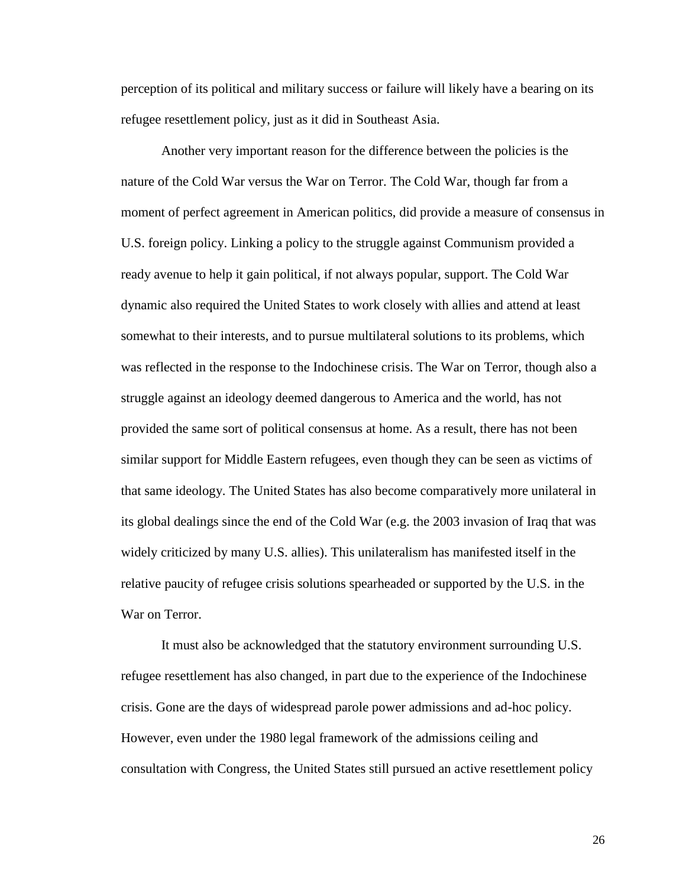perception of its political and military success or failure will likely have a bearing on its refugee resettlement policy, just as it did in Southeast Asia.

Another very important reason for the difference between the policies is the nature of the Cold War versus the War on Terror. The Cold War, though far from a moment of perfect agreement in American politics, did provide a measure of consensus in U.S. foreign policy. Linking a policy to the struggle against Communism provided a ready avenue to help it gain political, if not always popular, support. The Cold War dynamic also required the United States to work closely with allies and attend at least somewhat to their interests, and to pursue multilateral solutions to its problems, which was reflected in the response to the Indochinese crisis. The War on Terror, though also a struggle against an ideology deemed dangerous to America and the world, has not provided the same sort of political consensus at home. As a result, there has not been similar support for Middle Eastern refugees, even though they can be seen as victims of that same ideology. The United States has also become comparatively more unilateral in its global dealings since the end of the Cold War (e.g. the 2003 invasion of Iraq that was widely criticized by many U.S. allies). This unilateralism has manifested itself in the relative paucity of refugee crisis solutions spearheaded or supported by the U.S. in the War on Terror.

It must also be acknowledged that the statutory environment surrounding U.S. refugee resettlement has also changed, in part due to the experience of the Indochinese crisis. Gone are the days of widespread parole power admissions and ad-hoc policy. However, even under the 1980 legal framework of the admissions ceiling and consultation with Congress, the United States still pursued an active resettlement policy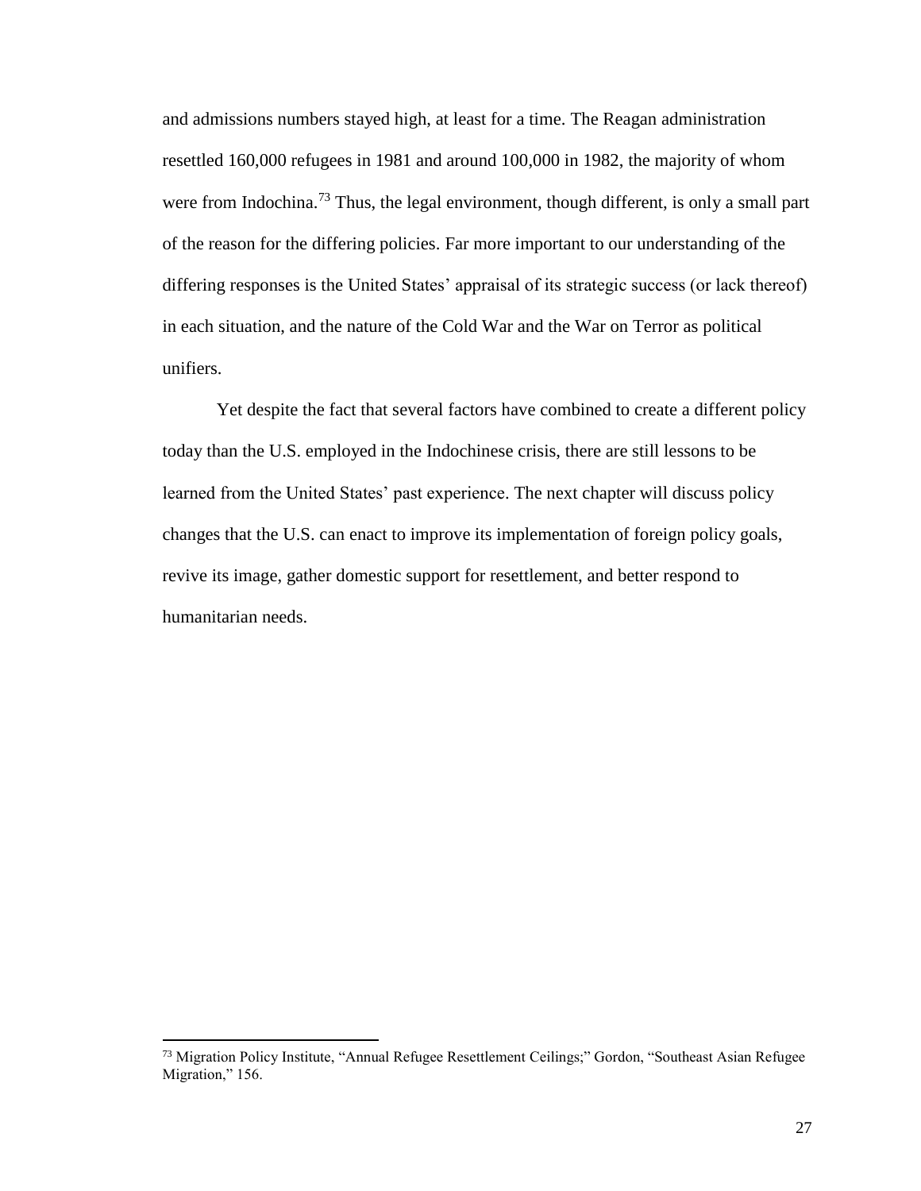and admissions numbers stayed high, at least for a time. The Reagan administration resettled 160,000 refugees in 1981 and around 100,000 in 1982, the majority of whom were from Indochina.[73] Thus, the legal environment, though different, is only a small part of the reason for the differing policies. Far more important to our understanding of the differing responses is the United States' appraisal of its strategic success (or lack thereof) in each situation, and the nature of the Cold War and the War on Terror as political unifiers.

Yet despite the fact that several factors have combined to create a different policy today than the U.S. employed in the Indochinese crisis, there are still lessons to be learned from the United States' past experience. The next chapter will discuss policy changes that the U.S. can enact to improve its implementation of foreign policy goals, revive its image, gather domestic support for resettlement, and better respond to humanitarian needs.

---

[73] Migration Policy Institute, "Annual Refugee Resettlement Ceilings;" Gordon, "Southeast Asian Refugee Migration," 156.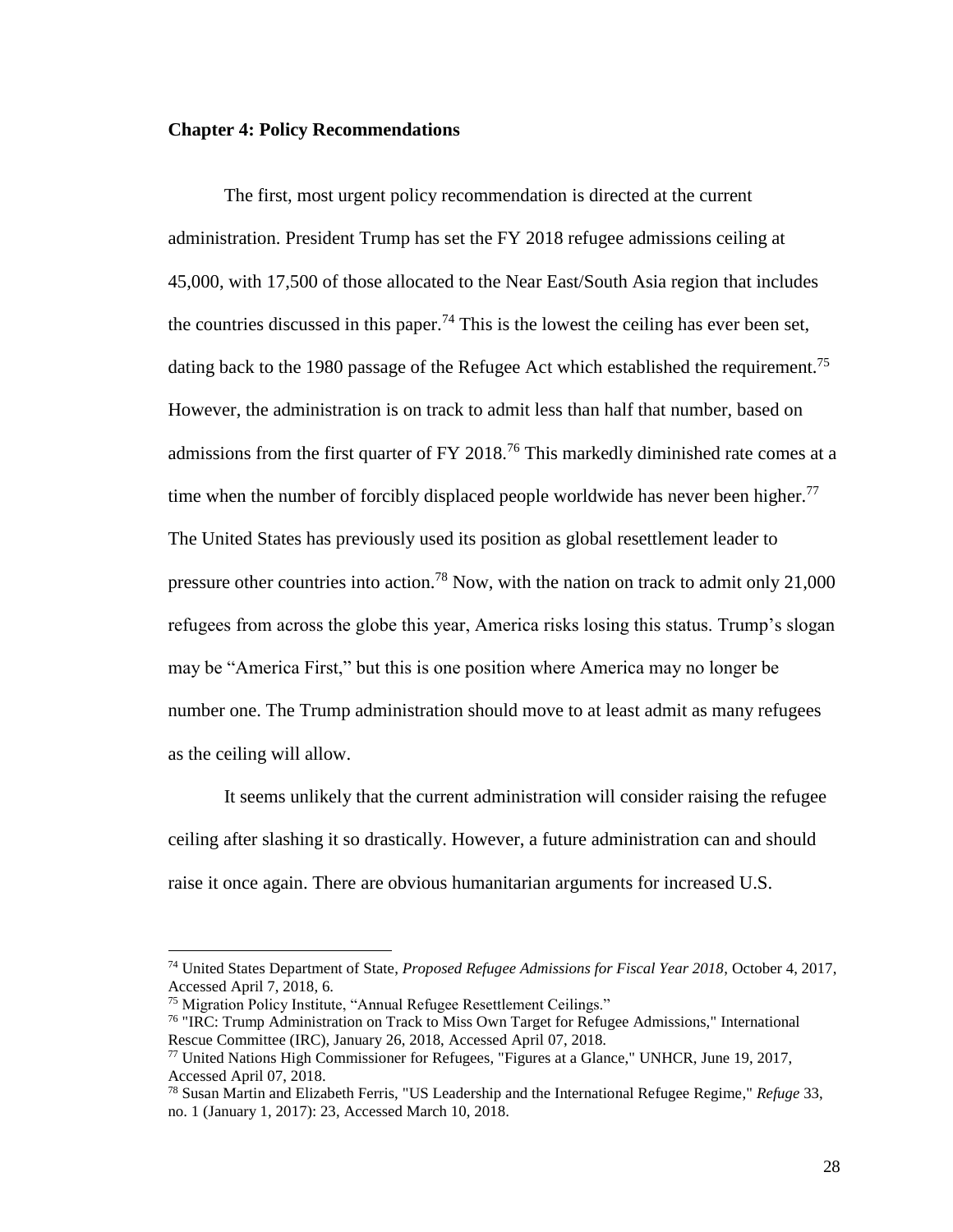## Chapter 4: Policy Recommendations

The first, most urgent policy recommendation is directed at the current administration. President Trump has set the FY 2018 refugee admissions ceiling at 45,000, with 17,500 of those allocated to the Near East/South Asia region that includes the countries discussed in this paper.[74] This is the lowest the ceiling has ever been set, dating back to the 1980 passage of the Refugee Act which established the requirement.[75] However, the administration is on track to admit less than half that number, based on admissions from the first quarter of FY 2018.[76] This markedly diminished rate comes at a time when the number of forcibly displaced people worldwide has never been higher.[77] The United States has previously used its position as global resettlement leader to pressure other countries into action.[78] Now, with the nation on track to admit only 21,000 refugees from across the globe this year, America risks losing this status. Trump's slogan may be "America First," but this is one position where America may no longer be number one. The Trump administration should move to at least admit as many refugees as the ceiling will allow.

It seems unlikely that the current administration will consider raising the refugee ceiling after slashing it so drastically. However, a future administration can and should raise it once again. There are obvious humanitarian arguments for increased U.S.

---

[74] United States Department of State, *Proposed Refugee Admissions for Fiscal Year 2018*, October 4, 2017, Accessed April 7, 2018, 6.

[75] Migration Policy Institute, "Annual Refugee Resettlement Ceilings."

[76] "IRC: Trump Administration on Track to Miss Own Target for Refugee Admissions," International Rescue Committee (IRC), January 26, 2018, Accessed April 07, 2018.

[77] United Nations High Commissioner for Refugees, "Figures at a Glance," UNHCR, June 19, 2017, Accessed April 07, 2018.

[78] Susan Martin and Elizabeth Ferris, "US Leadership and the International Refugee Regime," *Refuge* 33, no. 1 (January 1, 2017): 23, Accessed March 10, 2018.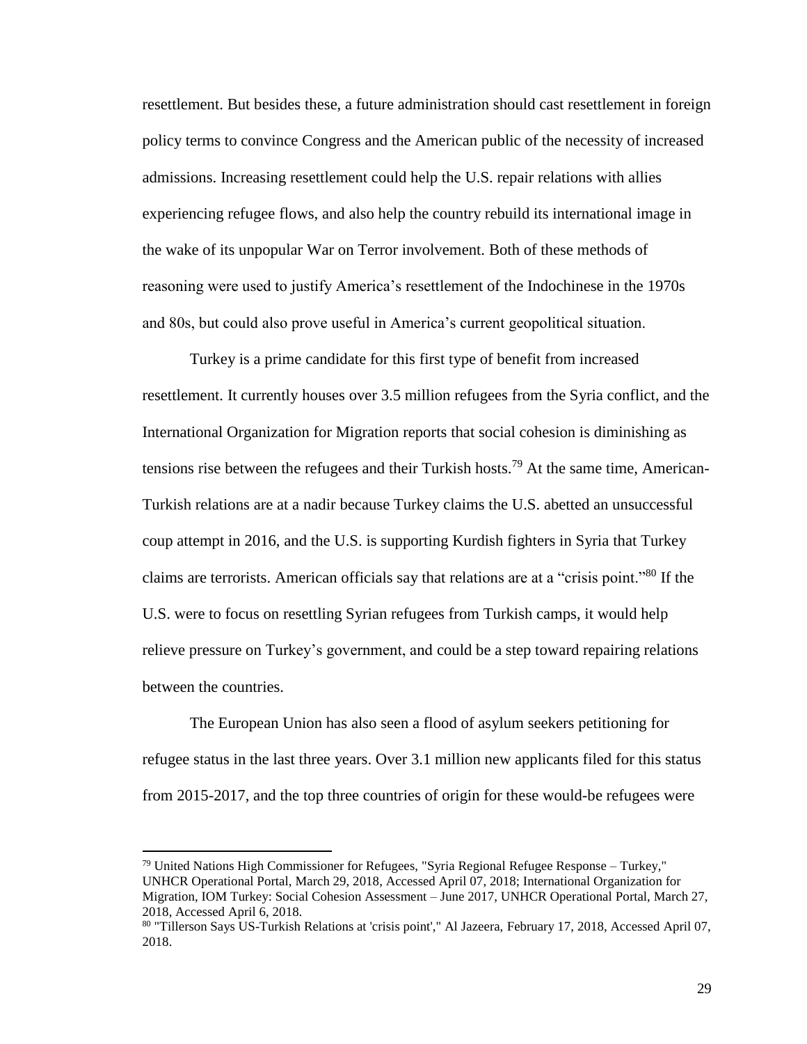resettlement. But besides these, a future administration should cast resettlement in foreign policy terms to convince Congress and the American public of the necessity of increased admissions. Increasing resettlement could help the U.S. repair relations with allies experiencing refugee flows, and also help the country rebuild its international image in the wake of its unpopular War on Terror involvement. Both of these methods of reasoning were used to justify America's resettlement of the Indochinese in the 1970s and 80s, but could also prove useful in America's current geopolitical situation.

Turkey is a prime candidate for this first type of benefit from increased resettlement. It currently houses over 3.5 million refugees from the Syria conflict, and the International Organization for Migration reports that social cohesion is diminishing as tensions rise between the refugees and their Turkish hosts.[79] At the same time, American-Turkish relations are at a nadir because Turkey claims the U.S. abetted an unsuccessful coup attempt in 2016, and the U.S. is supporting Kurdish fighters in Syria that Turkey claims are terrorists. American officials say that relations are at a "crisis point."[80] If the U.S. were to focus on resettling Syrian refugees from Turkish camps, it would help relieve pressure on Turkey's government, and could be a step toward repairing relations between the countries.

The European Union has also seen a flood of asylum seekers petitioning for refugee status in the last three years. Over 3.1 million new applicants filed for this status from 2015-2017, and the top three countries of origin for these would-be refugees were

---

[79] United Nations High Commissioner for Refugees, "Syria Regional Refugee Response – Turkey," UNHCR Operational Portal, March 29, 2018, Accessed April 07, 2018; International Organization for Migration, IOM Turkey: Social Cohesion Assessment – June 2017, UNHCR Operational Portal, March 27, 2018, Accessed April 6, 2018.

[80] "Tillerson Says US-Turkish Relations at 'crisis point'," Al Jazeera, February 17, 2018, Accessed April 07, 2018.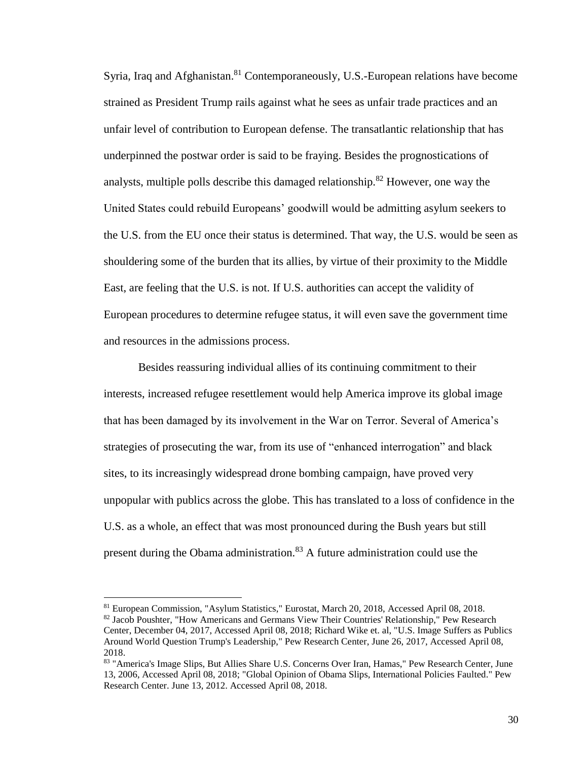Syria, Iraq and Afghanistan.[81] Contemporaneously, U.S.-European relations have become strained as President Trump rails against what he sees as unfair trade practices and an unfair level of contribution to European defense. The transatlantic relationship that has underpinned the postwar order is said to be fraying. Besides the prognostications of analysts, multiple polls describe this damaged relationship.[82] However, one way the United States could rebuild Europeans' goodwill would be admitting asylum seekers to the U.S. from the EU once their status is determined. That way, the U.S. would be seen as shouldering some of the burden that its allies, by virtue of their proximity to the Middle East, are feeling that the U.S. is not. If U.S. authorities can accept the validity of European procedures to determine refugee status, it will even save the government time and resources in the admissions process.

Besides reassuring individual allies of its continuing commitment to their interests, increased refugee resettlement would help America improve its global image that has been damaged by its involvement in the War on Terror. Several of America's strategies of prosecuting the war, from its use of "enhanced interrogation" and black sites, to its increasingly widespread drone bombing campaign, have proved very unpopular with publics across the globe. This has translated to a loss of confidence in the U.S. as a whole, an effect that was most pronounced during the Bush years but still present during the Obama administration.[83] A future administration could use the

---

[81] European Commission, "Asylum Statistics," Eurostat, March 20, 2018, Accessed April 08, 2018.

[82] Jacob Poushter, "How Americans and Germans View Their Countries' Relationship," Pew Research Center, December 04, 2017, Accessed April 08, 2018; Richard Wike et. al, "U.S. Image Suffers as Publics Around World Question Trump's Leadership," Pew Research Center, June 26, 2017, Accessed April 08, 2018.

[83] "America's Image Slips, But Allies Share U.S. Concerns Over Iran, Hamas," Pew Research Center, June 13, 2006, Accessed April 08, 2018; "Global Opinion of Obama Slips, International Policies Faulted." Pew Research Center. June 13, 2012. Accessed April 08, 2018.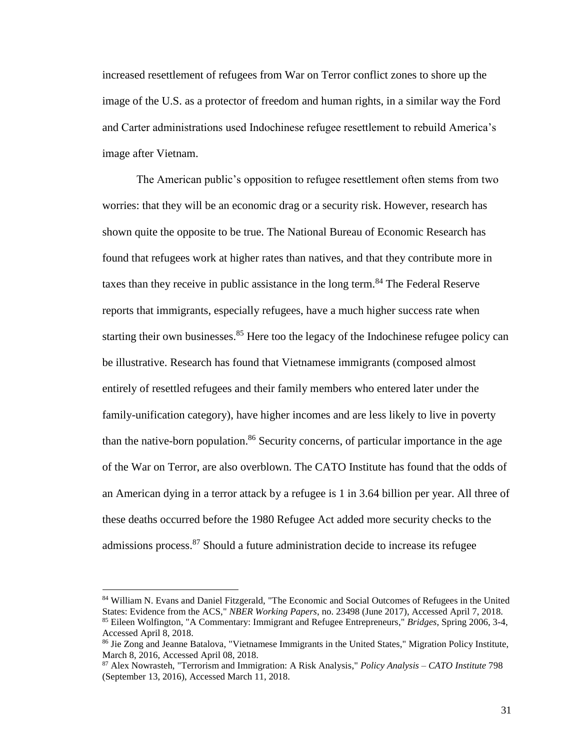increased resettlement of refugees from War on Terror conflict zones to shore up the image of the U.S. as a protector of freedom and human rights, in a similar way the Ford and Carter administrations used Indochinese refugee resettlement to rebuild America's image after Vietnam.

The American public's opposition to refugee resettlement often stems from two worries: that they will be an economic drag or a security risk. However, research has shown quite the opposite to be true. The National Bureau of Economic Research has found that refugees work at higher rates than natives, and that they contribute more in taxes than they receive in public assistance in the long term.[84] The Federal Reserve reports that immigrants, especially refugees, have a much higher success rate when starting their own businesses.[85] Here too the legacy of the Indochinese refugee policy can be illustrative. Research has found that Vietnamese immigrants (composed almost entirely of resettled refugees and their family members who entered later under the family-unification category), have higher incomes and are less likely to live in poverty than the native-born population.[86] Security concerns, of particular importance in the age of the War on Terror, are also overblown. The CATO Institute has found that the odds of an American dying in a terror attack by a refugee is 1 in 3.64 billion per year. All three of these deaths occurred before the 1980 Refugee Act added more security checks to the admissions process.[87] Should a future administration decide to increase its refugee

---

[84] William N. Evans and Daniel Fitzgerald, "The Economic and Social Outcomes of Refugees in the United States: Evidence from the ACS," *NBER Working Papers*, no. 23498 (June 2017), Accessed April 7, 2018.

[85] Eileen Wolfington, "A Commentary: Immigrant and Refugee Entrepreneurs," *Bridges*, Spring 2006, 3-4, Accessed April 8, 2018.

[86] Jie Zong and Jeanne Batalova, "Vietnamese Immigrants in the United States," Migration Policy Institute, March 8, 2016, Accessed April 08, 2018.

[87] Alex Nowrasteh, "Terrorism and Immigration: A Risk Analysis," *Policy Analysis – CATO Institute* 798 (September 13, 2016), Accessed March 11, 2018.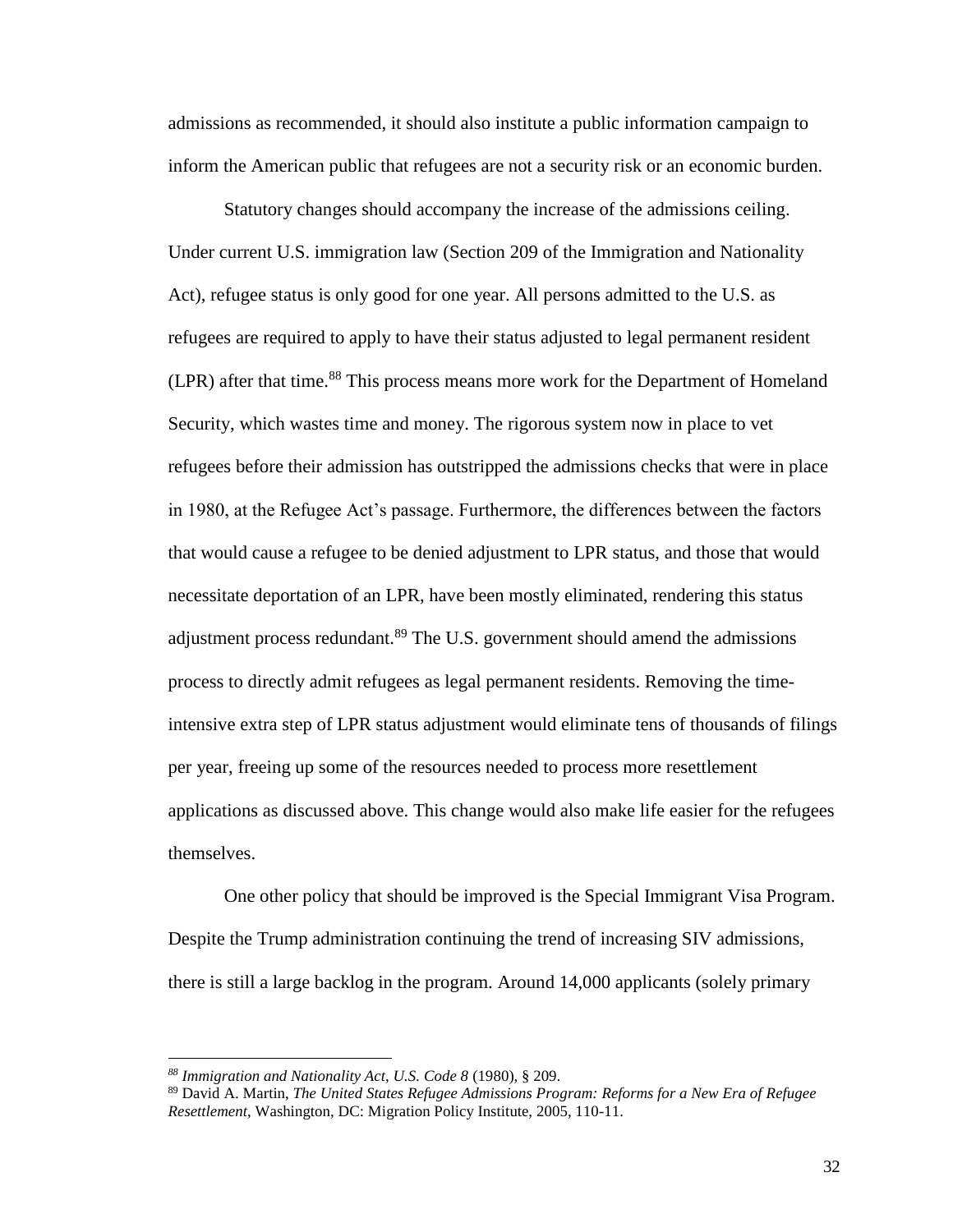admissions as recommended, it should also institute a public information campaign to inform the American public that refugees are not a security risk or an economic burden.

Statutory changes should accompany the increase of the admissions ceiling. Under current U.S. immigration law (Section 209 of the Immigration and Nationality Act), refugee status is only good for one year. All persons admitted to the U.S. as refugees are required to apply to have their status adjusted to legal permanent resident (LPR) after that time.[88] This process means more work for the Department of Homeland Security, which wastes time and money. The rigorous system now in place to vet refugees before their admission has outstripped the admissions checks that were in place in 1980, at the Refugee Act's passage. Furthermore, the differences between the factors that would cause a refugee to be denied adjustment to LPR status, and those that would necessitate deportation of an LPR, have been mostly eliminated, rendering this status adjustment process redundant.[89] The U.S. government should amend the admissions process to directly admit refugees as legal permanent residents. Removing the time-intensive extra step of LPR status adjustment would eliminate tens of thousands of filings per year, freeing up some of the resources needed to process more resettlement applications as discussed above. This change would also make life easier for the refugees themselves.

One other policy that should be improved is the Special Immigrant Visa Program. Despite the Trump administration continuing the trend of increasing SIV admissions, there is still a large backlog in the program. Around 14,000 applicants (solely primary

---

[88] *Immigration and Nationality Act, U.S. Code 8* (1980), § 209.

[89] David A. Martin, *The United States Refugee Admissions Program: Reforms for a New Era of Refugee Resettlement*, Washington, DC: Migration Policy Institute, 2005, 110-11.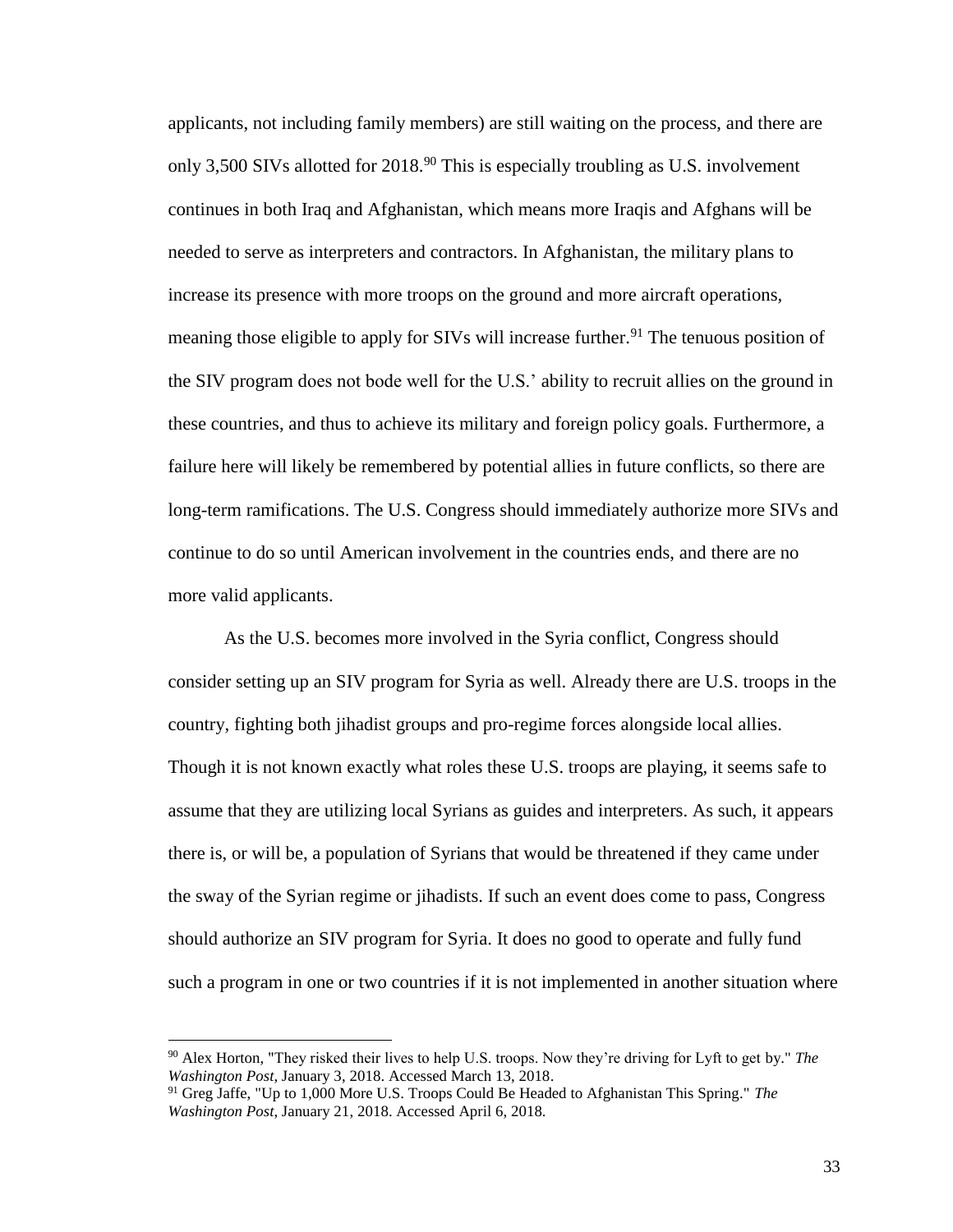applicants, not including family members) are still waiting on the process, and there are only 3,500 SIVs allotted for 2018.[90] This is especially troubling as U.S. involvement continues in both Iraq and Afghanistan, which means more Iraqis and Afghans will be needed to serve as interpreters and contractors. In Afghanistan, the military plans to increase its presence with more troops on the ground and more aircraft operations, meaning those eligible to apply for SIVs will increase further.[91] The tenuous position of the SIV program does not bode well for the U.S.' ability to recruit allies on the ground in these countries, and thus to achieve its military and foreign policy goals. Furthermore, a failure here will likely be remembered by potential allies in future conflicts, so there are long-term ramifications. The U.S. Congress should immediately authorize more SIVs and continue to do so until American involvement in the countries ends, and there are no more valid applicants.

As the U.S. becomes more involved in the Syria conflict, Congress should consider setting up an SIV program for Syria as well. Already there are U.S. troops in the country, fighting both jihadist groups and pro-regime forces alongside local allies. Though it is not known exactly what roles these U.S. troops are playing, it seems safe to assume that they are utilizing local Syrians as guides and interpreters. As such, it appears there is, or will be, a population of Syrians that would be threatened if they came under the sway of the Syrian regime or jihadists. If such an event does come to pass, Congress should authorize an SIV program for Syria. It does no good to operate and fully fund such a program in one or two countries if it is not implemented in another situation where

[90] Alex Horton, "They risked their lives to help U.S. troops. Now they're driving for Lyft to get by." *The Washington Post*, January 3, 2018. Accessed March 13, 2018.

[91] Greg Jaffe, "Up to 1,000 More U.S. Troops Could Be Headed to Afghanistan This Spring." *The Washington Post*, January 21, 2018. Accessed April 6, 2018.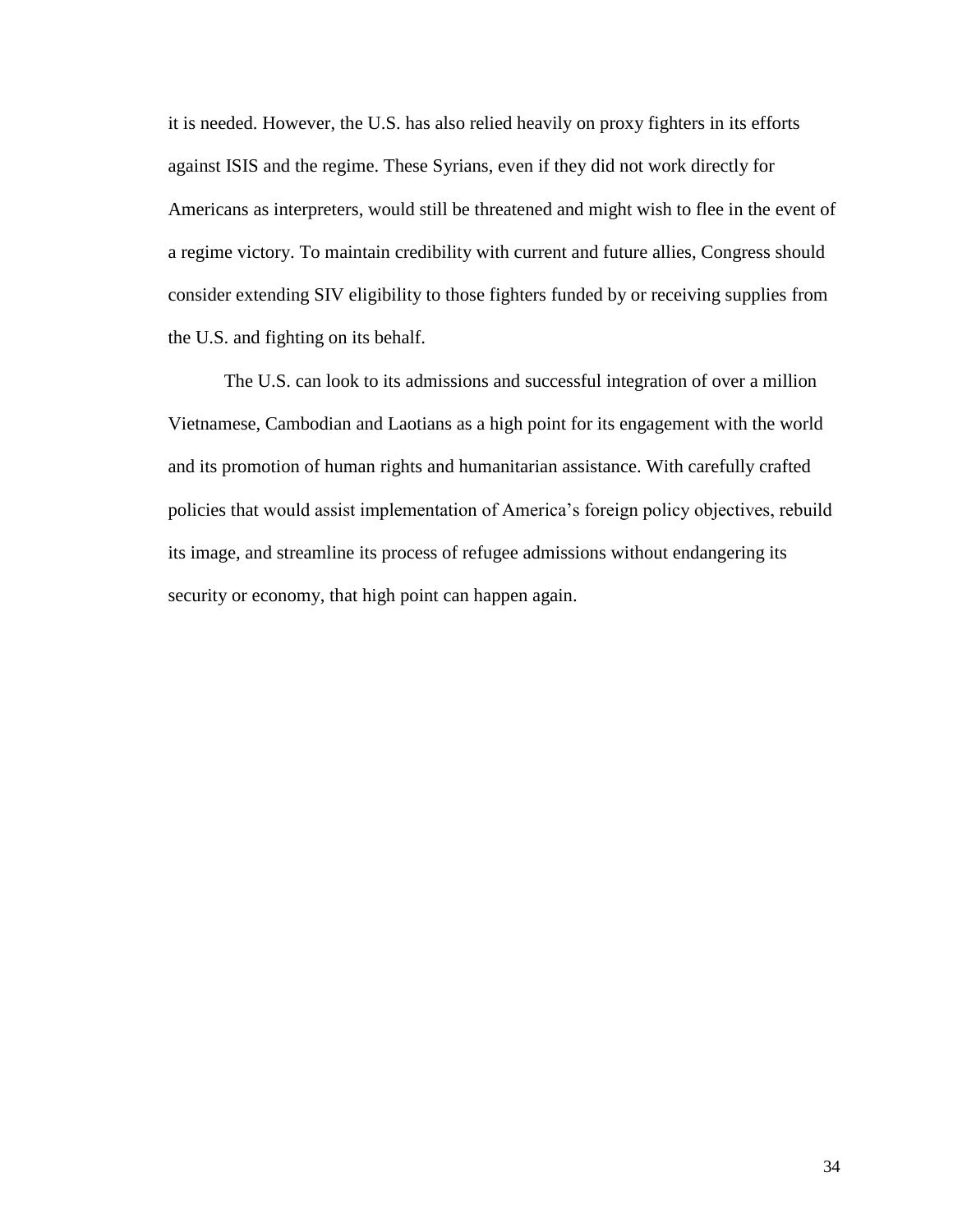it is needed. However, the U.S. has also relied heavily on proxy fighters in its efforts against ISIS and the regime. These Syrians, even if they did not work directly for Americans as interpreters, would still be threatened and might wish to flee in the event of a regime victory. To maintain credibility with current and future allies, Congress should consider extending SIV eligibility to those fighters funded by or receiving supplies from the U.S. and fighting on its behalf.

The U.S. can look to its admissions and successful integration of over a million Vietnamese, Cambodian and Laotians as a high point for its engagement with the world and its promotion of human rights and humanitarian assistance. With carefully crafted policies that would assist implementation of America's foreign policy objectives, rebuild its image, and streamline its process of refugee admissions without endangering its security or economy, that high point can happen again.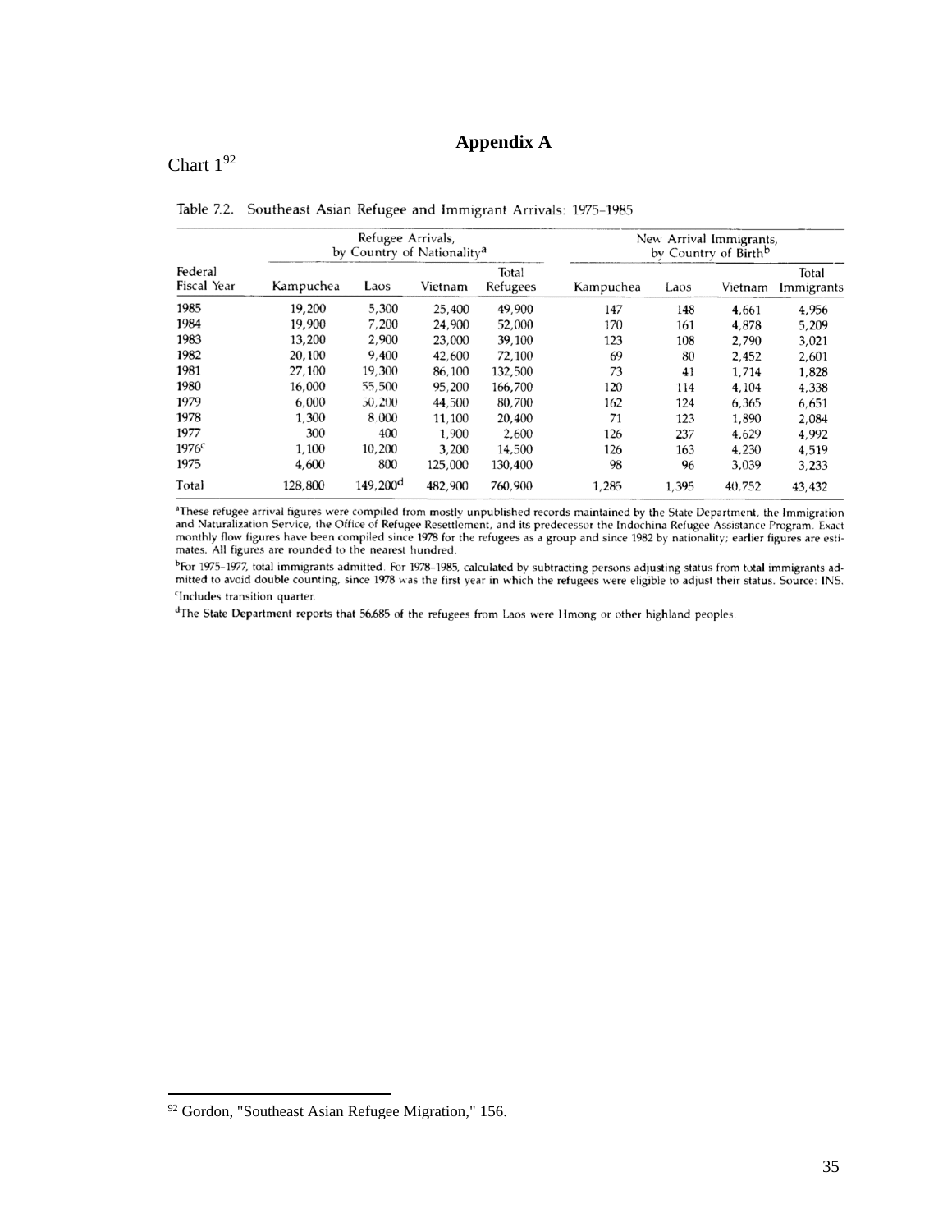# Appendix A

Chart 1[92]

Table 7.2. Southeast Asian Refugee and Immigrant Arrivals: 1975–1985

| Federal Fiscal Year | Refugee Arrivals, by Country of Nationality[a] | | | | New Arrival Immigrants, by Country of Birth[b] | | | |
|---|---|---|---|---|---|---|---|---|
| | Kampuchea | Laos | Vietnam | Total Refugees | Kampuchea | Laos | Vietnam | Total Immigrants |
| 1985 | 19,200 | 5,300 | 25,400 | 49,900 | 147 | 148 | 4,661 | 4,956 |
| 1984 | 19,900 | 7,200 | 24,900 | 52,000 | 170 | 161 | 4,878 | 5,209 |
| 1983 | 13,200 | 2,900 | 23,000 | 39,100 | 123 | 108 | 2,790 | 3,021 |
| 1982 | 20,100 | 9,400 | 42,600 | 72,100 | 69 | 80 | 2,452 | 2,601 |
| 1981 | 27,100 | 19,300 | 86,100 | 132,500 | 73 | 41 | 1,714 | 1,828 |
| 1980 | 16,000 | 55,500 | 95,200 | 166,700 | 120 | 114 | 4,104 | 4,338 |
| 1979 | 6,000 | 30,200 | 44,500 | 80,700 | 162 | 124 | 6,365 | 6,651 |
| 1978 | 1,300 | 8,000 | 11,100 | 20,400 | 71 | 123 | 1,890 | 2,084 |
| 1977 | 300 | 400 | 1,900 | 2,600 | 126 | 237 | 4,629 | 4,992 |
| 1976[c] | 1,100 | 10,200 | 3,200 | 14,500 | 126 | 163 | 4,230 | 4,519 |
| 1975 | 4,600 | 800 | 125,000 | 130,400 | 98 | 96 | 3,039 | 3,233 |
| Total | 128,800 | 149,200[d] | 482,900 | 760,900 | 1,285 | 1,395 | 40,752 | 43,432 |

[a]These refugee arrival figures were compiled from mostly unpublished records maintained by the State Department, the Immigration and Naturalization Service, the Office of Refugee Resettlement, and its predecessor the Indochina Refugee Assistance Program. Exact monthly flow figures have been compiled since 1978 for the refugees as a group and since 1982 by nationality; earlier figures are estimates. All figures are rounded to the nearest hundred.

[b]For 1975–1977, total immigrants admitted. For 1978–1985, calculated by subtracting persons adjusting status from total immigrants admitted to avoid double counting, since 1978 was the first year in which the refugees were eligible to adjust their status. Source: INS.

[c]Includes transition quarter.

[d]The State Department reports that 56,685 of the refugees from Laos were Hmong or other highland peoples.

[92] Gordon, "Southeast Asian Refugee Migration," 156.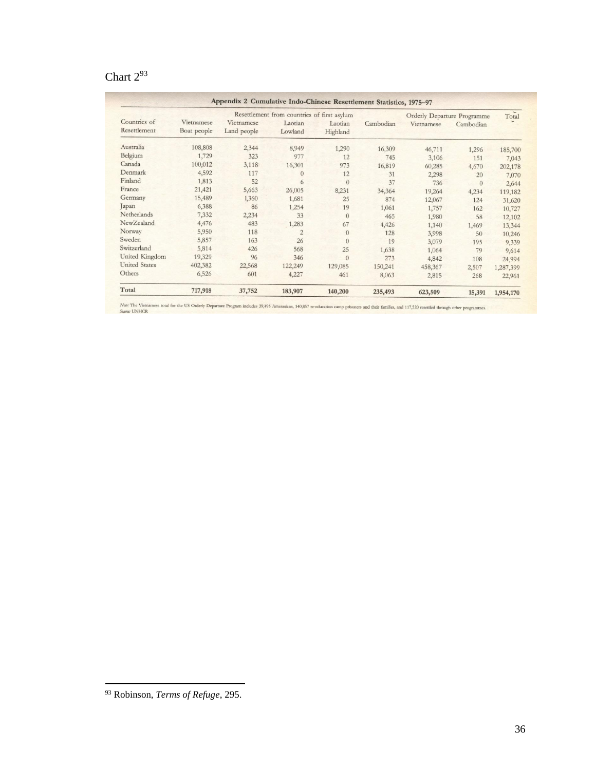Chart 2[93]

**Appendix 2 Cumulative Indo-Chinese Resettlement Statistics, 1975–97**

| Countries of Resettlement | Resettlement from countries of first asylum | | | | | Orderly Departure Programme | | Total |
|---|---|---|---|---|---|---|---|---|
| | Vietnamese Boat people | Vietnamese Land people | Laotian Lowland | Laotian Highland | Cambodian | Vietnamese | Cambodian | |
| Australia | 108,808 | 2,344 | 8,949 | 1,290 | 16,309 | 46,711 | 1,296 | 185,700 |
| Belgium | 1,729 | 323 | 977 | 12 | 745 | 3,106 | 151 | 7,043 |
| Canada | 100,012 | 3,118 | 16,301 | 973 | 16,819 | 60,285 | 4,670 | 202,178 |
| Denmark | 4,592 | 117 | 0 | 12 | 31 | 2,298 | 20 | 7,070 |
| Finland | 1,813 | 52 | 6 | 0 | 37 | 736 | 0 | 2,644 |
| France | 21,421 | 5,663 | 26,005 | 8,231 | 34,364 | 19,264 | 4,234 | 119,182 |
| Germany | 15,489 | 1,360 | 1,681 | 25 | 874 | 12,067 | 124 | 31,620 |
| Japan | 6,388 | 86 | 1,254 | 19 | 1,061 | 1,757 | 162 | 10,727 |
| Netherlands | 7,332 | 2,234 | 33 | 0 | 465 | 1,980 | 58 | 12,102 |
| NewZealand | 4,476 | 483 | 1,283 | 67 | 4,426 | 1,140 | 1,469 | 13,344 |
| Norway | 5,950 | 118 | 2 | 0 | 128 | 3,998 | 50 | 10,246 |
| Sweden | 5,857 | 163 | 26 | 0 | 19 | 3,079 | 195 | 9,339 |
| Switzerland | 5,814 | 426 | 568 | 25 | 1,638 | 1,064 | 79 | 9,614 |
| United Kingdom | 19,329 | 96 | 346 | 0 | 273 | 4,842 | 108 | 24,994 |
| United States | 402,382 | 22,568 | 122,249 | 129,085 | 150,241 | 458,367 | 2,507 | 1,287,399 |
| Others | 6,526 | 601 | 4,227 | 461 | 8,063 | 2,815 | 268 | 22,961 |
| **Total** | **717,918** | **37,752** | **183,907** | **140,200** | **235,493** | **623,509** | **15,391** | **1,954,170** |

*Note:* The Vietnamese total for the US Orderly Departure Program includes 39,495 Amerasians, 140,857 re-education camp prisoners and their families, and 117,520 resettled through other programmes.
*Source:* UNHCR

[93] Robinson, *Terms of Refuge*, 295.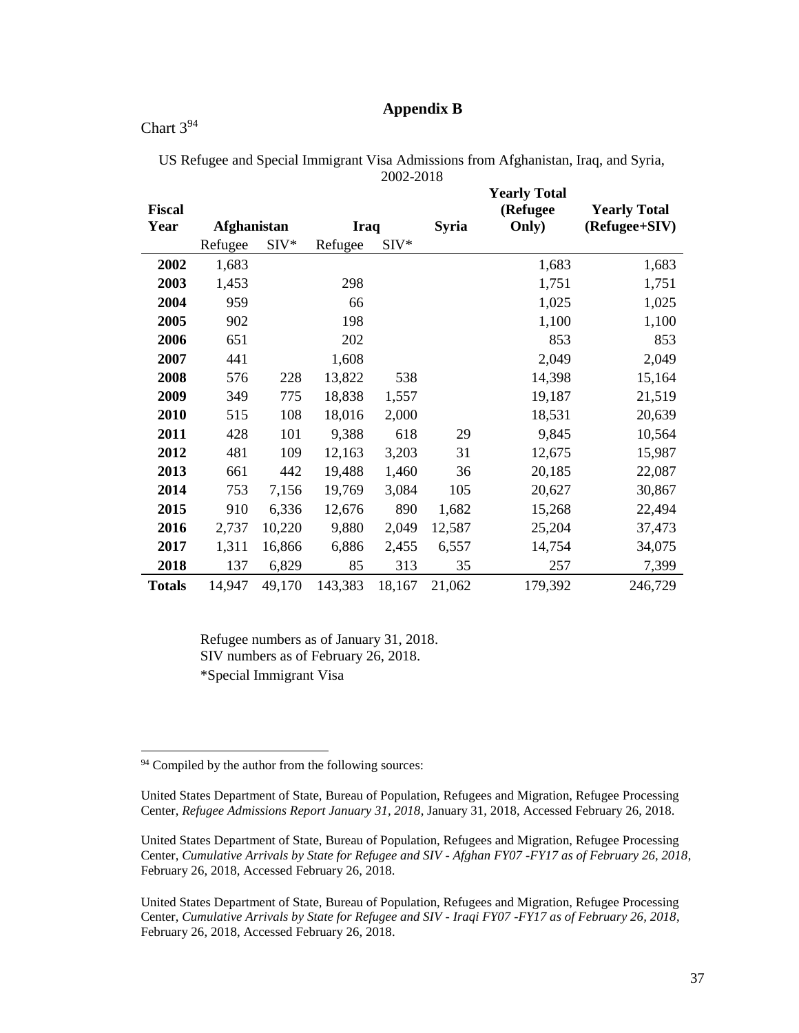# Appendix B

Chart 3[94]

US Refugee and Special Immigrant Visa Admissions from Afghanistan, Iraq, and Syria, 2002-2018

| Fiscal Year | Afghanistan | | Iraq | | Syria | Yearly Total (Refugee Only) | Yearly Total (Refugee+SIV) |
|---|---|---|---|---|---|---|---|
| | Refugee | SIV* | Refugee | SIV* | | | |
| **2002** | 1,683 | | | | | 1,683 | 1,683 |
| **2003** | 1,453 | | 298 | | | 1,751 | 1,751 |
| **2004** | 959 | | 66 | | | 1,025 | 1,025 |
| **2005** | 902 | | 198 | | | 1,100 | 1,100 |
| **2006** | 651 | | 202 | | | 853 | 853 |
| **2007** | 441 | | 1,608 | | | 2,049 | 2,049 |
| **2008** | 576 | 228 | 13,822 | 538 | | 14,398 | 15,164 |
| **2009** | 349 | 775 | 18,838 | 1,557 | | 19,187 | 21,519 |
| **2010** | 515 | 108 | 18,016 | 2,000 | | 18,531 | 20,639 |
| **2011** | 428 | 101 | 9,388 | 618 | 29 | 9,845 | 10,564 |
| **2012** | 481 | 109 | 12,163 | 3,203 | 31 | 12,675 | 15,987 |
| **2013** | 661 | 442 | 19,488 | 1,460 | 36 | 20,185 | 22,087 |
| **2014** | 753 | 7,156 | 19,769 | 3,084 | 105 | 20,627 | 30,867 |
| **2015** | 910 | 6,336 | 12,676 | 890 | 1,682 | 15,268 | 22,494 |
| **2016** | 2,737 | 10,220 | 9,880 | 2,049 | 12,587 | 25,204 | 37,473 |
| **2017** | 1,311 | 16,866 | 6,886 | 2,455 | 6,557 | 14,754 | 34,075 |
| **2018** | 137 | 6,829 | 85 | 313 | 35 | 257 | 7,399 |
| **Totals** | 14,947 | 49,170 | 143,383 | 18,167 | 21,062 | 179,392 | 246,729 |

Refugee numbers as of January 31, 2018.
SIV numbers as of February 26, 2018.
*Special Immigrant Visa

[94] Compiled by the author from the following sources:

United States Department of State, Bureau of Population, Refugees and Migration, Refugee Processing Center, *Refugee Admissions Report January 31, 2018*, January 31, 2018, Accessed February 26, 2018.

United States Department of State, Bureau of Population, Refugees and Migration, Refugee Processing Center, *Cumulative Arrivals by State for Refugee and SIV - Afghan FY07 -FY17 as of February 26, 2018*, February 26, 2018, Accessed February 26, 2018.

United States Department of State, Bureau of Population, Refugees and Migration, Refugee Processing Center, *Cumulative Arrivals by State for Refugee and SIV - Iraqi FY07 -FY17 as of February 26, 2018*, February 26, 2018, Accessed February 26, 2018.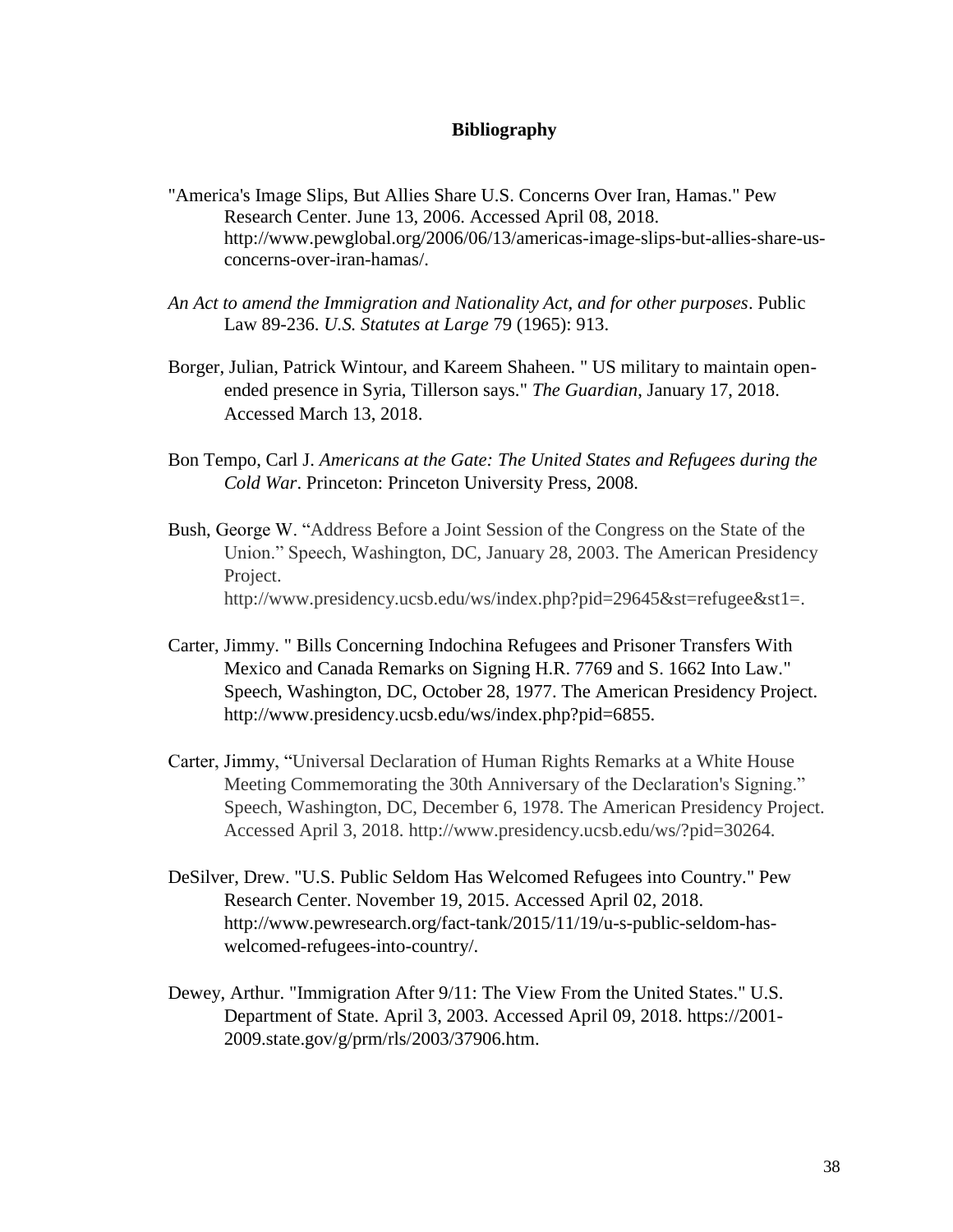**Bibliography**

"America's Image Slips, But Allies Share U.S. Concerns Over Iran, Hamas." Pew Research Center. June 13, 2006. Accessed April 08, 2018. http://www.pewglobal.org/2006/06/13/americas-image-slips-but-allies-share-us-concerns-over-iran-hamas/.

*An Act to amend the Immigration and Nationality Act, and for other purposes*. Public Law 89-236. *U.S. Statutes at Large* 79 (1965): 913.

Borger, Julian, Patrick Wintour, and Kareem Shaheen. " US military to maintain open-ended presence in Syria, Tillerson says." *The Guardian*, January 17, 2018. Accessed March 13, 2018.

Bon Tempo, Carl J. *Americans at the Gate: The United States and Refugees during the Cold War*. Princeton: Princeton University Press, 2008.

Bush, George W. "Address Before a Joint Session of the Congress on the State of the Union." Speech, Washington, DC, January 28, 2003. The American Presidency Project. http://www.presidency.ucsb.edu/ws/index.php?pid=29645&st=refugee&st1=.

Carter, Jimmy. " Bills Concerning Indochina Refugees and Prisoner Transfers With Mexico and Canada Remarks on Signing H.R. 7769 and S. 1662 Into Law." Speech, Washington, DC, October 28, 1977. The American Presidency Project. http://www.presidency.ucsb.edu/ws/index.php?pid=6855.

Carter, Jimmy, "Universal Declaration of Human Rights Remarks at a White House Meeting Commemorating the 30th Anniversary of the Declaration's Signing." Speech, Washington, DC, December 6, 1978. The American Presidency Project. Accessed April 3, 2018. http://www.presidency.ucsb.edu/ws/?pid=30264.

DeSilver, Drew. "U.S. Public Seldom Has Welcomed Refugees into Country." Pew Research Center. November 19, 2015. Accessed April 02, 2018. http://www.pewresearch.org/fact-tank/2015/11/19/u-s-public-seldom-has-welcomed-refugees-into-country/.

Dewey, Arthur. "Immigration After 9/11: The View From the United States." U.S. Department of State. April 3, 2003. Accessed April 09, 2018. https://2001-2009.state.gov/g/prm/rls/2003/37906.htm.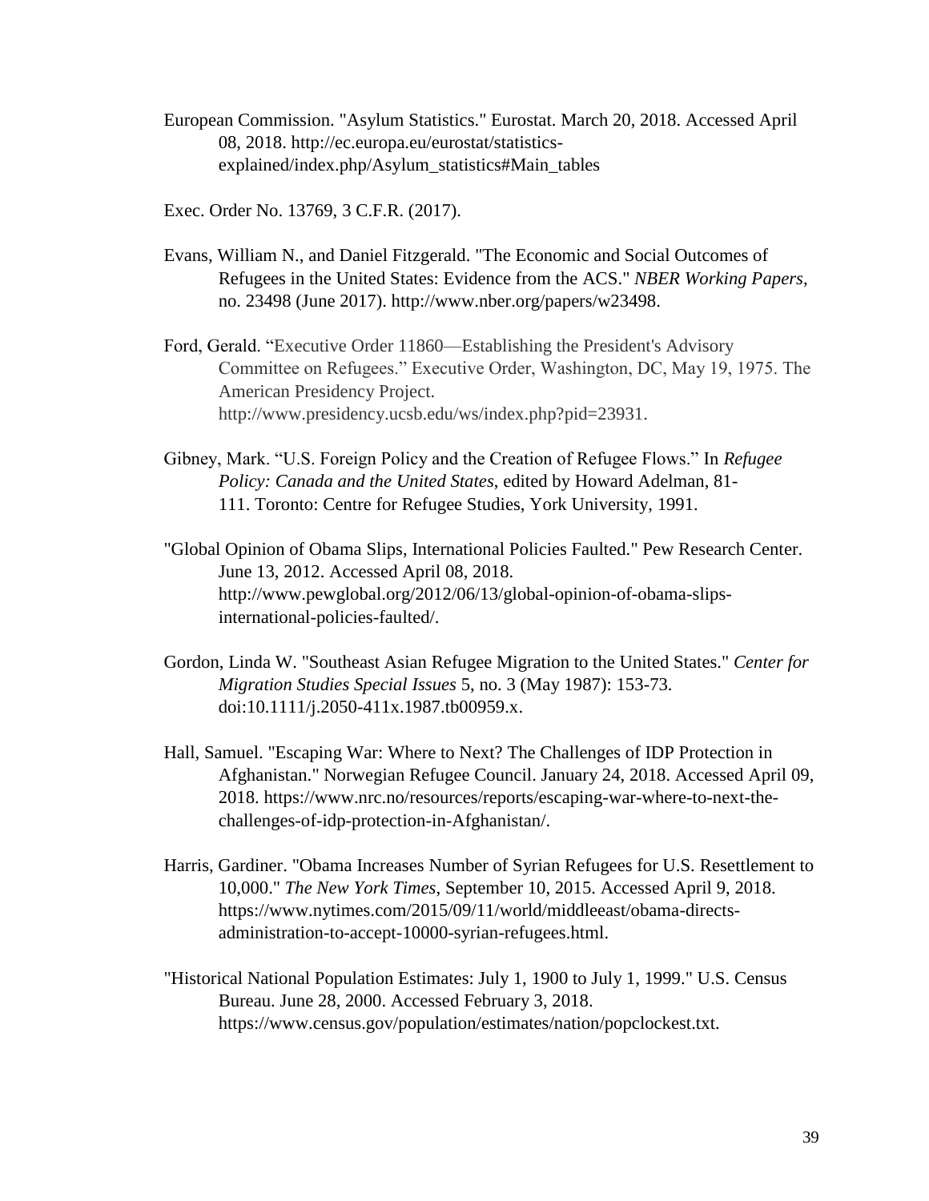European Commission. "Asylum Statistics." Eurostat. March 20, 2018. Accessed April 08, 2018. http://ec.europa.eu/eurostat/statistics-explained/index.php/Asylum_statistics#Main_tables

Exec. Order No. 13769, 3 C.F.R. (2017).

Evans, William N., and Daniel Fitzgerald. "The Economic and Social Outcomes of Refugees in the United States: Evidence from the ACS." *NBER Working Papers*, no. 23498 (June 2017). http://www.nber.org/papers/w23498.

Ford, Gerald. "Executive Order 11860—Establishing the President's Advisory Committee on Refugees." Executive Order, Washington, DC, May 19, 1975. The American Presidency Project. http://www.presidency.ucsb.edu/ws/index.php?pid=23931.

Gibney, Mark. "U.S. Foreign Policy and the Creation of Refugee Flows." In *Refugee Policy: Canada and the United States*, edited by Howard Adelman, 81-111. Toronto: Centre for Refugee Studies, York University, 1991.

"Global Opinion of Obama Slips, International Policies Faulted." Pew Research Center. June 13, 2012. Accessed April 08, 2018. http://www.pewglobal.org/2012/06/13/global-opinion-of-obama-slips-international-policies-faulted/.

Gordon, Linda W. "Southeast Asian Refugee Migration to the United States." *Center for Migration Studies Special Issues* 5, no. 3 (May 1987): 153-73. doi:10.1111/j.2050-411x.1987.tb00959.x.

Hall, Samuel. "Escaping War: Where to Next? The Challenges of IDP Protection in Afghanistan." Norwegian Refugee Council. January 24, 2018. Accessed April 09, 2018. https://www.nrc.no/resources/reports/escaping-war-where-to-next-the-challenges-of-idp-protection-in-Afghanistan/.

Harris, Gardiner. "Obama Increases Number of Syrian Refugees for U.S. Resettlement to 10,000." *The New York Times*, September 10, 2015. Accessed April 9, 2018. https://www.nytimes.com/2015/09/11/world/middleeast/obama-directs-administration-to-accept-10000-syrian-refugees.html.

"Historical National Population Estimates: July 1, 1900 to July 1, 1999." U.S. Census Bureau. June 28, 2000. Accessed February 3, 2018. https://www.census.gov/population/estimates/nation/popclockest.txt.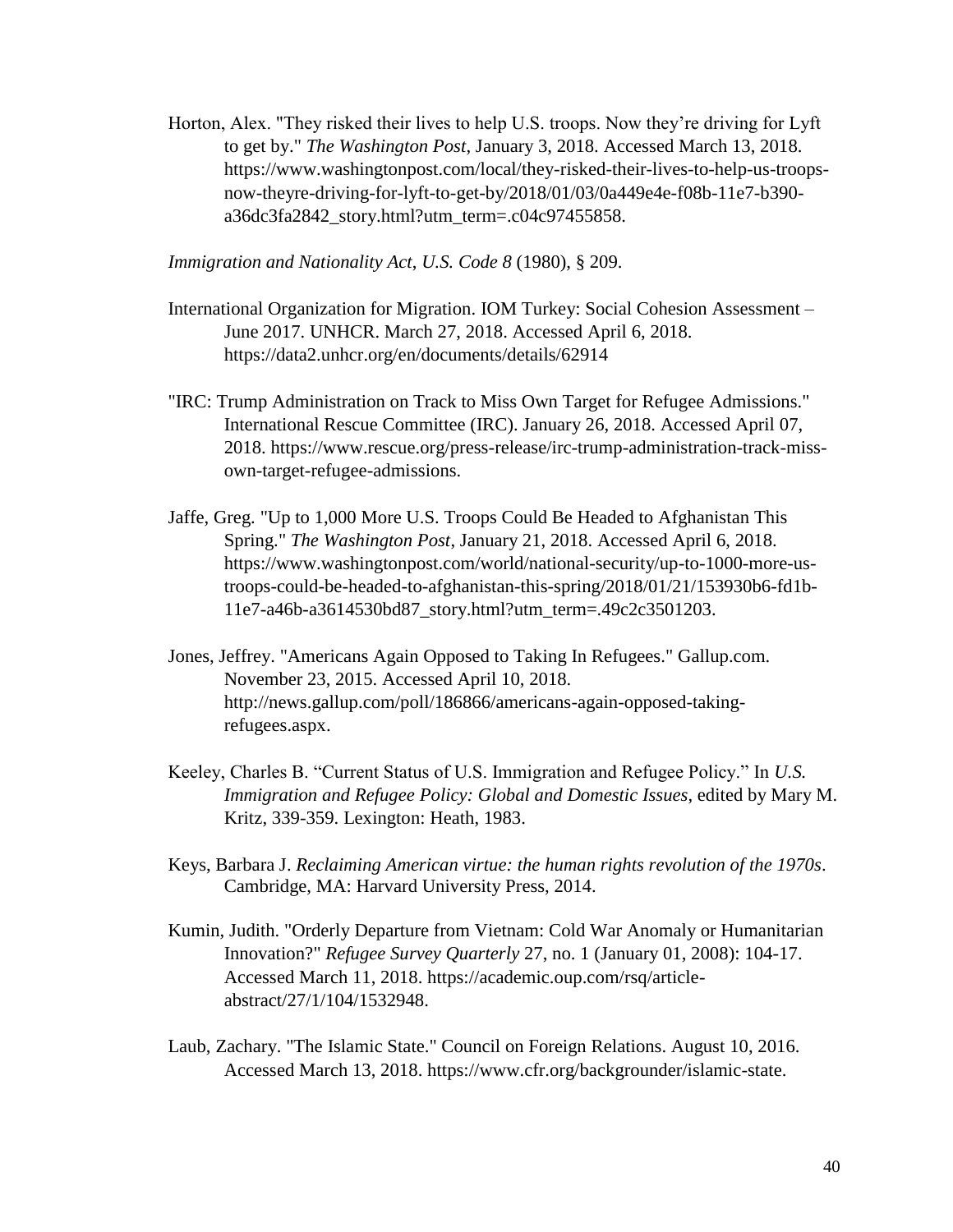Horton, Alex. "They risked their lives to help U.S. troops. Now they're driving for Lyft to get by." *The Washington Post*, January 3, 2018. Accessed March 13, 2018. https://www.washingtonpost.com/local/they-risked-their-lives-to-help-us-troops-now-theyre-driving-for-lyft-to-get-by/2018/01/03/0a449e4e-f08b-11e7-b390-a36dc3fa2842_story.html?utm_term=.c04c97455858.

*Immigration and Nationality Act, U.S. Code 8* (1980), § 209.

International Organization for Migration. IOM Turkey: Social Cohesion Assessment – June 2017. UNHCR. March 27, 2018. Accessed April 6, 2018. https://data2.unhcr.org/en/documents/details/62914

"IRC: Trump Administration on Track to Miss Own Target for Refugee Admissions." International Rescue Committee (IRC). January 26, 2018. Accessed April 07, 2018. https://www.rescue.org/press-release/irc-trump-administration-track-miss-own-target-refugee-admissions.

Jaffe, Greg. "Up to 1,000 More U.S. Troops Could Be Headed to Afghanistan This Spring." *The Washington Post*, January 21, 2018. Accessed April 6, 2018. https://www.washingtonpost.com/world/national-security/up-to-1000-more-us-troops-could-be-headed-to-afghanistan-this-spring/2018/01/21/153930b6-fd1b-11e7-a46b-a3614530bd87_story.html?utm_term=.49c2c3501203.

Jones, Jeffrey. "Americans Again Opposed to Taking In Refugees." Gallup.com. November 23, 2015. Accessed April 10, 2018. http://news.gallup.com/poll/186866/americans-again-opposed-taking-refugees.aspx.

Keeley, Charles B. "Current Status of U.S. Immigration and Refugee Policy." In *U.S. Immigration and Refugee Policy: Global and Domestic Issues*, edited by Mary M. Kritz, 339-359. Lexington: Heath, 1983.

Keys, Barbara J. *Reclaiming American virtue: the human rights revolution of the 1970s*. Cambridge, MA: Harvard University Press, 2014.

Kumin, Judith. "Orderly Departure from Vietnam: Cold War Anomaly or Humanitarian Innovation?" *Refugee Survey Quarterly* 27, no. 1 (January 01, 2008): 104-17. Accessed March 11, 2018. https://academic.oup.com/rsq/article-abstract/27/1/104/1532948.

Laub, Zachary. "The Islamic State." Council on Foreign Relations. August 10, 2016. Accessed March 13, 2018. https://www.cfr.org/backgrounder/islamic-state.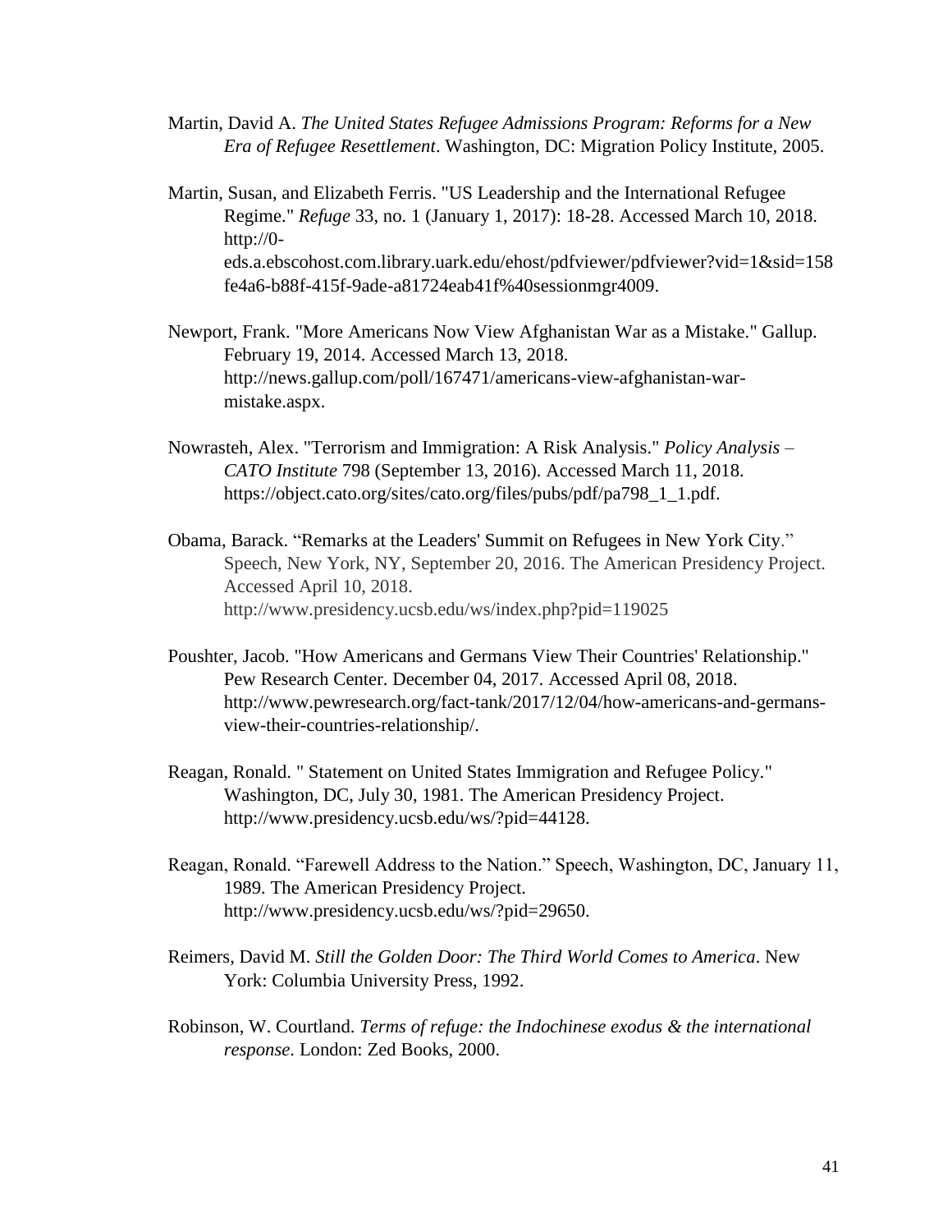Martin, David A. *The United States Refugee Admissions Program: Reforms for a New Era of Refugee Resettlement*. Washington, DC: Migration Policy Institute, 2005.

Martin, Susan, and Elizabeth Ferris. "US Leadership and the International Refugee Regime." *Refuge* 33, no. 1 (January 1, 2017): 18-28. Accessed March 10, 2018. http://0-eds.a.ebscohost.com.library.uark.edu/ehost/pdfviewer/pdfviewer?vid=1&sid=158fe4a6-b88f-415f-9ade-a81724eab41f%40sessionmgr4009.

Newport, Frank. "More Americans Now View Afghanistan War as a Mistake." Gallup. February 19, 2014. Accessed March 13, 2018. http://news.gallup.com/poll/167471/americans-view-afghanistan-war-mistake.aspx.

Nowrasteh, Alex. "Terrorism and Immigration: A Risk Analysis." *Policy Analysis – CATO Institute* 798 (September 13, 2016). Accessed March 11, 2018. https://object.cato.org/sites/cato.org/files/pubs/pdf/pa798_1_1.pdf.

Obama, Barack. "Remarks at the Leaders' Summit on Refugees in New York City." Speech, New York, NY, September 20, 2016. The American Presidency Project. Accessed April 10, 2018. http://www.presidency.ucsb.edu/ws/index.php?pid=119025

Poushter, Jacob. "How Americans and Germans View Their Countries' Relationship." Pew Research Center. December 04, 2017. Accessed April 08, 2018. http://www.pewresearch.org/fact-tank/2017/12/04/how-americans-and-germans-view-their-countries-relationship/.

Reagan, Ronald. " Statement on United States Immigration and Refugee Policy." Washington, DC, July 30, 1981. The American Presidency Project. http://www.presidency.ucsb.edu/ws/?pid=44128.

Reagan, Ronald. "Farewell Address to the Nation." Speech, Washington, DC, January 11, 1989. The American Presidency Project. http://www.presidency.ucsb.edu/ws/?pid=29650.

Reimers, David M. *Still the Golden Door: The Third World Comes to America*. New York: Columbia University Press, 1992.

Robinson, W. Courtland. *Terms of refuge: the Indochinese exodus & the international response*. London: Zed Books, 2000.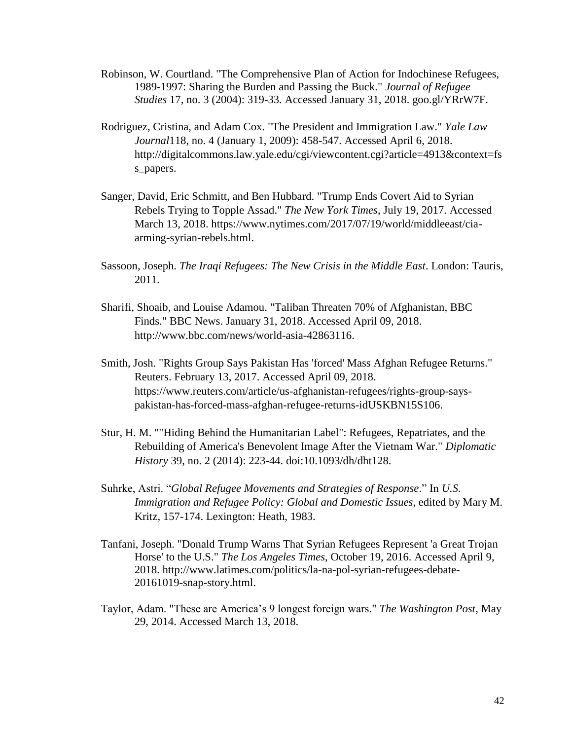Robinson, W. Courtland. "The Comprehensive Plan of Action for Indochinese Refugees, 1989-1997: Sharing the Burden and Passing the Buck." *Journal of Refugee Studies* 17, no. 3 (2004): 319-33. Accessed January 31, 2018. goo.gl/YRrW7F.

Rodriguez, Cristina, and Adam Cox. "The President and Immigration Law." *Yale Law Journal*118, no. 4 (January 1, 2009): 458-547. Accessed April 6, 2018. http://digitalcommons.law.yale.edu/cgi/viewcontent.cgi?article=4913&context=fss_papers.

Sanger, David, Eric Schmitt, and Ben Hubbard. "Trump Ends Covert Aid to Syrian Rebels Trying to Topple Assad." *The New York Times*, July 19, 2017. Accessed March 13, 2018. https://www.nytimes.com/2017/07/19/world/middleeast/cia-arming-syrian-rebels.html.

Sassoon, Joseph. *The Iraqi Refugees: The New Crisis in the Middle East*. London: Tauris, 2011.

Sharifi, Shoaib, and Louise Adamou. "Taliban Threaten 70% of Afghanistan, BBC Finds." BBC News. January 31, 2018. Accessed April 09, 2018. http://www.bbc.com/news/world-asia-42863116.

Smith, Josh. "Rights Group Says Pakistan Has 'forced' Mass Afghan Refugee Returns." Reuters. February 13, 2017. Accessed April 09, 2018. https://www.reuters.com/article/us-afghanistan-refugees/rights-group-says-pakistan-has-forced-mass-afghan-refugee-returns-idUSKBN15S106.

Stur, H. M. ""Hiding Behind the Humanitarian Label": Refugees, Repatriates, and the Rebuilding of America's Benevolent Image After the Vietnam War." *Diplomatic History* 39, no. 2 (2014): 223-44. doi:10.1093/dh/dht128.

Suhrke, Astri. "*Global Refugee Movements and Strategies of Response*." In *U.S. Immigration and Refugee Policy: Global and Domestic Issues*, edited by Mary M. Kritz, 157-174. Lexington: Heath, 1983.

Tanfani, Joseph. "Donald Trump Warns That Syrian Refugees Represent 'a Great Trojan Horse' to the U.S." *The Los Angeles Times*, October 19, 2016. Accessed April 9, 2018. http://www.latimes.com/politics/la-na-pol-syrian-refugees-debate-20161019-snap-story.html.

Taylor, Adam. "These are America's 9 longest foreign wars." *The Washington Post*, May 29, 2014. Accessed March 13, 2018.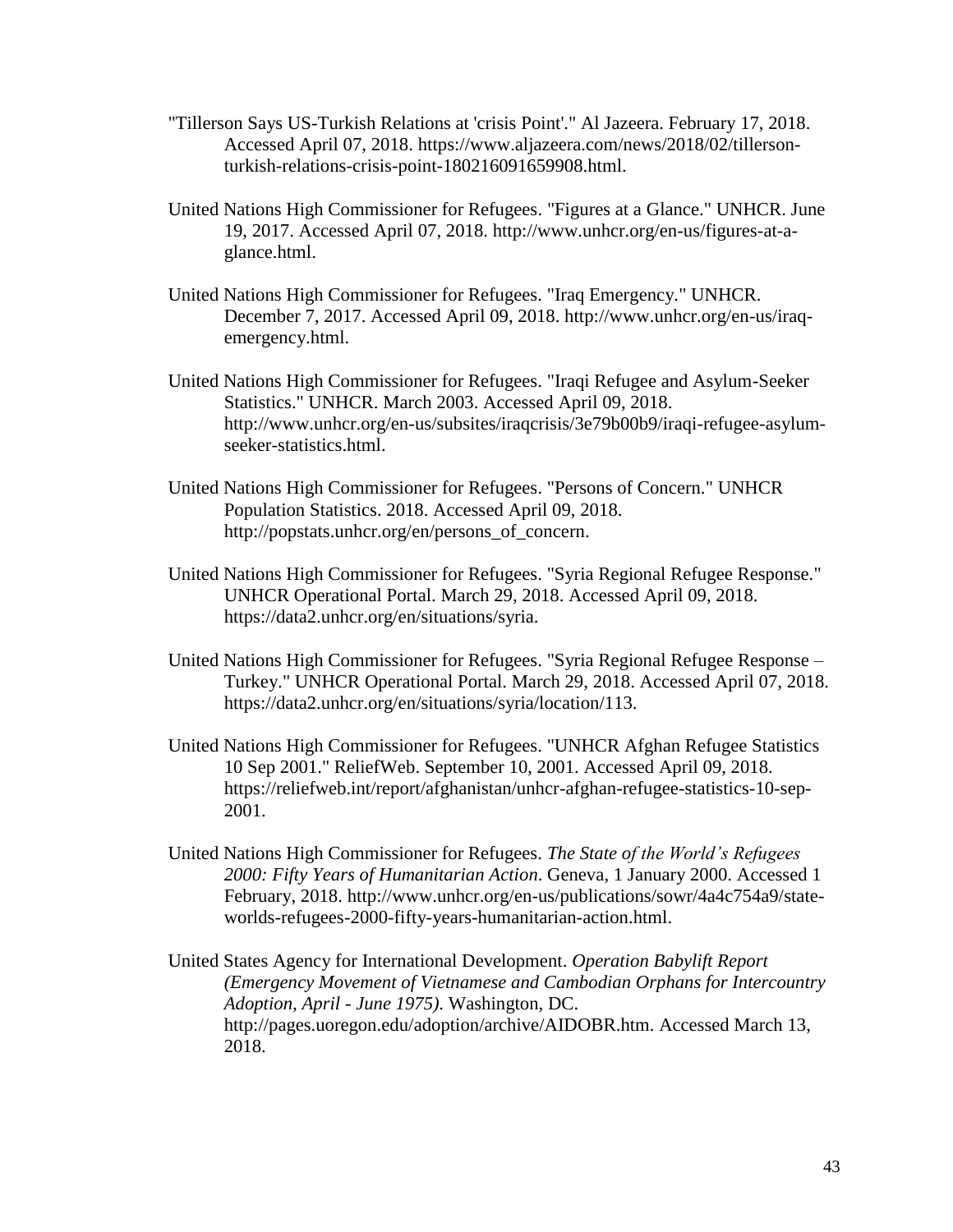"Tillerson Says US-Turkish Relations at 'crisis Point'." Al Jazeera. February 17, 2018. Accessed April 07, 2018. https://www.aljazeera.com/news/2018/02/tillerson-turkish-relations-crisis-point-180216091659908.html.

United Nations High Commissioner for Refugees. "Figures at a Glance." UNHCR. June 19, 2017. Accessed April 07, 2018. http://www.unhcr.org/en-us/figures-at-a-glance.html.

United Nations High Commissioner for Refugees. "Iraq Emergency." UNHCR. December 7, 2017. Accessed April 09, 2018. http://www.unhcr.org/en-us/iraq-emergency.html.

United Nations High Commissioner for Refugees. "Iraqi Refugee and Asylum-Seeker Statistics." UNHCR. March 2003. Accessed April 09, 2018. http://www.unhcr.org/en-us/subsites/iraqcrisis/3e79b00b9/iraqi-refugee-asylum-seeker-statistics.html.

United Nations High Commissioner for Refugees. "Persons of Concern." UNHCR Population Statistics. 2018. Accessed April 09, 2018. http://popstats.unhcr.org/en/persons_of_concern.

United Nations High Commissioner for Refugees. "Syria Regional Refugee Response." UNHCR Operational Portal. March 29, 2018. Accessed April 09, 2018. https://data2.unhcr.org/en/situations/syria.

United Nations High Commissioner for Refugees. "Syria Regional Refugee Response – Turkey." UNHCR Operational Portal. March 29, 2018. Accessed April 07, 2018. https://data2.unhcr.org/en/situations/syria/location/113.

United Nations High Commissioner for Refugees. "UNHCR Afghan Refugee Statistics 10 Sep 2001." ReliefWeb. September 10, 2001. Accessed April 09, 2018. https://reliefweb.int/report/afghanistan/unhcr-afghan-refugee-statistics-10-sep-2001.

United Nations High Commissioner for Refugees. *The State of the World's Refugees 2000: Fifty Years of Humanitarian Action*. Geneva, 1 January 2000. Accessed 1 February, 2018. http://www.unhcr.org/en-us/publications/sowr/4a4c754a9/state-worlds-refugees-2000-fifty-years-humanitarian-action.html.

United States Agency for International Development. *Operation Babylift Report (Emergency Movement of Vietnamese and Cambodian Orphans for Intercountry Adoption, April - June 1975)*. Washington, DC. http://pages.uoregon.edu/adoption/archive/AIDOBR.htm. Accessed March 13, 2018.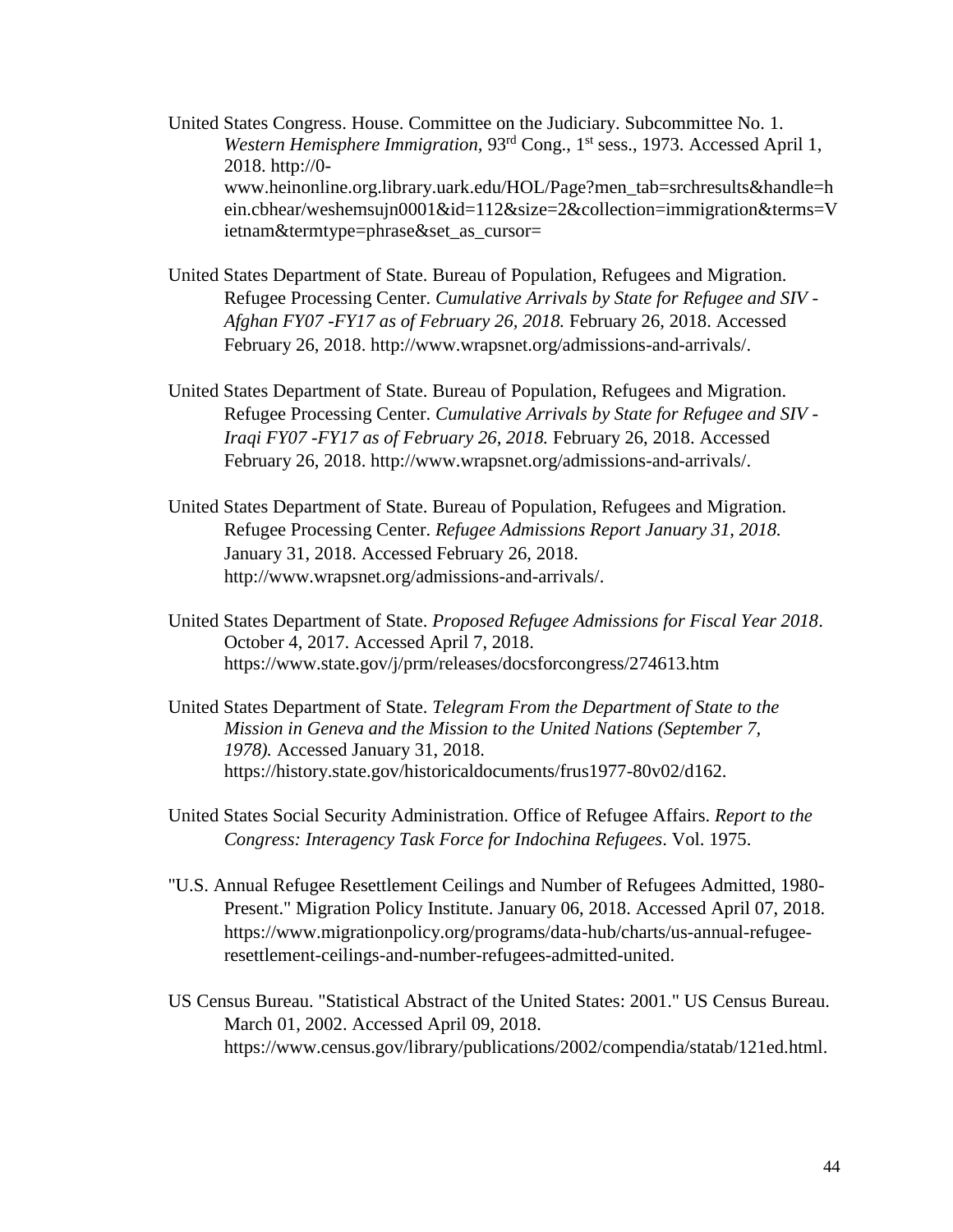United States Congress. House. Committee on the Judiciary. Subcommittee No. 1. *Western Hemisphere Immigration*, 93rd Cong., 1st sess., 1973. Accessed April 1, 2018. http://0-www.heinonline.org.library.uark.edu/HOL/Page?men_tab=srchresults&handle=hein.cbhear/weshemsujn0001&id=112&size=2&collection=immigration&terms=Vietnam&termtype=phrase&set_as_cursor=

United States Department of State. Bureau of Population, Refugees and Migration. Refugee Processing Center. *Cumulative Arrivals by State for Refugee and SIV - Afghan FY07 -FY17 as of February 26, 2018.* February 26, 2018. Accessed February 26, 2018. http://www.wrapsnet.org/admissions-and-arrivals/.

United States Department of State. Bureau of Population, Refugees and Migration. Refugee Processing Center. *Cumulative Arrivals by State for Refugee and SIV - Iraqi FY07 -FY17 as of February 26, 2018.* February 26, 2018. Accessed February 26, 2018. http://www.wrapsnet.org/admissions-and-arrivals/.

United States Department of State. Bureau of Population, Refugees and Migration. Refugee Processing Center. *Refugee Admissions Report January 31, 2018.* January 31, 2018. Accessed February 26, 2018. http://www.wrapsnet.org/admissions-and-arrivals/.

United States Department of State. *Proposed Refugee Admissions for Fiscal Year 2018*. October 4, 2017. Accessed April 7, 2018. https://www.state.gov/j/prm/releases/docsforcongress/274613.htm

United States Department of State. *Telegram From the Department of State to the Mission in Geneva and the Mission to the United Nations (September 7, 1978).* Accessed January 31, 2018. https://history.state.gov/historicaldocuments/frus1977-80v02/d162.

United States Social Security Administration. Office of Refugee Affairs. *Report to the Congress: Interagency Task Force for Indochina Refugees*. Vol. 1975.

"U.S. Annual Refugee Resettlement Ceilings and Number of Refugees Admitted, 1980-Present." Migration Policy Institute. January 06, 2018. Accessed April 07, 2018. https://www.migrationpolicy.org/programs/data-hub/charts/us-annual-refugee-resettlement-ceilings-and-number-refugees-admitted-united.

US Census Bureau. "Statistical Abstract of the United States: 2001." US Census Bureau. March 01, 2002. Accessed April 09, 2018. https://www.census.gov/library/publications/2002/compendia/statab/121ed.html.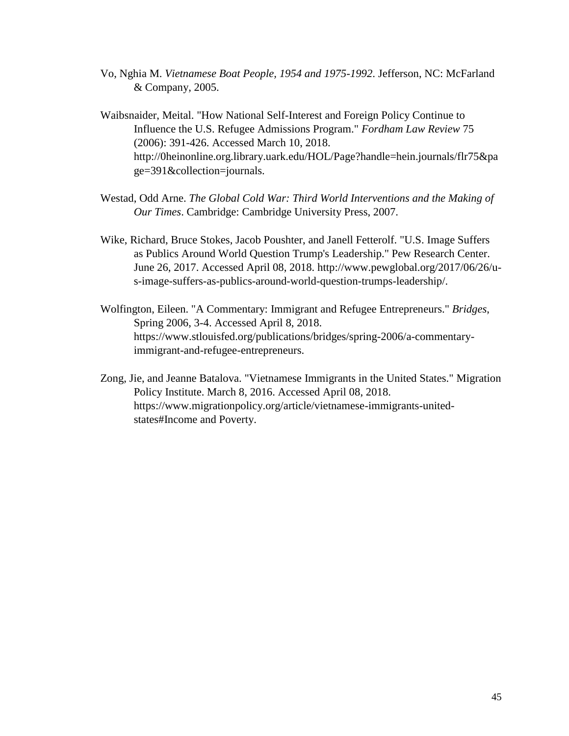Vo, Nghia M. *Vietnamese Boat People, 1954 and 1975-1992*. Jefferson, NC: McFarland & Company, 2005.

Waibsnaider, Meital. "How National Self-Interest and Foreign Policy Continue to Influence the U.S. Refugee Admissions Program." *Fordham Law Review* 75 (2006): 391-426. Accessed March 10, 2018. http://0heinonline.org.library.uark.edu/HOL/Page?handle=hein.journals/flr75&page=391&collection=journals.

Westad, Odd Arne. *The Global Cold War: Third World Interventions and the Making of Our Times*. Cambridge: Cambridge University Press, 2007.

Wike, Richard, Bruce Stokes, Jacob Poushter, and Janell Fetterolf. "U.S. Image Suffers as Publics Around World Question Trump's Leadership." Pew Research Center. June 26, 2017. Accessed April 08, 2018. http://www.pewglobal.org/2017/06/26/u-s-image-suffers-as-publics-around-world-question-trumps-leadership/.

Wolfington, Eileen. "A Commentary: Immigrant and Refugee Entrepreneurs." *Bridges*, Spring 2006, 3-4. Accessed April 8, 2018. https://www.stlouisfed.org/publications/bridges/spring-2006/a-commentary-immigrant-and-refugee-entrepreneurs.

Zong, Jie, and Jeanne Batalova. "Vietnamese Immigrants in the United States." Migration Policy Institute. March 8, 2016. Accessed April 08, 2018. https://www.migrationpolicy.org/article/vietnamese-immigrants-united-states#Income and Poverty.